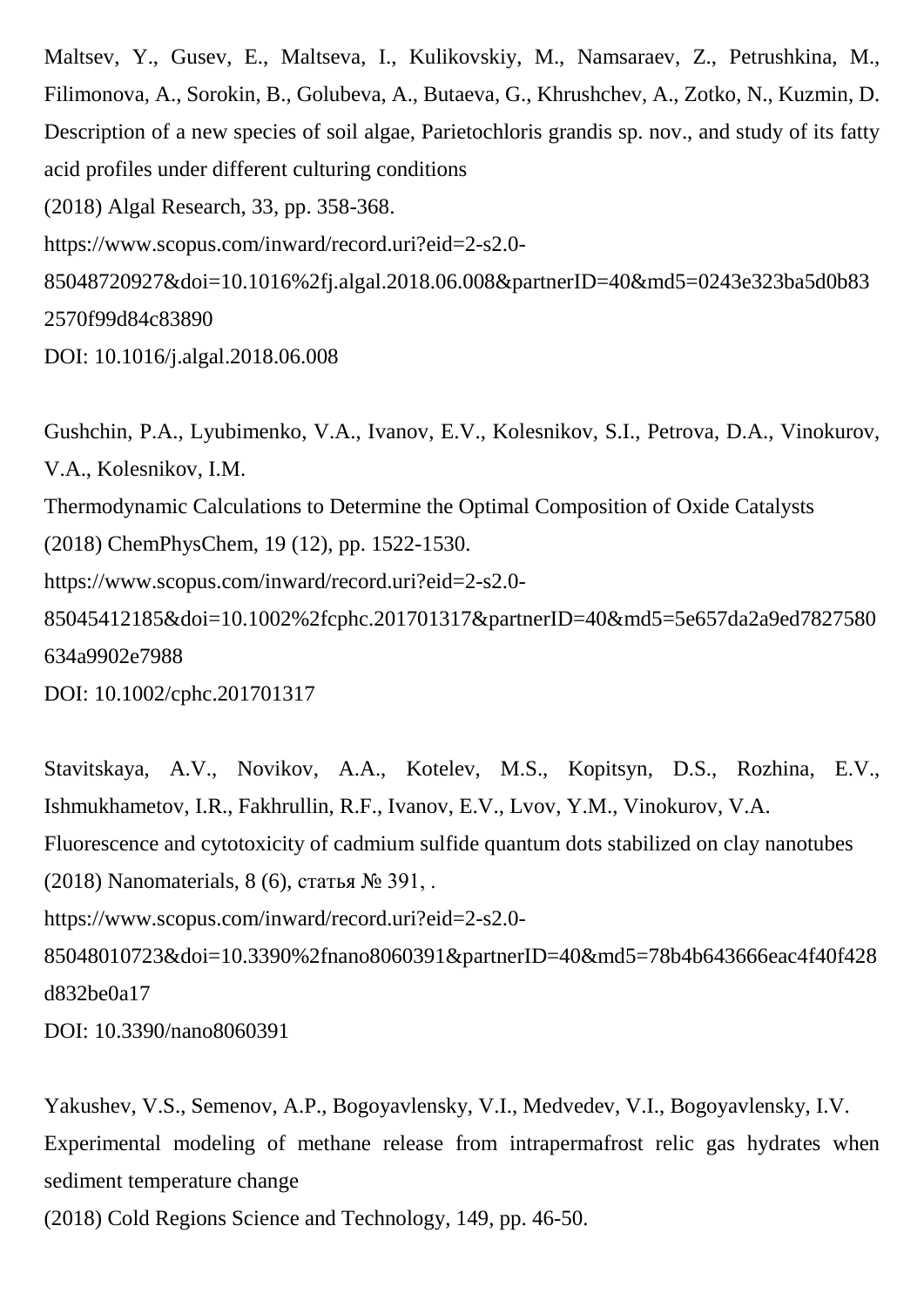Maltsev, Y., Gusev, E., Maltseva, I., Kulikovskiy, M., Namsaraev, Z., Petrushkina, M., Filimonova, A., Sorokin, B., Golubeva, A., Butaeva, G., Khrushchev, A., Zotko, N., Kuzmin, D.
Description of a new species of soil algae, Parietochloris grandis sp. nov., and study of its fatty acid profiles under different culturing conditions
(2018) Algal Research, 33, pp. 358-368.
https://www.scopus.com/inward/record.uri?eid=2-s2.0-85048720927&doi=10.1016%2fj.algal.2018.06.008&partnerID=40&md5=0243e323ba5d0b832570f99d84c83890
DOI: 10.1016/j.algal.2018.06.008

Gushchin, P.A., Lyubimenko, V.A., Ivanov, E.V., Kolesnikov, S.I., Petrova, D.A., Vinokurov, V.A., Kolesnikov, I.M.
Thermodynamic Calculations to Determine the Optimal Composition of Oxide Catalysts
(2018) ChemPhysChem, 19 (12), pp. 1522-1530.
https://www.scopus.com/inward/record.uri?eid=2-s2.0-85045412185&doi=10.1002%2fcphc.201701317&partnerID=40&md5=5e657da2a9ed7827580634a9902e7988
DOI: 10.1002/cphc.201701317

Stavitskaya, A.V., Novikov, A.A., Kotelev, M.S., Kopitsyn, D.S., Rozhina, E.V., Ishmukhametov, I.R., Fakhrullin, R.F., Ivanov, E.V., Lvov, Y.M., Vinokurov, V.A.
Fluorescence and cytotoxicity of cadmium sulfide quantum dots stabilized on clay nanotubes
(2018) Nanomaterials, 8 (6), статья № 391, .
https://www.scopus.com/inward/record.uri?eid=2-s2.0-85048010723&doi=10.3390%2fnano8060391&partnerID=40&md5=78b4b643666eac4f40f428d832be0a17
DOI: 10.3390/nano8060391

Yakushev, V.S., Semenov, A.P., Bogoyavlensky, V.I., Medvedev, V.I., Bogoyavlensky, I.V.
Experimental modeling of methane release from intrapermafrost relic gas hydrates when sediment temperature change
(2018) Cold Regions Science and Technology, 149, pp. 46-50.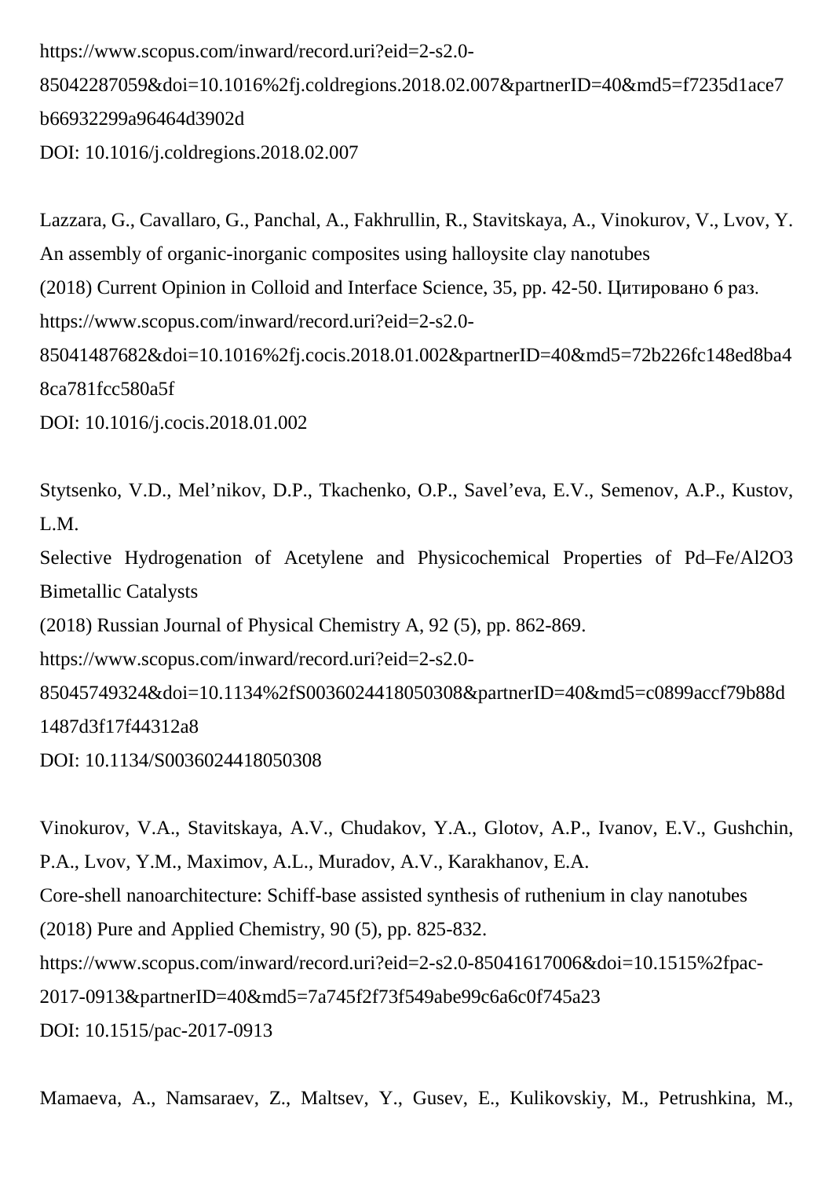https://www.scopus.com/inward/record.uri?eid=2-s2.0-85042287059&doi=10.1016%2fj.coldregions.2018.02.007&partnerID=40&md5=f7235d1ace7b66932299a96464d3902d
DOI: 10.1016/j.coldregions.2018.02.007

Lazzara, G., Cavallaro, G., Panchal, A., Fakhrullin, R., Stavitskaya, A., Vinokurov, V., Lvov, Y.
An assembly of organic-inorganic composites using halloysite clay nanotubes
(2018) Current Opinion in Colloid and Interface Science, 35, pp. 42-50. Цитировано 6 раз.
https://www.scopus.com/inward/record.uri?eid=2-s2.0-85041487682&doi=10.1016%2fj.cocis.2018.01.002&partnerID=40&md5=72b226fc148ed8ba48ca781fcc580a5f
DOI: 10.1016/j.cocis.2018.01.002

Stytsenko, V.D., Mel'nikov, D.P., Tkachenko, O.P., Savel'eva, E.V., Semenov, A.P., Kustov, L.M.
Selective Hydrogenation of Acetylene and Physicochemical Properties of Pd–Fe/Al2O3 Bimetallic Catalysts
(2018) Russian Journal of Physical Chemistry A, 92 (5), pp. 862-869.
https://www.scopus.com/inward/record.uri?eid=2-s2.0-85045749324&doi=10.1134%2fS0036024418050308&partnerID=40&md5=c0899accf79b88d1487d3f17f44312a8
DOI: 10.1134/S0036024418050308

Vinokurov, V.A., Stavitskaya, A.V., Chudakov, Y.A., Glotov, A.P., Ivanov, E.V., Gushchin, P.A., Lvov, Y.M., Maximov, A.L., Muradov, A.V., Karakhanov, E.A.
Core-shell nanoarchitecture: Schiff-base assisted synthesis of ruthenium in clay nanotubes
(2018) Pure and Applied Chemistry, 90 (5), pp. 825-832.
https://www.scopus.com/inward/record.uri?eid=2-s2.0-85041617006&doi=10.1515%2fpac-2017-0913&partnerID=40&md5=7a745f2f73f549abe99c6a6c0f745a23
DOI: 10.1515/pac-2017-0913

Mamaeva, A., Namsaraev, Z., Maltsev, Y., Gusev, E., Kulikovskiy, M., Petrushkina, M.,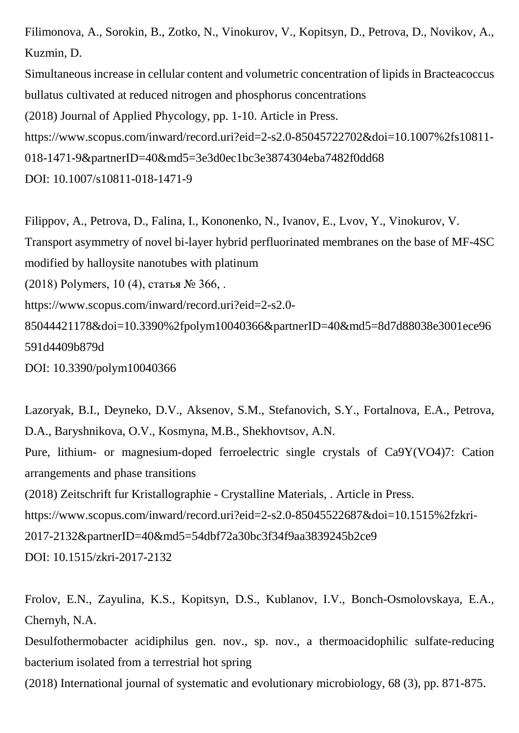Filimonova, A., Sorokin, B., Zotko, N., Vinokurov, V., Kopitsyn, D., Petrova, D., Novikov, A., Kuzmin, D.
Simultaneous increase in cellular content and volumetric concentration of lipids in Bracteacoccus bullatus cultivated at reduced nitrogen and phosphorus concentrations
(2018) Journal of Applied Phycology, pp. 1-10. Article in Press.
https://www.scopus.com/inward/record.uri?eid=2-s2.0-85045722702&doi=10.1007%2fs10811-018-1471-9&partnerID=40&md5=3e3d0ec1bc3e3874304eba7482f0dd68
DOI: 10.1007/s10811-018-1471-9

Filippov, A., Petrova, D., Falina, I., Kononenko, N., Ivanov, E., Lvov, Y., Vinokurov, V.
Transport asymmetry of novel bi-layer hybrid perfluorinated membranes on the base of MF-4SC modified by halloysite nanotubes with platinum
(2018) Polymers, 10 (4), статья № 366, .
https://www.scopus.com/inward/record.uri?eid=2-s2.0-85044421178&doi=10.3390%2fpolym10040366&partnerID=40&md5=8d7d88038e3001ece96591d4409b879d
DOI: 10.3390/polym10040366

Lazoryak, B.I., Deyneko, D.V., Aksenov, S.M., Stefanovich, S.Y., Fortalnova, E.A., Petrova, D.A., Baryshnikova, O.V., Kosmyna, M.B., Shekhovtsov, A.N.
Pure, lithium- or magnesium-doped ferroelectric single crystals of Ca9Y(VO4)7: Cation arrangements and phase transitions
(2018) Zeitschrift fur Kristallographie - Crystalline Materials, . Article in Press.
https://www.scopus.com/inward/record.uri?eid=2-s2.0-85045522687&doi=10.1515%2fzkri-2017-2132&partnerID=40&md5=54dbf72a30bc3f34f9aa3839245b2ce9
DOI: 10.1515/zkri-2017-2132

Frolov, E.N., Zayulina, K.S., Kopitsyn, D.S., Kublanov, I.V., Bonch-Osmolovskaya, E.A., Chernyh, N.A.
Desulfothermobacter acidiphilus gen. nov., sp. nov., a thermoacidophilic sulfate-reducing bacterium isolated from a terrestrial hot spring
(2018) International journal of systematic and evolutionary microbiology, 68 (3), pp. 871-875.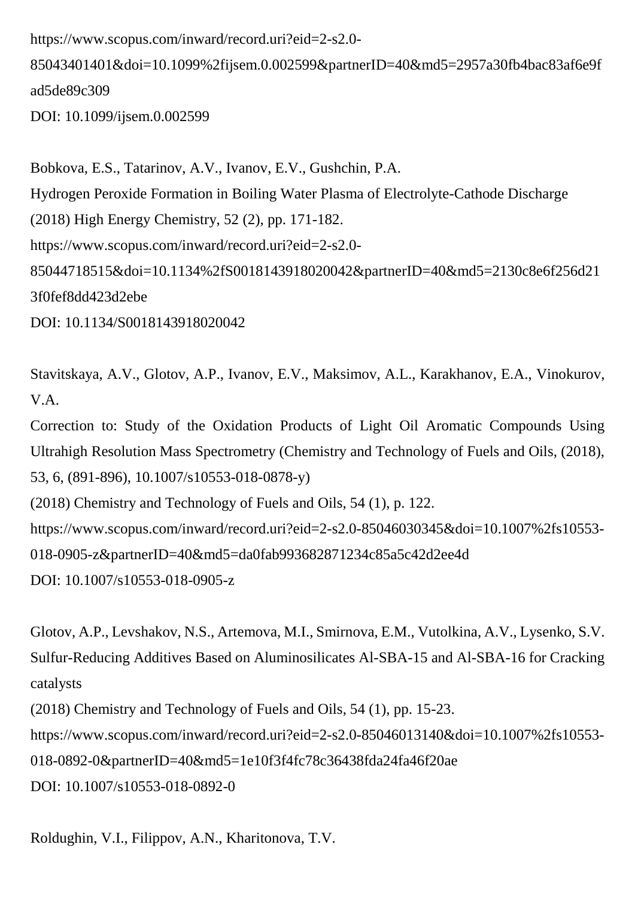https://www.scopus.com/inward/record.uri?eid=2-s2.0-85043401401&doi=10.1099%2fijsem.0.002599&partnerID=40&md5=2957a30fb4bac83af6e9fad5de89c309
DOI: 10.1099/ijsem.0.002599

Bobkova, E.S., Tatarinov, A.V., Ivanov, E.V., Gushchin, P.A.
Hydrogen Peroxide Formation in Boiling Water Plasma of Electrolyte-Cathode Discharge
(2018) High Energy Chemistry, 52 (2), pp. 171-182.
https://www.scopus.com/inward/record.uri?eid=2-s2.0-85044718515&doi=10.1134%2fS0018143918020042&partnerID=40&md5=2130c8e6f256d213f0fef8dd423d2ebe
DOI: 10.1134/S0018143918020042

Stavitskaya, A.V., Glotov, A.P., Ivanov, E.V., Maksimov, A.L., Karakhanov, E.A., Vinokurov, V.A.
Correction to: Study of the Oxidation Products of Light Oil Aromatic Compounds Using Ultrahigh Resolution Mass Spectrometry (Chemistry and Technology of Fuels and Oils, (2018), 53, 6, (891-896), 10.1007/s10553-018-0878-y)
(2018) Chemistry and Technology of Fuels and Oils, 54 (1), p. 122.
https://www.scopus.com/inward/record.uri?eid=2-s2.0-85046030345&doi=10.1007%2fs10553-018-0905-z&partnerID=40&md5=da0fab993682871234c85a5c42d2ee4d
DOI: 10.1007/s10553-018-0905-z

Glotov, A.P., Levshakov, N.S., Artemova, M.I., Smirnova, E.M., Vutolkina, A.V., Lysenko, S.V.
Sulfur-Reducing Additives Based on Aluminosilicates Al-SBA-15 and Al-SBA-16 for Cracking catalysts
(2018) Chemistry and Technology of Fuels and Oils, 54 (1), pp. 15-23.
https://www.scopus.com/inward/record.uri?eid=2-s2.0-85046013140&doi=10.1007%2fs10553-018-0892-0&partnerID=40&md5=1e10f3f4fc78c36438fda24fa46f20ae
DOI: 10.1007/s10553-018-0892-0

Roldughin, V.I., Filippov, A.N., Kharitonova, T.V.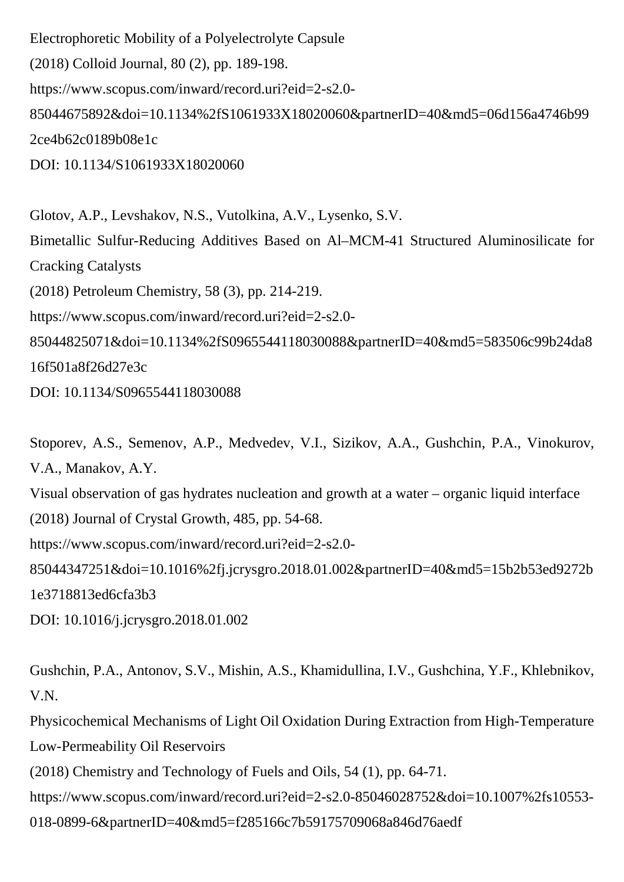Electrophoretic Mobility of a Polyelectrolyte Capsule

(2018) Colloid Journal, 80 (2), pp. 189-198.

https://www.scopus.com/inward/record.uri?eid=2-s2.0-85044675892&doi=10.1134%2fS1061933X18020060&partnerID=40&md5=06d156a4746b992ce4b62c0189b08e1c

DOI: 10.1134/S1061933X18020060

Glotov, A.P., Levshakov, N.S., Vutolkina, A.V., Lysenko, S.V.

Bimetallic Sulfur-Reducing Additives Based on Al–MCM-41 Structured Aluminosilicate for Cracking Catalysts

(2018) Petroleum Chemistry, 58 (3), pp. 214-219.

https://www.scopus.com/inward/record.uri?eid=2-s2.0-85044825071&doi=10.1134%2fS0965544118030088&partnerID=40&md5=583506c99b24da816f501a8f26d27e3c

DOI: 10.1134/S0965544118030088

Stoporev, A.S., Semenov, A.P., Medvedev, V.I., Sizikov, A.A., Gushchin, P.A., Vinokurov, V.A., Manakov, A.Y.

Visual observation of gas hydrates nucleation and growth at a water – organic liquid interface

(2018) Journal of Crystal Growth, 485, pp. 54-68.

https://www.scopus.com/inward/record.uri?eid=2-s2.0-85044347251&doi=10.1016%2fj.jcrysgro.2018.01.002&partnerID=40&md5=15b2b53ed9272b1e3718813ed6cfa3b3

DOI: 10.1016/j.jcrysgro.2018.01.002

Gushchin, P.A., Antonov, S.V., Mishin, A.S., Khamidullina, I.V., Gushchina, Y.F., Khlebnikov, V.N.

Physicochemical Mechanisms of Light Oil Oxidation During Extraction from High-Temperature Low-Permeability Oil Reservoirs

(2018) Chemistry and Technology of Fuels and Oils, 54 (1), pp. 64-71.

https://www.scopus.com/inward/record.uri?eid=2-s2.0-85046028752&doi=10.1007%2fs10553-018-0899-6&partnerID=40&md5=f285166c7b59175709068a846d76aedf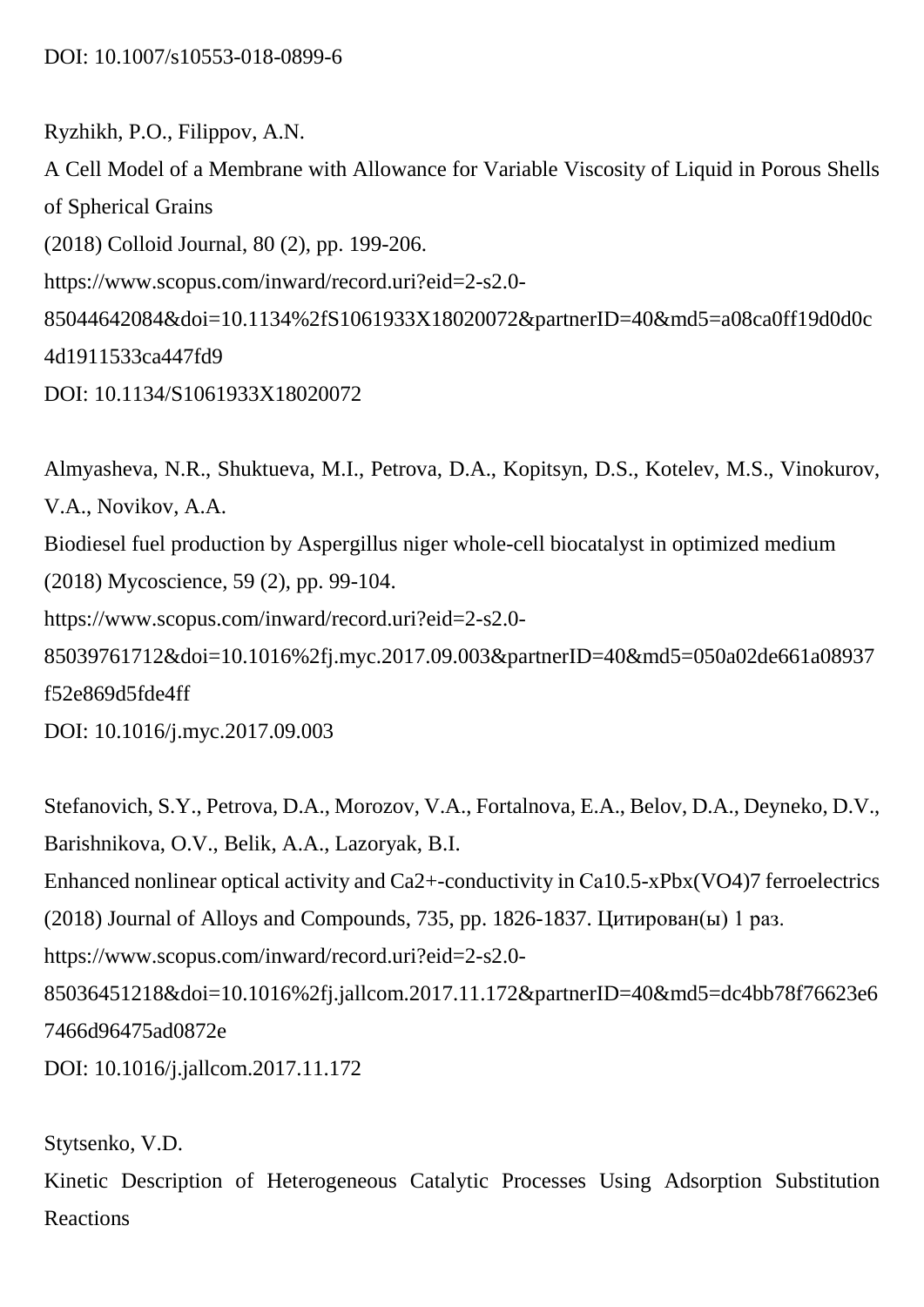DOI: 10.1007/s10553-018-0899-6

Ryzhikh, P.O., Filippov, A.N.
A Cell Model of a Membrane with Allowance for Variable Viscosity of Liquid in Porous Shells of Spherical Grains
(2018) Colloid Journal, 80 (2), pp. 199-206.
https://www.scopus.com/inward/record.uri?eid=2-s2.0-85044642084&doi=10.1134%2fS1061933X18020072&partnerID=40&md5=a08ca0ff19d0d0c4d1911533ca447fd9
DOI: 10.1134/S1061933X18020072

Almyasheva, N.R., Shuktueva, M.I., Petrova, D.A., Kopitsyn, D.S., Kotelev, M.S., Vinokurov, V.A., Novikov, A.A.
Biodiesel fuel production by Aspergillus niger whole-cell biocatalyst in optimized medium
(2018) Mycoscience, 59 (2), pp. 99-104.
https://www.scopus.com/inward/record.uri?eid=2-s2.0-85039761712&doi=10.1016%2fj.myc.2017.09.003&partnerID=40&md5=050a02de661a08937f52e869d5fde4ff
DOI: 10.1016/j.myc.2017.09.003

Stefanovich, S.Y., Petrova, D.A., Morozov, V.A., Fortalnova, E.A., Belov, D.A., Deyneko, D.V., Barishnikova, O.V., Belik, A.A., Lazoryak, B.I.
Enhanced nonlinear optical activity and $Ca^{2+}$-conductivity in $Ca_{10.5-x}Pb_x(VO_4)_7$ ferroelectrics
(2018) Journal of Alloys and Compounds, 735, pp. 1826-1837. Цитирован(ы) 1 раз.
https://www.scopus.com/inward/record.uri?eid=2-s2.0-85036451218&doi=10.1016%2fj.jallcom.2017.11.172&partnerID=40&md5=dc4bb78f76623e67466d96475ad0872e
DOI: 10.1016/j.jallcom.2017.11.172

Stytsenko, V.D.
Kinetic Description of Heterogeneous Catalytic Processes Using Adsorption Substitution Reactions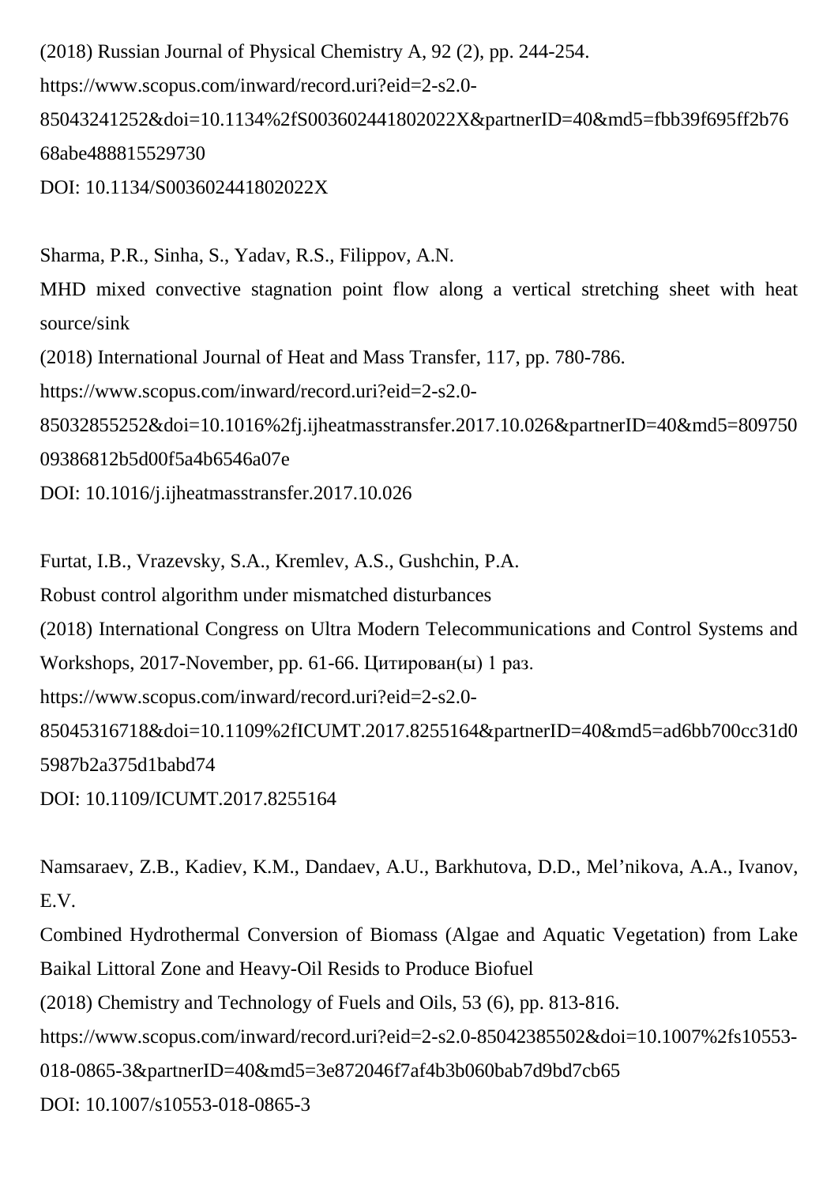(2018) Russian Journal of Physical Chemistry A, 92 (2), pp. 244-254.
https://www.scopus.com/inward/record.uri?eid=2-s2.0-85043241252&doi=10.1134%2fS003602441802022X&partnerID=40&md5=fbb39f695ff2b7668abe488815529730
DOI: 10.1134/S003602441802022X

Sharma, P.R., Sinha, S., Yadav, R.S., Filippov, A.N.
MHD mixed convective stagnation point flow along a vertical stretching sheet with heat source/sink
(2018) International Journal of Heat and Mass Transfer, 117, pp. 780-786.
https://www.scopus.com/inward/record.uri?eid=2-s2.0-85032855252&doi=10.1016%2fj.ijheatmasstransfer.2017.10.026&partnerID=40&md5=80975009386812b5d00f5a4b6546a07e
DOI: 10.1016/j.ijheatmasstransfer.2017.10.026

Furtat, I.B., Vrazevsky, S.A., Kremlev, A.S., Gushchin, P.A.
Robust control algorithm under mismatched disturbances
(2018) International Congress on Ultra Modern Telecommunications and Control Systems and Workshops, 2017-November, pp. 61-66. Цитирован(ы) 1 раз.
https://www.scopus.com/inward/record.uri?eid=2-s2.0-85045316718&doi=10.1109%2fICUMT.2017.8255164&partnerID=40&md5=ad6bb700cc31d05987b2a375d1babd74
DOI: 10.1109/ICUMT.2017.8255164

Namsaraev, Z.B., Kadiev, K.M., Dandaev, A.U., Barkhutova, D.D., Mel’nikova, A.A., Ivanov, E.V.
Combined Hydrothermal Conversion of Biomass (Algae and Aquatic Vegetation) from Lake Baikal Littoral Zone and Heavy-Oil Resids to Produce Biofuel
(2018) Chemistry and Technology of Fuels and Oils, 53 (6), pp. 813-816.
https://www.scopus.com/inward/record.uri?eid=2-s2.0-85042385502&doi=10.1007%2fs10553-018-0865-3&partnerID=40&md5=3e872046f7af4b3b060bab7d9bd7cb65
DOI: 10.1007/s10553-018-0865-3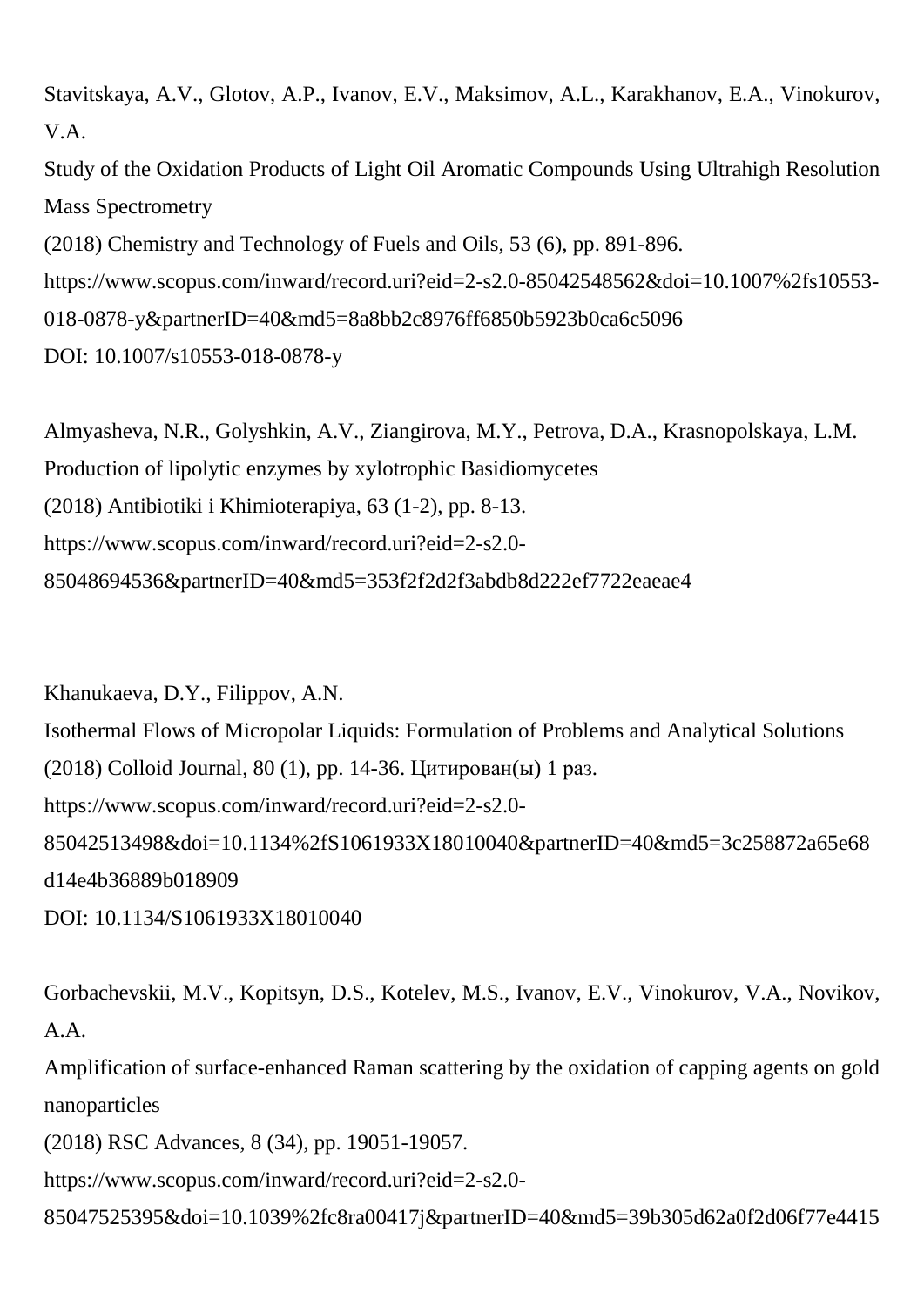Stavitskaya, A.V., Glotov, A.P., Ivanov, E.V., Maksimov, A.L., Karakhanov, E.A., Vinokurov, V.A.
Study of the Oxidation Products of Light Oil Aromatic Compounds Using Ultrahigh Resolution Mass Spectrometry
(2018) Chemistry and Technology of Fuels and Oils, 53 (6), pp. 891-896.
https://www.scopus.com/inward/record.uri?eid=2-s2.0-85042548562&doi=10.1007%2fs10553-018-0878-y&partnerID=40&md5=8a8bb2c8976ff6850b5923b0ca6c5096
DOI: 10.1007/s10553-018-0878-y

Almyasheva, N.R., Golyshkin, A.V., Ziangirova, M.Y., Petrova, D.A., Krasnopolskaya, L.M.
Production of lipolytic enzymes by xylotrophic Basidiomycetes
(2018) Antibiotiki i Khimioterapiya, 63 (1-2), pp. 8-13.
https://www.scopus.com/inward/record.uri?eid=2-s2.0-85048694536&partnerID=40&md5=353f2f2d2f3abdb8d222ef7722eaeae4

Khanukaeva, D.Y., Filippov, A.N.
Isothermal Flows of Micropolar Liquids: Formulation of Problems and Analytical Solutions
(2018) Colloid Journal, 80 (1), pp. 14-36. Цитирован(ы) 1 раз.
https://www.scopus.com/inward/record.uri?eid=2-s2.0-85042513498&doi=10.1134%2fS1061933X18010040&partnerID=40&md5=3c258872a65e68d14e4b36889b018909
DOI: 10.1134/S1061933X18010040

Gorbachevskii, M.V., Kopitsyn, D.S., Kotelev, M.S., Ivanov, E.V., Vinokurov, V.A., Novikov, A.A.
Amplification of surface-enhanced Raman scattering by the oxidation of capping agents on gold nanoparticles
(2018) RSC Advances, 8 (34), pp. 19051-19057.
https://www.scopus.com/inward/record.uri?eid=2-s2.0-85047525395&doi=10.1039%2fc8ra00417j&partnerID=40&md5=39b305d62a0f2d06f77e4415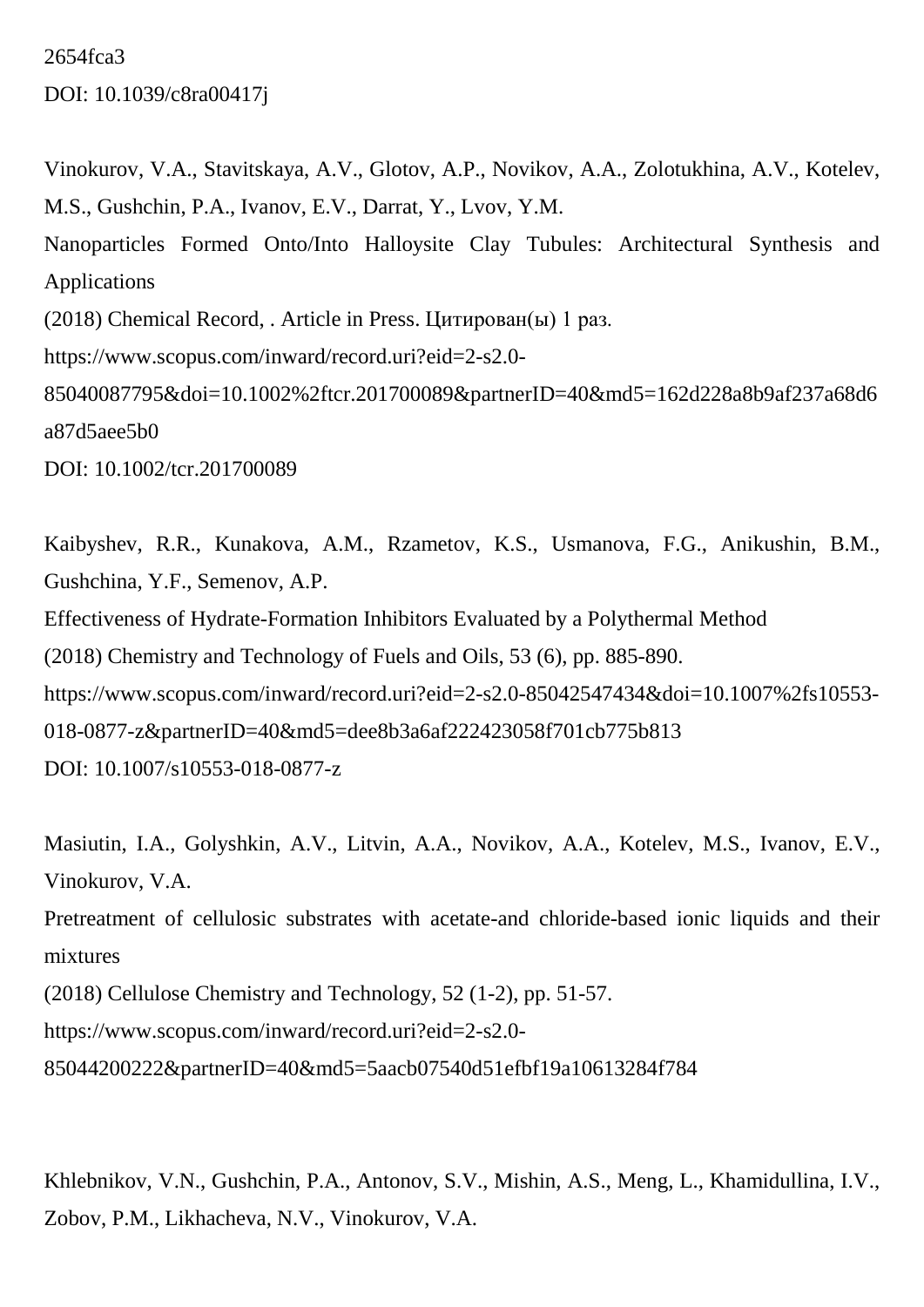2654fca3

DOI: 10.1039/c8ra00417j

Vinokurov, V.A., Stavitskaya, A.V., Glotov, A.P., Novikov, A.A., Zolotukhina, A.V., Kotelev, M.S., Gushchin, P.A., Ivanov, E.V., Darrat, Y., Lvov, Y.M.

Nanoparticles Formed Onto/Into Halloysite Clay Tubules: Architectural Synthesis and Applications

(2018) Chemical Record, . Article in Press. Цитирован(ы) 1 раз.

https://www.scopus.com/inward/record.uri?eid=2-s2.0-85040087795&doi=10.1002%2ftcr.201700089&partnerID=40&md5=162d228a8b9af237a68d6a87d5aee5b0

DOI: 10.1002/tcr.201700089

Kaibyshev, R.R., Kunakova, A.M., Rzametov, K.S., Usmanova, F.G., Anikushin, B.M., Gushchina, Y.F., Semenov, A.P.

Effectiveness of Hydrate-Formation Inhibitors Evaluated by a Polythermal Method

(2018) Chemistry and Technology of Fuels and Oils, 53 (6), pp. 885-890.

https://www.scopus.com/inward/record.uri?eid=2-s2.0-85042547434&doi=10.1007%2fs10553-018-0877-z&partnerID=40&md5=dee8b3a6af222423058f701cb775b813

DOI: 10.1007/s10553-018-0877-z

Masiutin, I.A., Golyshkin, A.V., Litvin, A.A., Novikov, A.A., Kotelev, M.S., Ivanov, E.V., Vinokurov, V.A.

Pretreatment of cellulosic substrates with acetate-and chloride-based ionic liquids and their mixtures

(2018) Cellulose Chemistry and Technology, 52 (1-2), pp. 51-57.

https://www.scopus.com/inward/record.uri?eid=2-s2.0-85044200222&partnerID=40&md5=5aacb07540d51efbf19a10613284f784

Khlebnikov, V.N., Gushchin, P.A., Antonov, S.V., Mishin, A.S., Meng, L., Khamidullina, I.V., Zobov, P.M., Likhacheva, N.V., Vinokurov, V.A.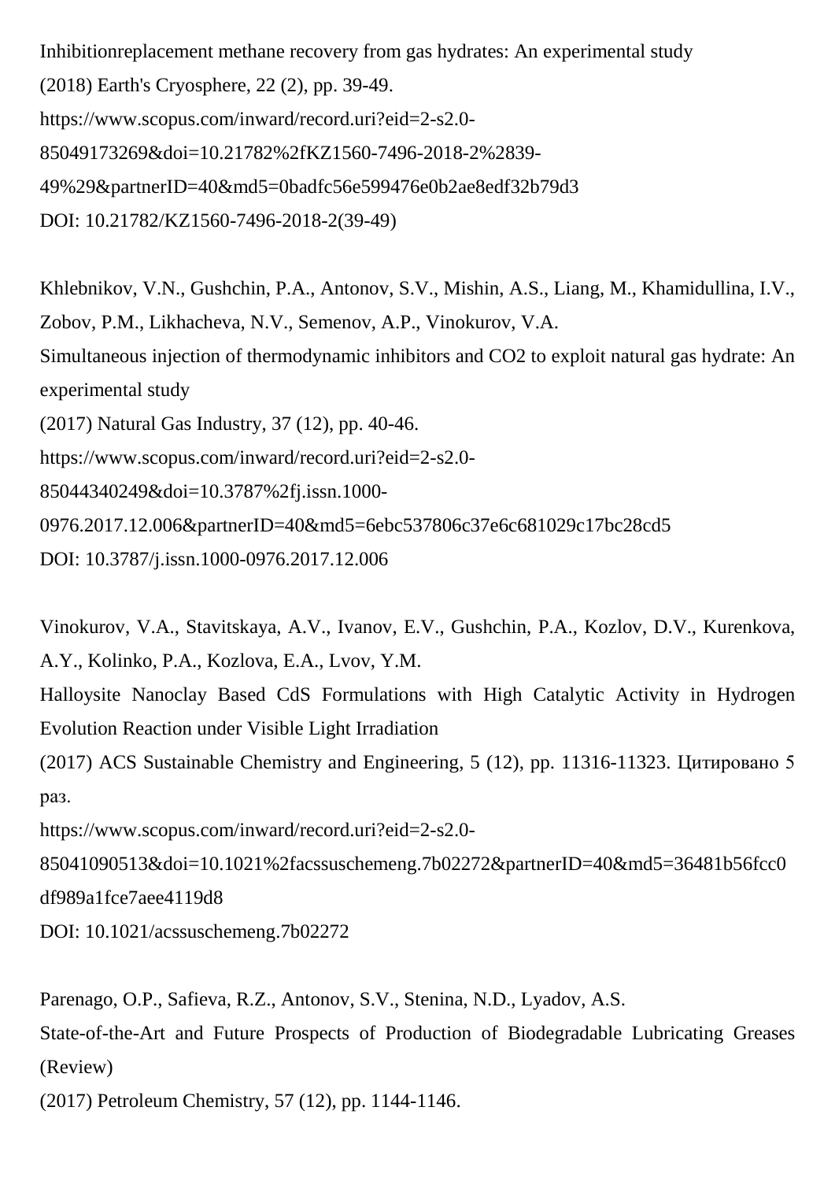Inhibitionreplacement methane recovery from gas hydrates: An experimental study
(2018) Earth's Cryosphere, 22 (2), pp. 39-49.
https://www.scopus.com/inward/record.uri?eid=2-s2.0-85049173269&doi=10.21782%2fKZ1560-7496-2018-2%2839-49%29&partnerID=40&md5=0badfc56e599476e0b2ae8edf32b79d3
DOI: 10.21782/KZ1560-7496-2018-2(39-49)

Khlebnikov, V.N., Gushchin, P.A., Antonov, S.V., Mishin, A.S., Liang, M., Khamidullina, I.V., Zobov, P.M., Likhacheva, N.V., Semenov, A.P., Vinokurov, V.A.
Simultaneous injection of thermodynamic inhibitors and CO2 to exploit natural gas hydrate: An experimental study
(2017) Natural Gas Industry, 37 (12), pp. 40-46.
https://www.scopus.com/inward/record.uri?eid=2-s2.0-85044340249&doi=10.3787%2fj.issn.1000-0976.2017.12.006&partnerID=40&md5=6ebc537806c37e6c681029c17bc28cd5
DOI: 10.3787/j.issn.1000-0976.2017.12.006

Vinokurov, V.A., Stavitskaya, A.V., Ivanov, E.V., Gushchin, P.A., Kozlov, D.V., Kurenkova, A.Y., Kolinko, P.A., Kozlova, E.A., Lvov, Y.M.
Halloysite Nanoclay Based CdS Formulations with High Catalytic Activity in Hydrogen Evolution Reaction under Visible Light Irradiation
(2017) ACS Sustainable Chemistry and Engineering, 5 (12), pp. 11316-11323. Цитировано 5 раз.
https://www.scopus.com/inward/record.uri?eid=2-s2.0-85041090513&doi=10.1021%2facssuschemeng.7b02272&partnerID=40&md5=36481b56fcc0df989a1fce7aee4119d8
DOI: 10.1021/acssuschemeng.7b02272

Parenago, O.P., Safieva, R.Z., Antonov, S.V., Stenina, N.D., Lyadov, A.S.
State-of-the-Art and Future Prospects of Production of Biodegradable Lubricating Greases (Review)
(2017) Petroleum Chemistry, 57 (12), pp. 1144-1146.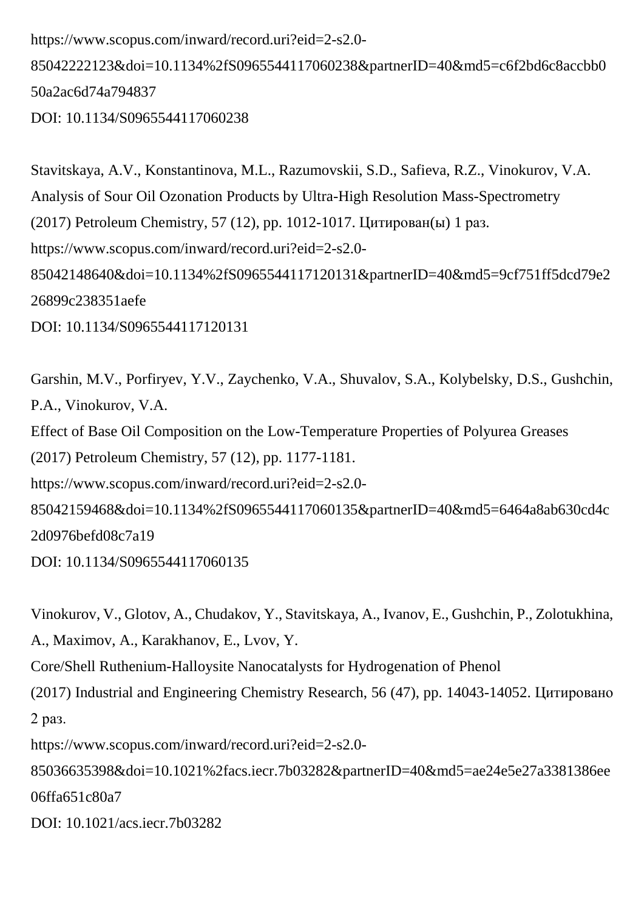https://www.scopus.com/inward/record.uri?eid=2-s2.0-85042222123&doi=10.1134%2fS0965544117060238&partnerID=40&md5=c6f2bd6c8accbb050a2ac6d74a794837
DOI: 10.1134/S0965544117060238

Stavitskaya, A.V., Konstantinova, M.L., Razumovskii, S.D., Safieva, R.Z., Vinokurov, V.A.
Analysis of Sour Oil Ozonation Products by Ultra-High Resolution Mass-Spectrometry
(2017) Petroleum Chemistry, 57 (12), pp. 1012-1017. Цитирован(ы) 1 раз.
https://www.scopus.com/inward/record.uri?eid=2-s2.0-85042148640&doi=10.1134%2fS0965544117120131&partnerID=40&md5=9cf751ff5dcd79e226899c238351aefe
DOI: 10.1134/S0965544117120131

Garshin, M.V., Porfiryev, Y.V., Zaychenko, V.A., Shuvalov, S.A., Kolybelsky, D.S., Gushchin, P.A., Vinokurov, V.A.
Effect of Base Oil Composition on the Low-Temperature Properties of Polyurea Greases
(2017) Petroleum Chemistry, 57 (12), pp. 1177-1181.
https://www.scopus.com/inward/record.uri?eid=2-s2.0-85042159468&doi=10.1134%2fS0965544117060135&partnerID=40&md5=6464a8ab630cd4c2d0976befd08c7a19
DOI: 10.1134/S0965544117060135

Vinokurov, V., Glotov, A., Chudakov, Y., Stavitskaya, A., Ivanov, E., Gushchin, P., Zolotukhina, A., Maximov, A., Karakhanov, E., Lvov, Y.
Core/Shell Ruthenium-Halloysite Nanocatalysts for Hydrogenation of Phenol
(2017) Industrial and Engineering Chemistry Research, 56 (47), pp. 14043-14052. Цитировано 2 раз.
https://www.scopus.com/inward/record.uri?eid=2-s2.0-85036635398&doi=10.1021%2facs.iecr.7b03282&partnerID=40&md5=ae24e5e27a3381386ee06ffa651c80a7
DOI: 10.1021/acs.iecr.7b03282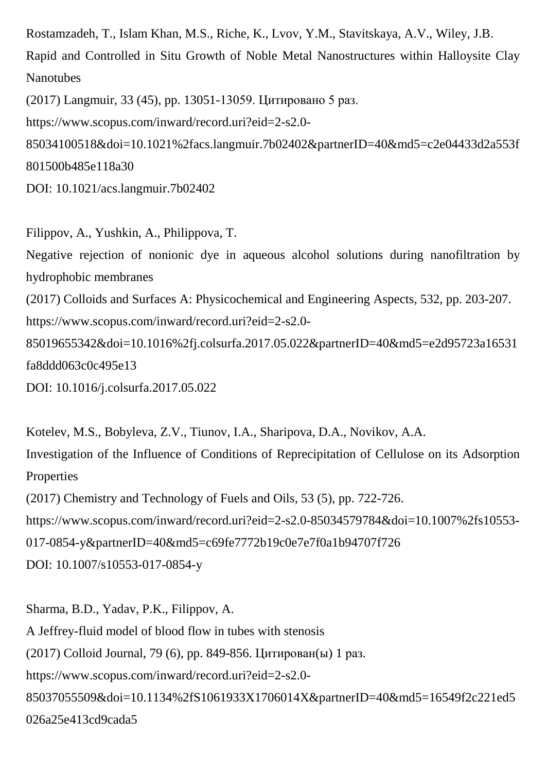Rostamzadeh, T., Islam Khan, M.S., Riche, K., Lvov, Y.M., Stavitskaya, A.V., Wiley, J.B.
Rapid and Controlled in Situ Growth of Noble Metal Nanostructures within Halloysite Clay Nanotubes
(2017) Langmuir, 33 (45), pp. 13051-13059. Цитировано 5 раз.
https://www.scopus.com/inward/record.uri?eid=2-s2.0-85034100518&doi=10.1021%2facs.langmuir.7b02402&partnerID=40&md5=c2e04433d2a553f801500b485e118a30
DOI: 10.1021/acs.langmuir.7b02402

Filippov, A., Yushkin, A., Philippova, T.
Negative rejection of nonionic dye in aqueous alcohol solutions during nanofiltration by hydrophobic membranes
(2017) Colloids and Surfaces A: Physicochemical and Engineering Aspects, 532, pp. 203-207.
https://www.scopus.com/inward/record.uri?eid=2-s2.0-85019655342&doi=10.1016%2fj.colsurfa.2017.05.022&partnerID=40&md5=e2d95723a16531fa8ddd063c0c495e13
DOI: 10.1016/j.colsurfa.2017.05.022

Kotelev, M.S., Bobyleva, Z.V., Tiunov, I.A., Sharipova, D.A., Novikov, A.A.
Investigation of the Influence of Conditions of Reprecipitation of Cellulose on its Adsorption Properties
(2017) Chemistry and Technology of Fuels and Oils, 53 (5), pp. 722-726.
https://www.scopus.com/inward/record.uri?eid=2-s2.0-85034579784&doi=10.1007%2fs10553-017-0854-y&partnerID=40&md5=c69fe7772b19c0e7e7f0a1b94707f726
DOI: 10.1007/s10553-017-0854-y

Sharma, B.D., Yadav, P.K., Filippov, A.
A Jeffrey-fluid model of blood flow in tubes with stenosis
(2017) Colloid Journal, 79 (6), pp. 849-856. Цитирован(ы) 1 раз.
https://www.scopus.com/inward/record.uri?eid=2-s2.0-85037055509&doi=10.1134%2fS1061933X1706014X&partnerID=40&md5=16549f2c221ed5026a25e413cd9cada5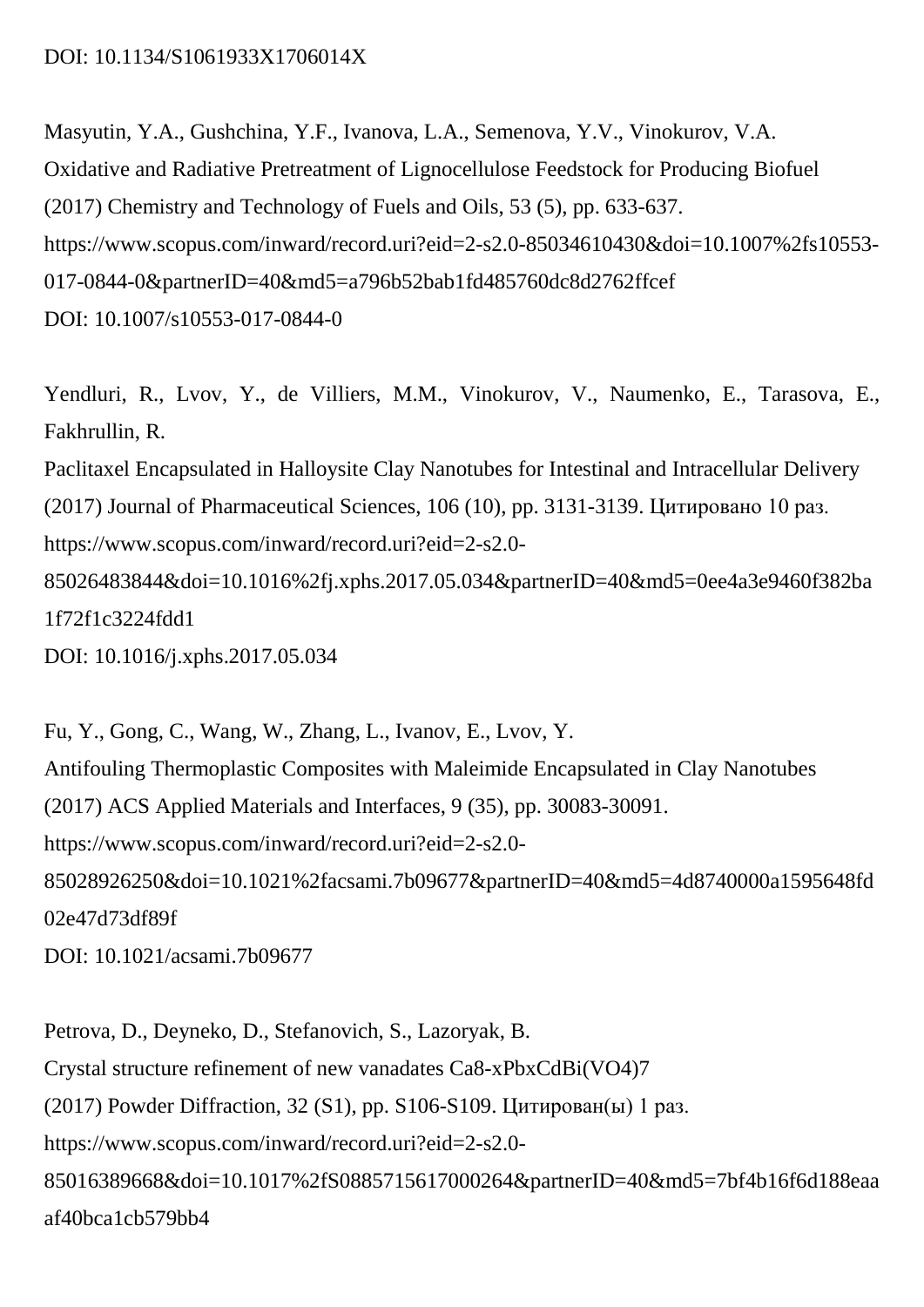DOI: 10.1134/S1061933X1706014X

Masyutin, Y.A., Gushchina, Y.F., Ivanova, L.A., Semenova, Y.V., Vinokurov, V.A.
Oxidative and Radiative Pretreatment of Lignocellulose Feedstock for Producing Biofuel
(2017) Chemistry and Technology of Fuels and Oils, 53 (5), pp. 633-637.
https://www.scopus.com/inward/record.uri?eid=2-s2.0-85034610430&doi=10.1007%2fs10553-017-0844-0&partnerID=40&md5=a796b52bab1fd485760dc8d2762ffcef
DOI: 10.1007/s10553-017-0844-0

Yendluri, R., Lvov, Y., de Villiers, M.M., Vinokurov, V., Naumenko, E., Tarasova, E., Fakhrullin, R.
Paclitaxel Encapsulated in Halloysite Clay Nanotubes for Intestinal and Intracellular Delivery
(2017) Journal of Pharmaceutical Sciences, 106 (10), pp. 3131-3139. Цитировано 10 раз.
https://www.scopus.com/inward/record.uri?eid=2-s2.0-85026483844&doi=10.1016%2fj.xphs.2017.05.034&partnerID=40&md5=0ee4a3e9460f382ba1f72f1c3224fdd1
DOI: 10.1016/j.xphs.2017.05.034

Fu, Y., Gong, C., Wang, W., Zhang, L., Ivanov, E., Lvov, Y.
Antifouling Thermoplastic Composites with Maleimide Encapsulated in Clay Nanotubes
(2017) ACS Applied Materials and Interfaces, 9 (35), pp. 30083-30091.
https://www.scopus.com/inward/record.uri?eid=2-s2.0-85028926250&doi=10.1021%2facsami.7b09677&partnerID=40&md5=4d8740000a1595648fd02e47d73df89f
DOI: 10.1021/acsami.7b09677

Petrova, D., Deyneko, D., Stefanovich, S., Lazoryak, B.
Crystal structure refinement of new vanadates $Ca_{8-x}Pb_xCdBi(VO_4)_7$
(2017) Powder Diffraction, 32 (S1), pp. S106-S109. Цитирован(ы) 1 раз.
https://www.scopus.com/inward/record.uri?eid=2-s2.0-85016389668&doi=10.1017%2fS0885715617000264&partnerID=40&md5=7bf4b16f6d188eaaaf40bca1cb579bb4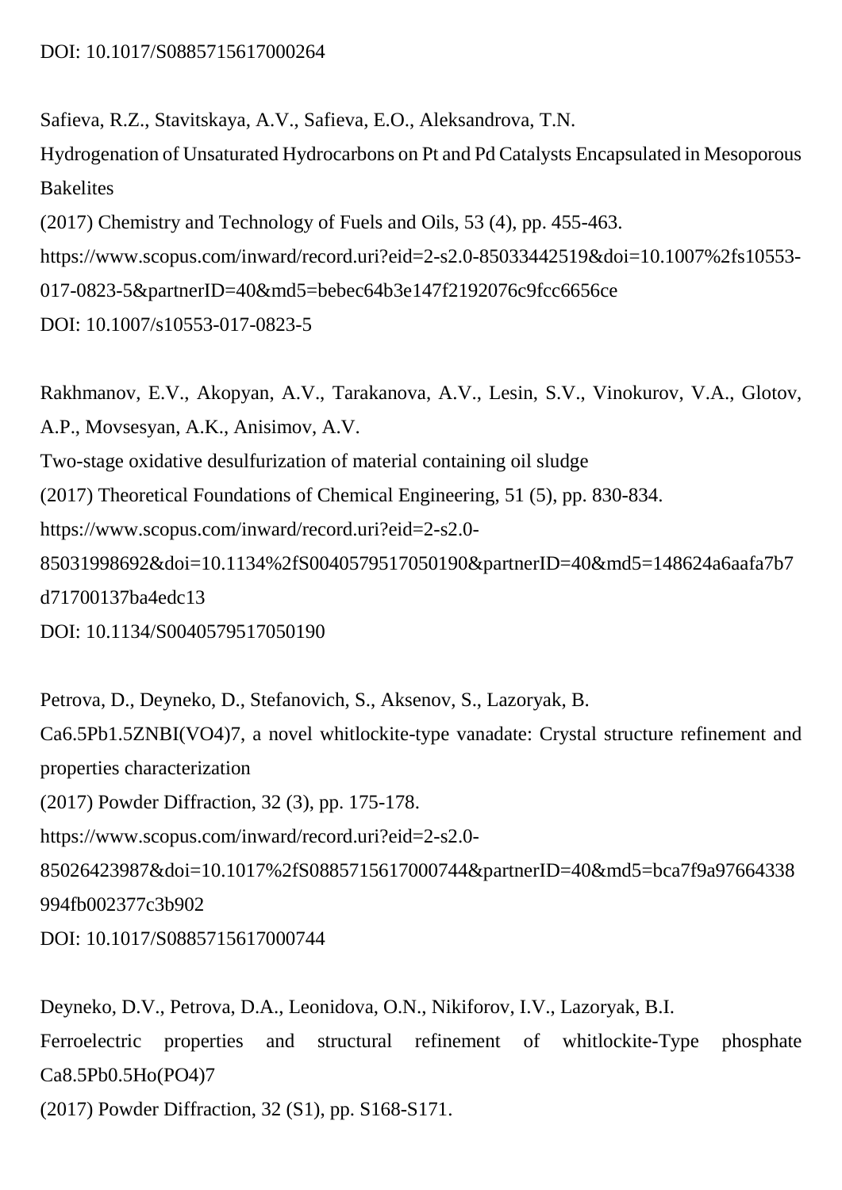DOI: 10.1017/S0885715617000264

Safieva, R.Z., Stavitskaya, A.V., Safieva, E.O., Aleksandrova, T.N.
Hydrogenation of Unsaturated Hydrocarbons on Pt and Pd Catalysts Encapsulated in Mesoporous Bakelites
(2017) Chemistry and Technology of Fuels and Oils, 53 (4), pp. 455-463.
https://www.scopus.com/inward/record.uri?eid=2-s2.0-85033442519&doi=10.1007%2fs10553-017-0823-5&partnerID=40&md5=bebec64b3e147f2192076c9fcc6656ce
DOI: 10.1007/s10553-017-0823-5

Rakhmanov, E.V., Akopyan, A.V., Tarakanova, A.V., Lesin, S.V., Vinokurov, V.A., Glotov, A.P., Movsesyan, A.K., Anisimov, A.V.
Two-stage oxidative desulfurization of material containing oil sludge
(2017) Theoretical Foundations of Chemical Engineering, 51 (5), pp. 830-834.
https://www.scopus.com/inward/record.uri?eid=2-s2.0-85031998692&doi=10.1134%2fS0040579517050190&partnerID=40&md5=148624a6aafa7b7d71700137ba4edc13
DOI: 10.1134/S0040579517050190

Petrova, D., Deyneko, D., Stefanovich, S., Aksenov, S., Lazoryak, B.
Ca6.5Pb1.5ZNBI(VO4)7, a novel whitlockite-type vanadate: Crystal structure refinement and properties characterization
(2017) Powder Diffraction, 32 (3), pp. 175-178.
https://www.scopus.com/inward/record.uri?eid=2-s2.0-85026423987&doi=10.1017%2fS0885715617000744&partnerID=40&md5=bca7f9a97664338994fb002377c3b902
DOI: 10.1017/S0885715617000744

Deyneko, D.V., Petrova, D.A., Leonidova, O.N., Nikiforov, I.V., Lazoryak, B.I.
Ferroelectric properties and structural refinement of whitlockite-Type phosphate Ca8.5Pb0.5Ho(PO4)7
(2017) Powder Diffraction, 32 (S1), pp. S168-S171.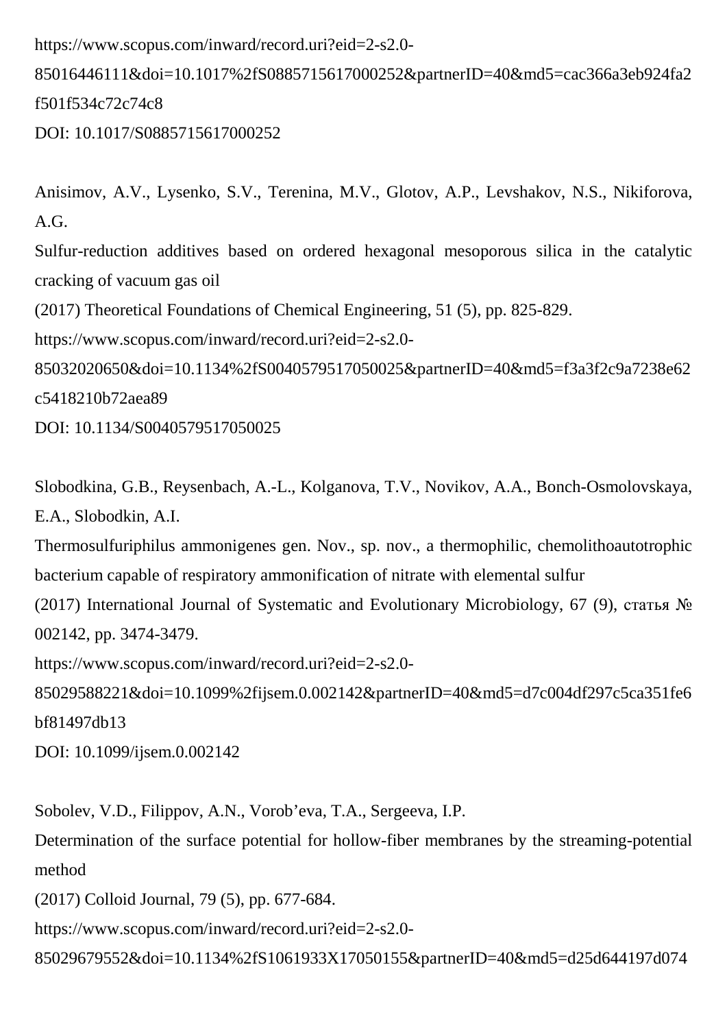https://www.scopus.com/inward/record.uri?eid=2-s2.0-85016446111&doi=10.1017%2fS0885715617000252&partnerID=40&md5=cac366a3eb924fa2f501f534c72c74c8
DOI: 10.1017/S0885715617000252

Anisimov, A.V., Lysenko, S.V., Terenina, M.V., Glotov, A.P., Levshakov, N.S., Nikiforova, A.G.
Sulfur-reduction additives based on ordered hexagonal mesoporous silica in the catalytic cracking of vacuum gas oil
(2017) Theoretical Foundations of Chemical Engineering, 51 (5), pp. 825-829.
https://www.scopus.com/inward/record.uri?eid=2-s2.0-85032020650&doi=10.1134%2fS0040579517050025&partnerID=40&md5=f3a3f2c9a7238e62c5418210b72aea89
DOI: 10.1134/S0040579517050025

Slobodkina, G.B., Reysenbach, A.-L., Kolganova, T.V., Novikov, A.A., Bonch-Osmolovskaya, E.A., Slobodkin, A.I.
Thermosulfuriphilus ammonigenes gen. Nov., sp. nov., a thermophilic, chemolithoautotrophic bacterium capable of respiratory ammonification of nitrate with elemental sulfur
(2017) International Journal of Systematic and Evolutionary Microbiology, 67 (9), статья № 002142, pp. 3474-3479.
https://www.scopus.com/inward/record.uri?eid=2-s2.0-85029588221&doi=10.1099%2fijsem.0.002142&partnerID=40&md5=d7c004df297c5ca351fe6bf81497db13
DOI: 10.1099/ijsem.0.002142

Sobolev, V.D., Filippov, A.N., Vorob'eva, T.A., Sergeeva, I.P.
Determination of the surface potential for hollow-fiber membranes by the streaming-potential method
(2017) Colloid Journal, 79 (5), pp. 677-684.
https://www.scopus.com/inward/record.uri?eid=2-s2.0-85029679552&doi=10.1134%2fS1061933X17050155&partnerID=40&md5=d25d644197d074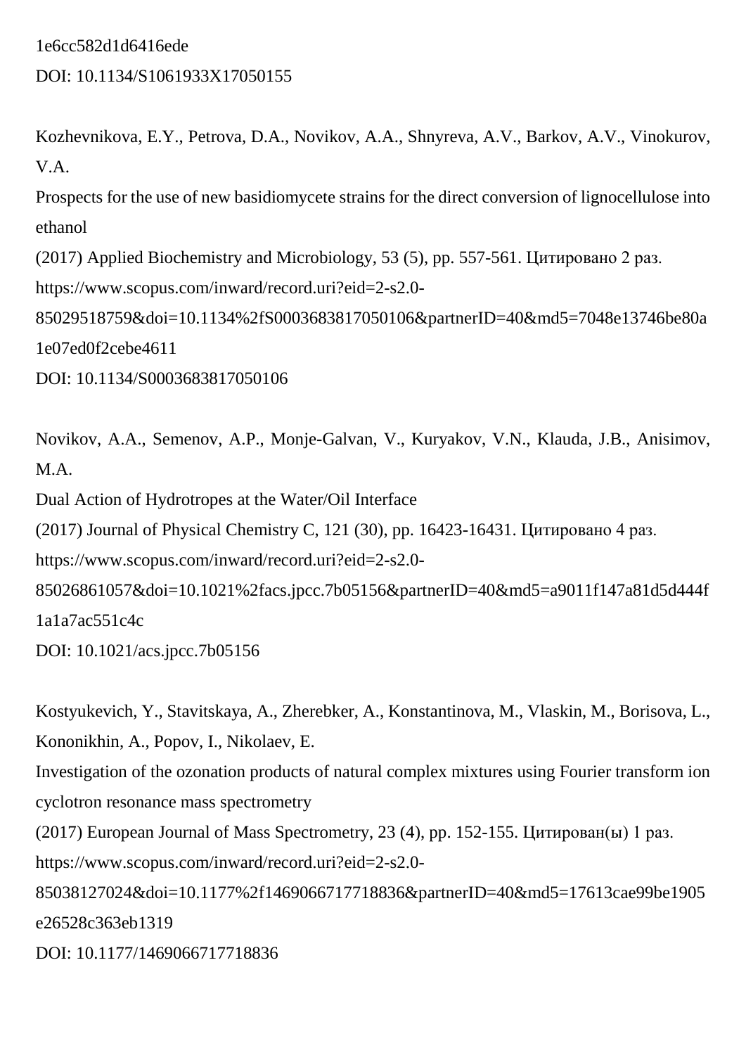1e6cc582d1d6416ede
DOI: 10.1134/S1061933X17050155

Kozhevnikova, E.Y., Petrova, D.A., Novikov, A.A., Shnyreva, A.V., Barkov, A.V., Vinokurov, V.A.
Prospects for the use of new basidiomycete strains for the direct conversion of lignocellulose into ethanol
(2017) Applied Biochemistry and Microbiology, 53 (5), pp. 557-561. Цитировано 2 раз.
https://www.scopus.com/inward/record.uri?eid=2-s2.0-85029518759&doi=10.1134%2fS0003683817050106&partnerID=40&md5=7048e13746be80a1e07ed0f2cebe4611
DOI: 10.1134/S0003683817050106

Novikov, A.A., Semenov, A.P., Monje-Galvan, V., Kuryakov, V.N., Klauda, J.B., Anisimov, M.A.
Dual Action of Hydrotropes at the Water/Oil Interface
(2017) Journal of Physical Chemistry C, 121 (30), pp. 16423-16431. Цитировано 4 раз.
https://www.scopus.com/inward/record.uri?eid=2-s2.0-85026861057&doi=10.1021%2facs.jpcc.7b05156&partnerID=40&md5=a9011f147a81d5d444f1a1a7ac551c4c
DOI: 10.1021/acs.jpcc.7b05156

Kostyukevich, Y., Stavitskaya, A., Zherebker, A., Konstantinova, M., Vlaskin, M., Borisova, L., Kononikhin, A., Popov, I., Nikolaev, E.
Investigation of the ozonation products of natural complex mixtures using Fourier transform ion cyclotron resonance mass spectrometry
(2017) European Journal of Mass Spectrometry, 23 (4), pp. 152-155. Цитирован(ы) 1 раз.
https://www.scopus.com/inward/record.uri?eid=2-s2.0-85038127024&doi=10.1177%2f1469066717718836&partnerID=40&md5=17613cae99be1905e26528c363eb1319
DOI: 10.1177/1469066717718836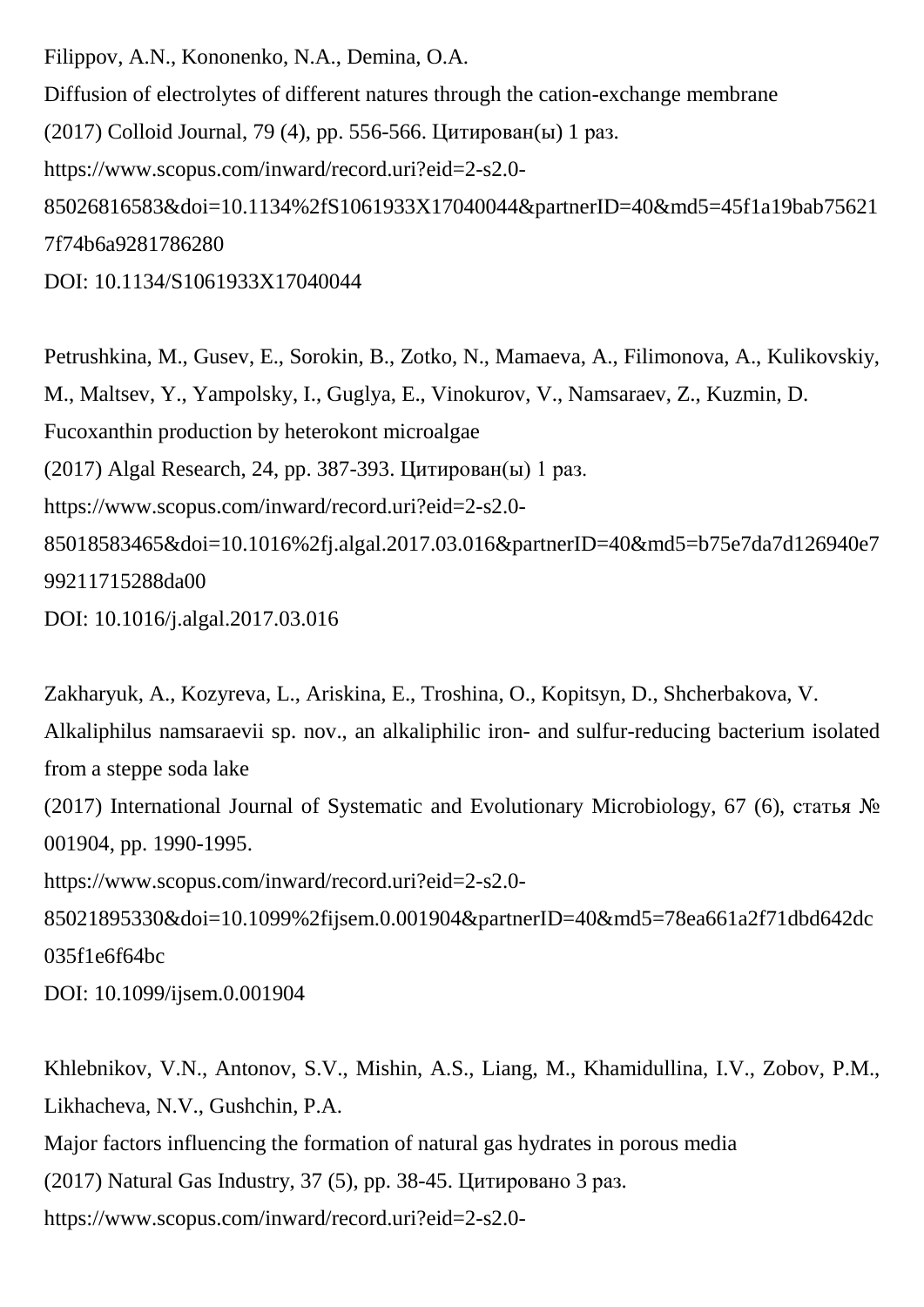Filippov, A.N., Kononenko, N.A., Demina, O.A.
Diffusion of electrolytes of different natures through the cation-exchange membrane
(2017) Colloid Journal, 79 (4), pp. 556-566. Цитирован(ы) 1 раз.
https://www.scopus.com/inward/record.uri?eid=2-s2.0-85026816583&doi=10.1134%2fS1061933X17040044&partnerID=40&md5=45f1a19bab756217f74b6a9281786280
DOI: 10.1134/S1061933X17040044

Petrushkina, M., Gusev, E., Sorokin, B., Zotko, N., Mamaeva, A., Filimonova, A., Kulikovskiy, M., Maltsev, Y., Yampolsky, I., Guglya, E., Vinokurov, V., Namsaraev, Z., Kuzmin, D.
Fucoxanthin production by heterokont microalgae
(2017) Algal Research, 24, pp. 387-393. Цитирован(ы) 1 раз.
https://www.scopus.com/inward/record.uri?eid=2-s2.0-85018583465&doi=10.1016%2fj.algal.2017.03.016&partnerID=40&md5=b75e7da7d126940e799211715288da00
DOI: 10.1016/j.algal.2017.03.016

Zakharyuk, A., Kozyreva, L., Ariskina, E., Troshina, O., Kopitsyn, D., Shcherbakova, V.
Alkaliphilus namsaraevii sp. nov., an alkaliphilic iron- and sulfur-reducing bacterium isolated from a steppe soda lake
(2017) International Journal of Systematic and Evolutionary Microbiology, 67 (6), статья № 001904, pp. 1990-1995.
https://www.scopus.com/inward/record.uri?eid=2-s2.0-85021895330&doi=10.1099%2fijsem.0.001904&partnerID=40&md5=78ea661a2f71dbd642dc035f1e6f64bc
DOI: 10.1099/ijsem.0.001904

Khlebnikov, V.N., Antonov, S.V., Mishin, A.S., Liang, M., Khamidullina, I.V., Zobov, P.M., Likhacheva, N.V., Gushchin, P.A.
Major factors influencing the formation of natural gas hydrates in porous media
(2017) Natural Gas Industry, 37 (5), pp. 38-45. Цитировано 3 раз.
https://www.scopus.com/inward/record.uri?eid=2-s2.0-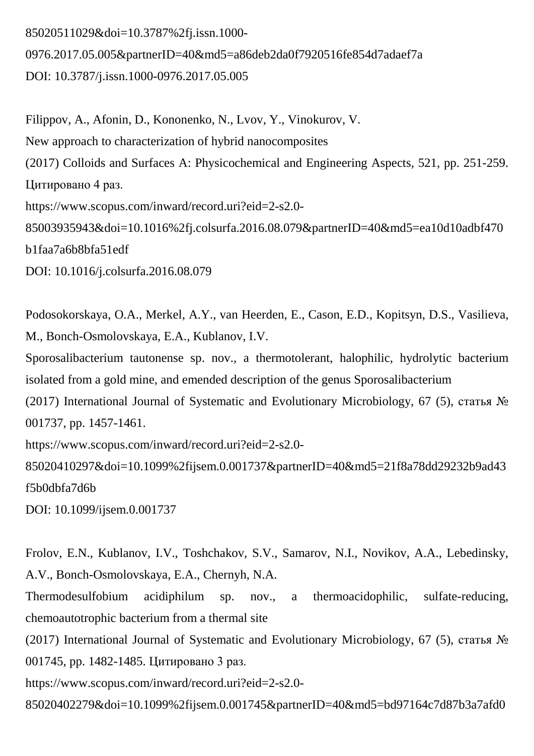85020511029&doi=10.3787%2fj.issn.1000-0976.2017.05.005&partnerID=40&md5=a86deb2da0f7920516fe854d7adaef7a
DOI: 10.3787/j.issn.1000-0976.2017.05.005

Filippov, A., Afonin, D., Kononenko, N., Lvov, Y., Vinokurov, V.
New approach to characterization of hybrid nanocomposites
(2017) Colloids and Surfaces A: Physicochemical and Engineering Aspects, 521, pp. 251-259. Цитировано 4 раз.
https://www.scopus.com/inward/record.uri?eid=2-s2.0-85003935943&doi=10.1016%2fj.colsurfa.2016.08.079&partnerID=40&md5=ea10d10adbf470b1faa7a6b8bfa51edf
DOI: 10.1016/j.colsurfa.2016.08.079

Podosokorskaya, O.A., Merkel, A.Y., van Heerden, E., Cason, E.D., Kopitsyn, D.S., Vasilieva, M., Bonch-Osmolovskaya, E.A., Kublanov, I.V.
Sporosalibacterium tautonense sp. nov., a thermotolerant, halophilic, hydrolytic bacterium isolated from a gold mine, and emended description of the genus Sporosalibacterium
(2017) International Journal of Systematic and Evolutionary Microbiology, 67 (5), статья № 001737, pp. 1457-1461.
https://www.scopus.com/inward/record.uri?eid=2-s2.0-85020410297&doi=10.1099%2fijsem.0.001737&partnerID=40&md5=21f8a78dd29232b9ad43f5b0dbfa7d6b
DOI: 10.1099/ijsem.0.001737

Frolov, E.N., Kublanov, I.V., Toshchakov, S.V., Samarov, N.I., Novikov, A.A., Lebedinsky, A.V., Bonch-Osmolovskaya, E.A., Chernyh, N.A.
Thermodesulfobium acidiphilum sp. nov., a thermoacidophilic, sulfate-reducing, chemoautotrophic bacterium from a thermal site
(2017) International Journal of Systematic and Evolutionary Microbiology, 67 (5), статья № 001745, pp. 1482-1485. Цитировано 3 раз.
https://www.scopus.com/inward/record.uri?eid=2-s2.0-85020402279&doi=10.1099%2fijsem.0.001745&partnerID=40&md5=bd97164c7d87b3a7afd0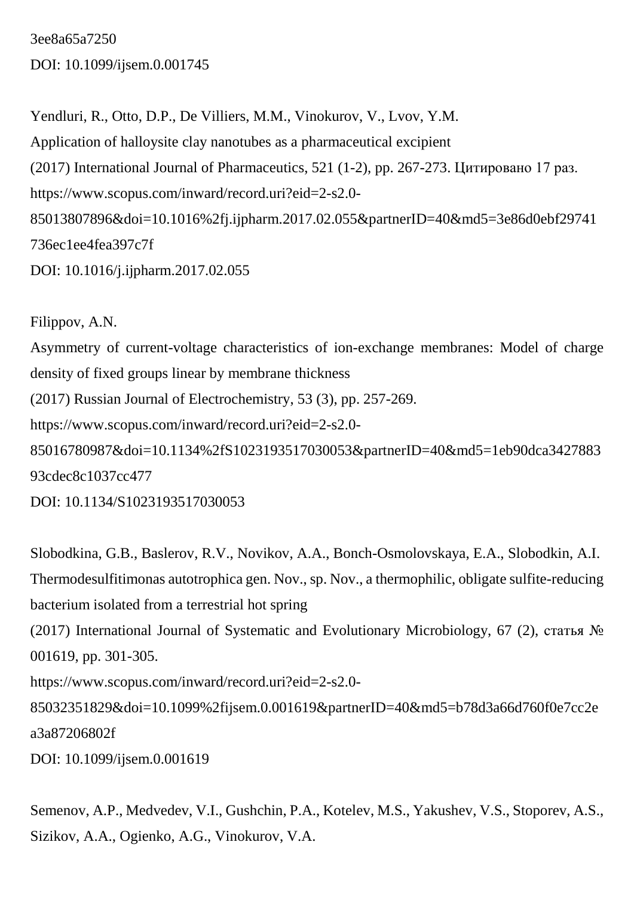3ee8a65a7250

DOI: 10.1099/ijsem.0.001745

Yendluri, R., Otto, D.P., De Villiers, M.M., Vinokurov, V., Lvov, Y.M.

Application of halloysite clay nanotubes as a pharmaceutical excipient

(2017) International Journal of Pharmaceutics, 521 (1-2), pp. 267-273. Цитировано 17 раз.

https://www.scopus.com/inward/record.uri?eid=2-s2.0-85013807896&doi=10.1016%2fj.ijpharm.2017.02.055&partnerID=40&md5=3e86d0ebf29741736ec1ee4fea397c7f

DOI: 10.1016/j.ijpharm.2017.02.055

Filippov, A.N.

Asymmetry of current-voltage characteristics of ion-exchange membranes: Model of charge density of fixed groups linear by membrane thickness

(2017) Russian Journal of Electrochemistry, 53 (3), pp. 257-269.

https://www.scopus.com/inward/record.uri?eid=2-s2.0-85016780987&doi=10.1134%2fS1023193517030053&partnerID=40&md5=1eb90dca342788393cdec8c1037cc477

DOI: 10.1134/S1023193517030053

Slobodkina, G.B., Baslerov, R.V., Novikov, A.A., Bonch-Osmolovskaya, E.A., Slobodkin, A.I.

Thermodesulfitimonas autotrophica gen. Nov., sp. Nov., a thermophilic, obligate sulfite-reducing bacterium isolated from a terrestrial hot spring

(2017) International Journal of Systematic and Evolutionary Microbiology, 67 (2), статья № 001619, pp. 301-305.

https://www.scopus.com/inward/record.uri?eid=2-s2.0-85032351829&doi=10.1099%2fijsem.0.001619&partnerID=40&md5=b78d3a66d760f0e7cc2ea3a87206802f

DOI: 10.1099/ijsem.0.001619

Semenov, A.P., Medvedev, V.I., Gushchin, P.A., Kotelev, M.S., Yakushev, V.S., Stoporev, A.S., Sizikov, A.A., Ogienko, A.G., Vinokurov, V.A.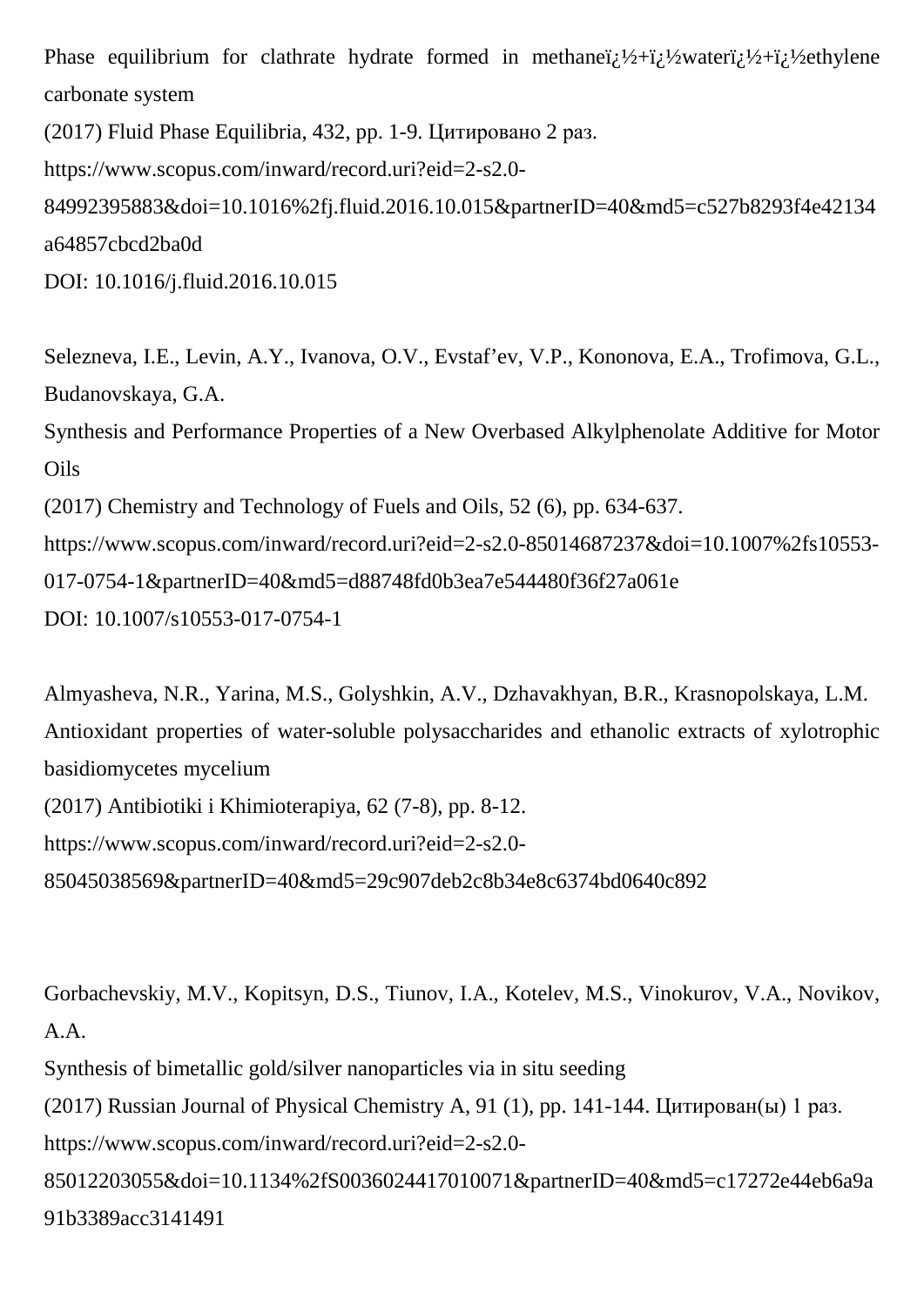Phase equilibrium for clathrate hydrate formed in methaneï¿½+ï¿½waterï¿½+ï¿½ethylene carbonate system
(2017) Fluid Phase Equilibria, 432, pp. 1-9. Цитировано 2 раз.
https://www.scopus.com/inward/record.uri?eid=2-s2.0-84992395883&doi=10.1016%2fj.fluid.2016.10.015&partnerID=40&md5=c527b8293f4e42134a64857cbcd2ba0d
DOI: 10.1016/j.fluid.2016.10.015

Selezneva, I.E., Levin, A.Y., Ivanova, O.V., Evstaf'ev, V.P., Kononova, E.A., Trofimova, G.L., Budanovskaya, G.A.
Synthesis and Performance Properties of a New Overbased Alkylphenolate Additive for Motor Oils
(2017) Chemistry and Technology of Fuels and Oils, 52 (6), pp. 634-637.
https://www.scopus.com/inward/record.uri?eid=2-s2.0-85014687237&doi=10.1007%2fs10553-017-0754-1&partnerID=40&md5=d88748fd0b3ea7e544480f36f27a061e
DOI: 10.1007/s10553-017-0754-1

Almyasheva, N.R., Yarina, M.S., Golyshkin, A.V., Dzhavakhyan, B.R., Krasnopolskaya, L.M.
Antioxidant properties of water-soluble polysaccharides and ethanolic extracts of xylotrophic basidiomycetes mycelium
(2017) Antibiotiki i Khimioterapiya, 62 (7-8), pp. 8-12.
https://www.scopus.com/inward/record.uri?eid=2-s2.0-85045038569&partnerID=40&md5=29c907deb2c8b34e8c6374bd0640c892

Gorbachevskiy, M.V., Kopitsyn, D.S., Tiunov, I.A., Kotelev, M.S., Vinokurov, V.A., Novikov, A.A.
Synthesis of bimetallic gold/silver nanoparticles via in situ seeding
(2017) Russian Journal of Physical Chemistry A, 91 (1), pp. 141-144. Цитирован(ы) 1 раз.
https://www.scopus.com/inward/record.uri?eid=2-s2.0-85012203055&doi=10.1134%2fS0036024417010071&partnerID=40&md5=c17272e44eb6a9a91b3389acc3141491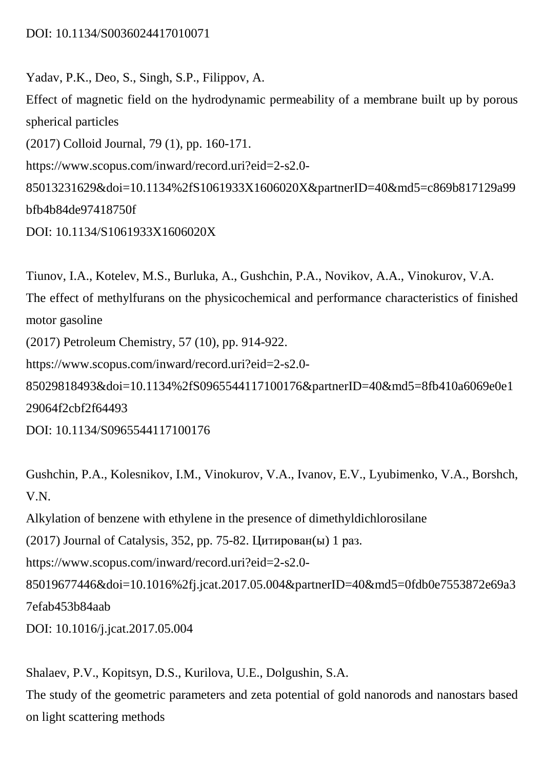DOI: 10.1134/S0036024417010071

Yadav, P.K., Deo, S., Singh, S.P., Filippov, A.
Effect of magnetic field on the hydrodynamic permeability of a membrane built up by porous spherical particles
(2017) Colloid Journal, 79 (1), pp. 160-171.
https://www.scopus.com/inward/record.uri?eid=2-s2.0-85013231629&doi=10.1134%2fS1061933X1606020X&partnerID=40&md5=c869b817129a99bfb4b84de97418750f
DOI: 10.1134/S1061933X1606020X

Tiunov, I.A., Kotelev, M.S., Burluka, A., Gushchin, P.A., Novikov, A.A., Vinokurov, V.A.
The effect of methylfurans on the physicochemical and performance characteristics of finished motor gasoline
(2017) Petroleum Chemistry, 57 (10), pp. 914-922.
https://www.scopus.com/inward/record.uri?eid=2-s2.0-85029818493&doi=10.1134%2fS0965544117100176&partnerID=40&md5=8fb410a6069e0e129064f2cbf2f64493
DOI: 10.1134/S0965544117100176

Gushchin, P.A., Kolesnikov, I.M., Vinokurov, V.A., Ivanov, E.V., Lyubimenko, V.A., Borshch, V.N.
Alkylation of benzene with ethylene in the presence of dimethyldichlorosilane
(2017) Journal of Catalysis, 352, pp. 75-82. Цитирован(ы) 1 раз.
https://www.scopus.com/inward/record.uri?eid=2-s2.0-85019677446&doi=10.1016%2fj.jcat.2017.05.004&partnerID=40&md5=0fdb0e7553872e69a37efab453b84aab
DOI: 10.1016/j.jcat.2017.05.004

Shalaev, P.V., Kopitsyn, D.S., Kurilova, U.E., Dolgushin, S.A.
The study of the geometric parameters and zeta potential of gold nanorods and nanostars based on light scattering methods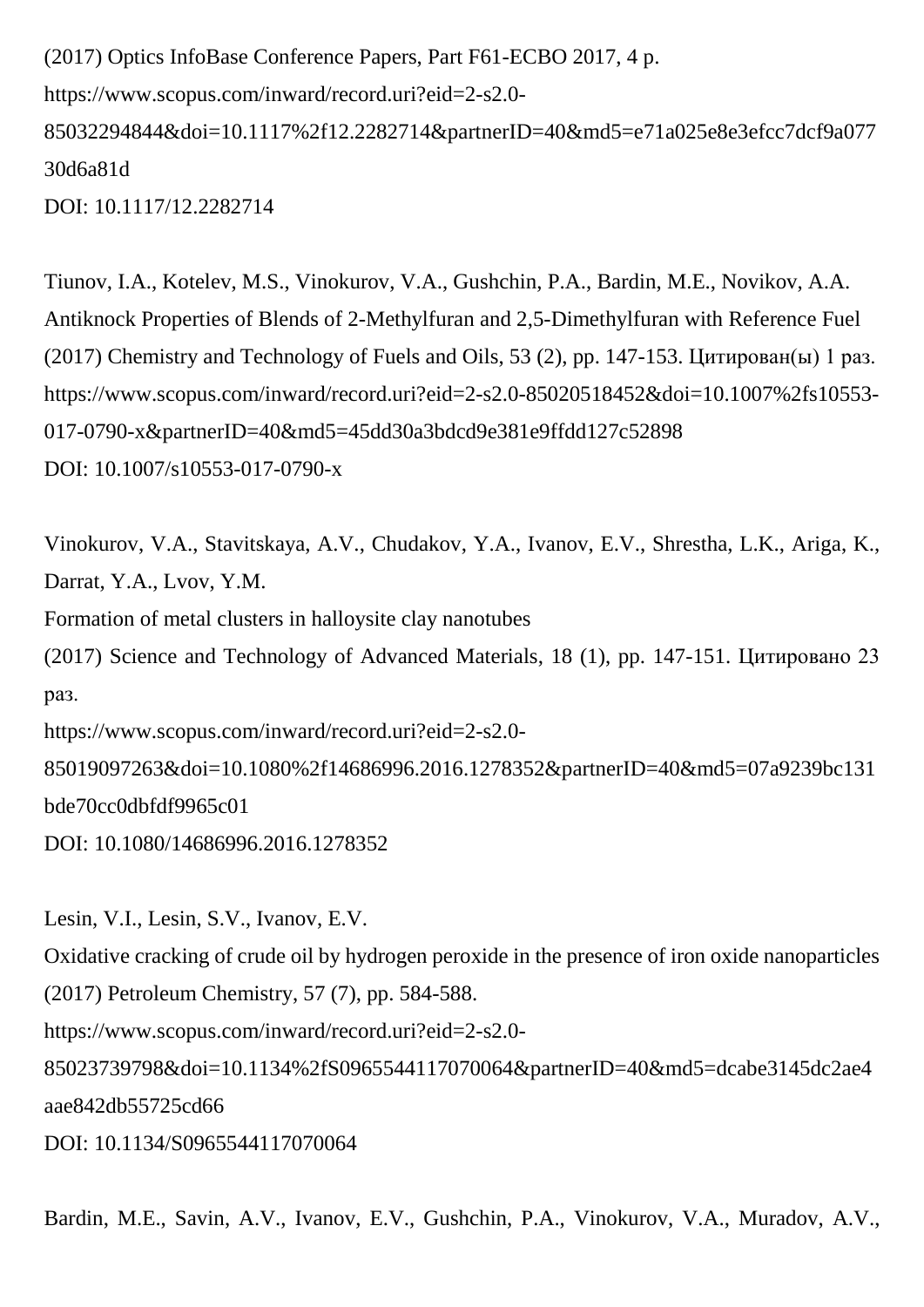(2017) Optics InfoBase Conference Papers, Part F61-ECBO 2017, 4 p.
https://www.scopus.com/inward/record.uri?eid=2-s2.0-85032294844&doi=10.1117%2f12.2282714&partnerID=40&md5=e71a025e8e3efcc7dcf9a07730d6a81d
DOI: 10.1117/12.2282714

Tiunov, I.A., Kotelev, M.S., Vinokurov, V.A., Gushchin, P.A., Bardin, M.E., Novikov, A.A.
Antiknock Properties of Blends of 2-Methylfuran and 2,5-Dimethylfuran with Reference Fuel
(2017) Chemistry and Technology of Fuels and Oils, 53 (2), pp. 147-153. Цитирован(ы) 1 раз.
https://www.scopus.com/inward/record.uri?eid=2-s2.0-85020518452&doi=10.1007%2fs10553-017-0790-x&partnerID=40&md5=45dd30a3bdcd9e381e9ffdd127c52898
DOI: 10.1007/s10553-017-0790-x

Vinokurov, V.A., Stavitskaya, A.V., Chudakov, Y.A., Ivanov, E.V., Shrestha, L.K., Ariga, K., Darrat, Y.A., Lvov, Y.M.
Formation of metal clusters in halloysite clay nanotubes
(2017) Science and Technology of Advanced Materials, 18 (1), pp. 147-151. Цитировано 23 раз.
https://www.scopus.com/inward/record.uri?eid=2-s2.0-85019097263&doi=10.1080%2f14686996.2016.1278352&partnerID=40&md5=07a9239bc131bde70cc0dbfdf9965c01
DOI: 10.1080/14686996.2016.1278352

Lesin, V.I., Lesin, S.V., Ivanov, E.V.
Oxidative cracking of crude oil by hydrogen peroxide in the presence of iron oxide nanoparticles
(2017) Petroleum Chemistry, 57 (7), pp. 584-588.
https://www.scopus.com/inward/record.uri?eid=2-s2.0-85023739798&doi=10.1134%2fS0965544117070064&partnerID=40&md5=dcabe3145dc2ae4aae842db55725cd66
DOI: 10.1134/S0965544117070064

Bardin, M.E., Savin, A.V., Ivanov, E.V., Gushchin, P.A., Vinokurov, V.A., Muradov, A.V.,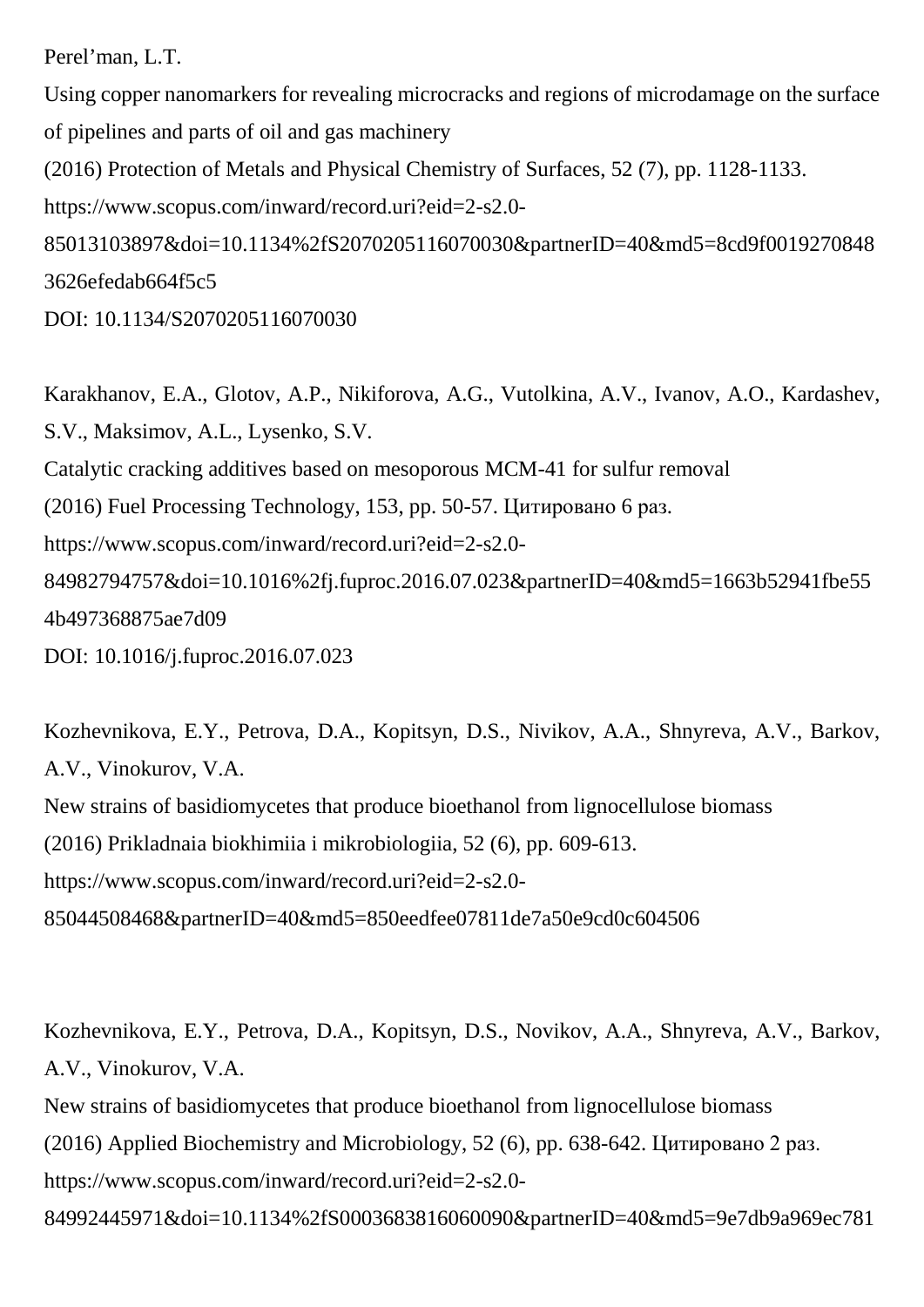Perel'man, L.T.
Using copper nanomarkers for revealing microcracks and regions of microdamage on the surface of pipelines and parts of oil and gas machinery
(2016) Protection of Metals and Physical Chemistry of Surfaces, 52 (7), pp. 1128-1133.
https://www.scopus.com/inward/record.uri?eid=2-s2.0-85013103897&doi=10.1134%2fS2070205116070030&partnerID=40&md5=8cd9f00192708483626efedab664f5c5
DOI: 10.1134/S2070205116070030

Karakhanov, E.A., Glotov, A.P., Nikiforova, A.G., Vutolkina, A.V., Ivanov, A.O., Kardashev, S.V., Maksimov, A.L., Lysenko, S.V.
Catalytic cracking additives based on mesoporous MCM-41 for sulfur removal
(2016) Fuel Processing Technology, 153, pp. 50-57. Цитировано 6 раз.
https://www.scopus.com/inward/record.uri?eid=2-s2.0-84982794757&doi=10.1016%2fj.fuproc.2016.07.023&partnerID=40&md5=1663b52941fbe554b497368875ae7d09
DOI: 10.1016/j.fuproc.2016.07.023

Kozhevnikova, E.Y., Petrova, D.A., Kopitsyn, D.S., Nivikov, A.A., Shnyreva, A.V., Barkov, A.V., Vinokurov, V.A.
New strains of basidiomycetes that produce bioethanol from lignocellulose biomass
(2016) Prikladnaia biokhimiia i mikrobiologiia, 52 (6), pp. 609-613.
https://www.scopus.com/inward/record.uri?eid=2-s2.0-85044508468&partnerID=40&md5=850eedfee07811de7a50e9cd0c604506

Kozhevnikova, E.Y., Petrova, D.A., Kopitsyn, D.S., Novikov, A.A., Shnyreva, A.V., Barkov, A.V., Vinokurov, V.A.
New strains of basidiomycetes that produce bioethanol from lignocellulose biomass
(2016) Applied Biochemistry and Microbiology, 52 (6), pp. 638-642. Цитировано 2 раз.
https://www.scopus.com/inward/record.uri?eid=2-s2.0-84992445971&doi=10.1134%2fS0003683816060090&partnerID=40&md5=9e7db9a969ec781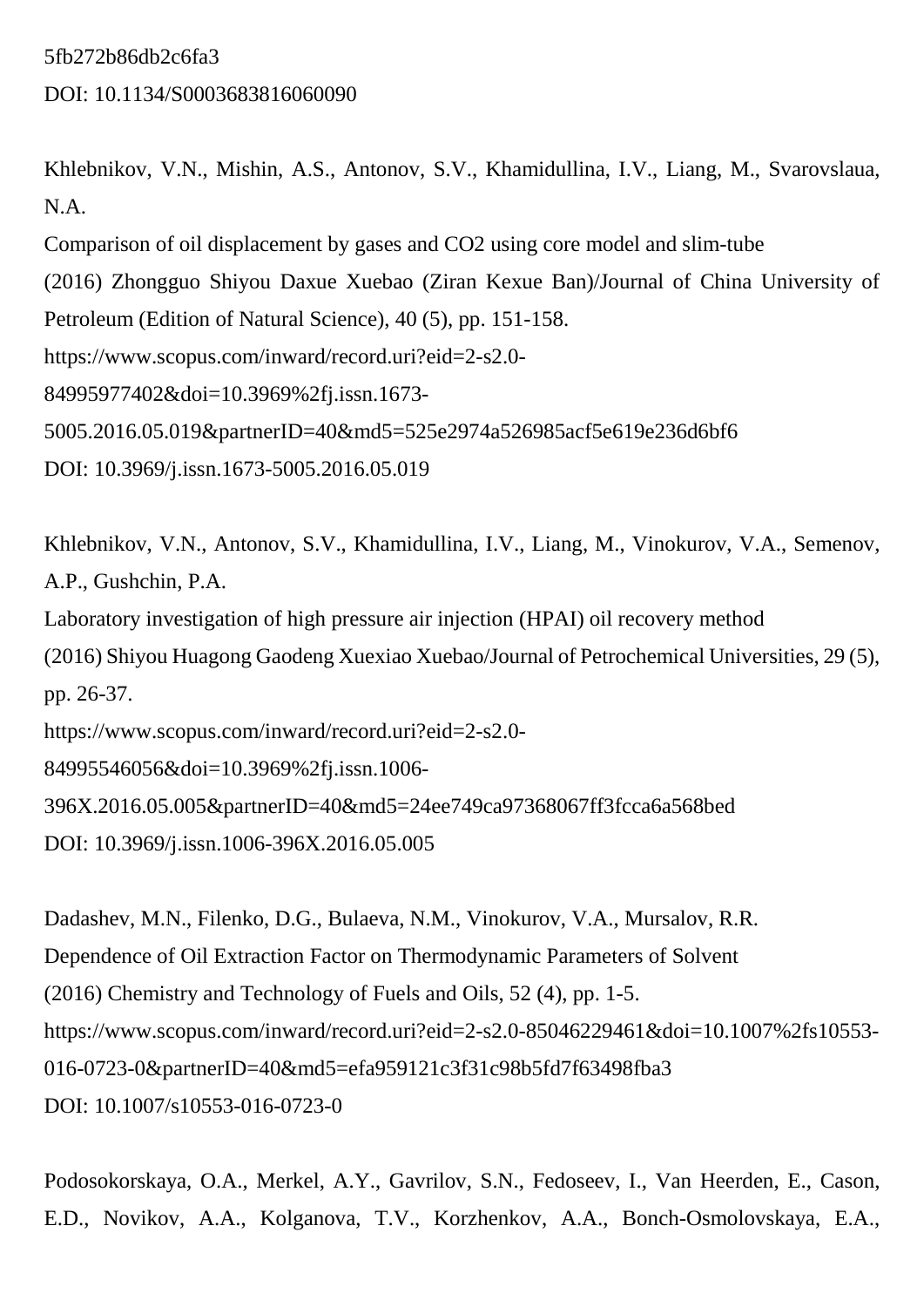5fb272b86db2c6fa3

DOI: 10.1134/S0003683816060090

Khlebnikov, V.N., Mishin, A.S., Antonov, S.V., Khamidullina, I.V., Liang, M., Svarovslaua, N.A.

Comparison of oil displacement by gases and CO2 using core model and slim-tube

(2016) Zhongguo Shiyou Daxue Xuebao (Ziran Kexue Ban)/Journal of China University of Petroleum (Edition of Natural Science), 40 (5), pp. 151-158.

https://www.scopus.com/inward/record.uri?eid=2-s2.0-84995977402&doi=10.3969%2fj.issn.1673-5005.2016.05.019&partnerID=40&md5=525e2974a526985acf5e619e236d6bf6

DOI: 10.3969/j.issn.1673-5005.2016.05.019

Khlebnikov, V.N., Antonov, S.V., Khamidullina, I.V., Liang, M., Vinokurov, V.A., Semenov, A.P., Gushchin, P.A.

Laboratory investigation of high pressure air injection (HPAI) oil recovery method

(2016) Shiyou Huagong Gaodeng Xuexiao Xuebao/Journal of Petrochemical Universities, 29 (5), pp. 26-37.

https://www.scopus.com/inward/record.uri?eid=2-s2.0-84995546056&doi=10.3969%2fj.issn.1006-396X.2016.05.005&partnerID=40&md5=24ee749ca97368067ff3fcca6a568bed

DOI: 10.3969/j.issn.1006-396X.2016.05.005

Dadashev, M.N., Filenko, D.G., Bulaeva, N.M., Vinokurov, V.A., Mursalov, R.R.

Dependence of Oil Extraction Factor on Thermodynamic Parameters of Solvent

(2016) Chemistry and Technology of Fuels and Oils, 52 (4), pp. 1-5.

https://www.scopus.com/inward/record.uri?eid=2-s2.0-85046229461&doi=10.1007%2fs10553-016-0723-0&partnerID=40&md5=efa959121c3f31c98b5fd7f63498fba3

DOI: 10.1007/s10553-016-0723-0

Podosokorskaya, O.A., Merkel, A.Y., Gavrilov, S.N., Fedoseev, I., Van Heerden, E., Cason, E.D., Novikov, A.A., Kolganova, T.V., Korzhenkov, A.A., Bonch-Osmolovskaya, E.A.,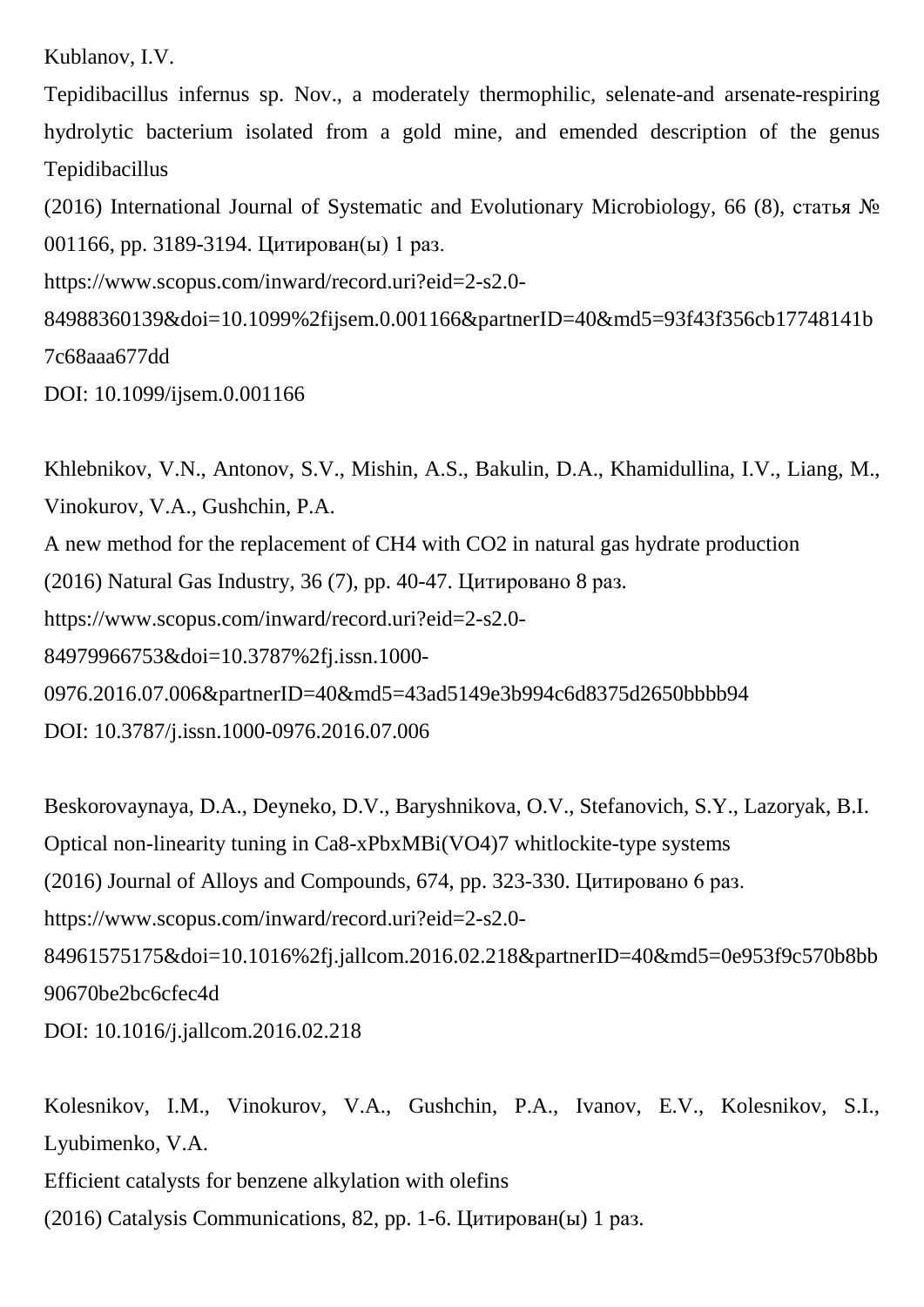Kublanov, I.V.

Tepidibacillus infernus sp. Nov., a moderately thermophilic, selenate-and arsenate-respiring hydrolytic bacterium isolated from a gold mine, and emended description of the genus Tepidibacillus

(2016) International Journal of Systematic and Evolutionary Microbiology, 66 (8), статья № 001166, pp. 3189-3194. Цитирован(ы) 1 раз.

https://www.scopus.com/inward/record.uri?eid=2-s2.0-84988360139&doi=10.1099%2fijsem.0.001166&partnerID=40&md5=93f43f356cb17748141b7c68aaa677dd

DOI: 10.1099/ijsem.0.001166

Khlebnikov, V.N., Antonov, S.V., Mishin, A.S., Bakulin, D.A., Khamidullina, I.V., Liang, M., Vinokurov, V.A., Gushchin, P.A.

A new method for the replacement of CH4 with CO2 in natural gas hydrate production

(2016) Natural Gas Industry, 36 (7), pp. 40-47. Цитировано 8 раз.

https://www.scopus.com/inward/record.uri?eid=2-s2.0-84979966753&doi=10.3787%2fj.issn.1000-0976.2016.07.006&partnerID=40&md5=43ad5149e3b994c6d8375d2650bbbb94

DOI: 10.3787/j.issn.1000-0976.2016.07.006

Beskorovaynaya, D.A., Deyneko, D.V., Baryshnikova, O.V., Stefanovich, S.Y., Lazoryak, B.I.

Optical non-linearity tuning in Ca8-xPbxMBi(VO4)7 whitlockite-type systems

(2016) Journal of Alloys and Compounds, 674, pp. 323-330. Цитировано 6 раз.

https://www.scopus.com/inward/record.uri?eid=2-s2.0-84961575175&doi=10.1016%2fj.jallcom.2016.02.218&partnerID=40&md5=0e953f9c570b8bb90670be2bc6cfec4d

DOI: 10.1016/j.jallcom.2016.02.218

Kolesnikov, I.M., Vinokurov, V.A., Gushchin, P.A., Ivanov, E.V., Kolesnikov, S.I., Lyubimenko, V.A.

Efficient catalysts for benzene alkylation with olefins

(2016) Catalysis Communications, 82, pp. 1-6. Цитирован(ы) 1 раз.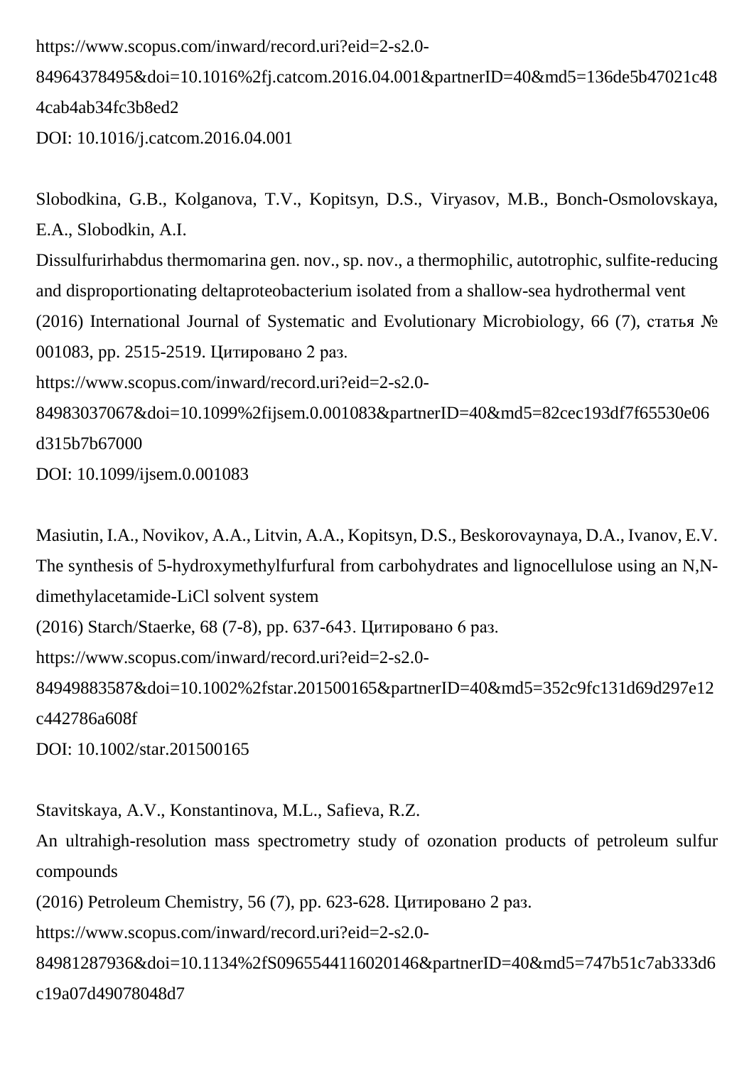https://www.scopus.com/inward/record.uri?eid=2-s2.0-84964378495&doi=10.1016%2fj.catcom.2016.04.001&partnerID=40&md5=136de5b47021c484cab4ab34fc3b8ed2
DOI: 10.1016/j.catcom.2016.04.001

Slobodkina, G.B., Kolganova, T.V., Kopitsyn, D.S., Viryasov, M.B., Bonch-Osmolovskaya, E.A., Slobodkin, A.I.
Dissulfurirhabdus thermomarina gen. nov., sp. nov., a thermophilic, autotrophic, sulfite-reducing and disproportionating deltaproteobacterium isolated from a shallow-sea hydrothermal vent
(2016) International Journal of Systematic and Evolutionary Microbiology, 66 (7), статья № 001083, pp. 2515-2519. Цитировано 2 раз.
https://www.scopus.com/inward/record.uri?eid=2-s2.0-84983037067&doi=10.1099%2fijsem.0.001083&partnerID=40&md5=82cec193df7f65530e06d315b7b67000
DOI: 10.1099/ijsem.0.001083

Masiutin, I.A., Novikov, A.A., Litvin, A.A., Kopitsyn, D.S., Beskorovaynaya, D.A., Ivanov, E.V.
The synthesis of 5-hydroxymethylfurfural from carbohydrates and lignocellulose using an N,N-dimethylacetamide-LiCl solvent system
(2016) Starch/Staerke, 68 (7-8), pp. 637-643. Цитировано 6 раз.
https://www.scopus.com/inward/record.uri?eid=2-s2.0-84949883587&doi=10.1002%2fstar.201500165&partnerID=40&md5=352c9fc131d69d297e12c442786a608f
DOI: 10.1002/star.201500165

Stavitskaya, A.V., Konstantinova, M.L., Safieva, R.Z.
An ultrahigh-resolution mass spectrometry study of ozonation products of petroleum sulfur compounds
(2016) Petroleum Chemistry, 56 (7), pp. 623-628. Цитировано 2 раз.
https://www.scopus.com/inward/record.uri?eid=2-s2.0-84981287936&doi=10.1134%2fS0965544116020146&partnerID=40&md5=747b51c7ab333d6c19a07d49078048d7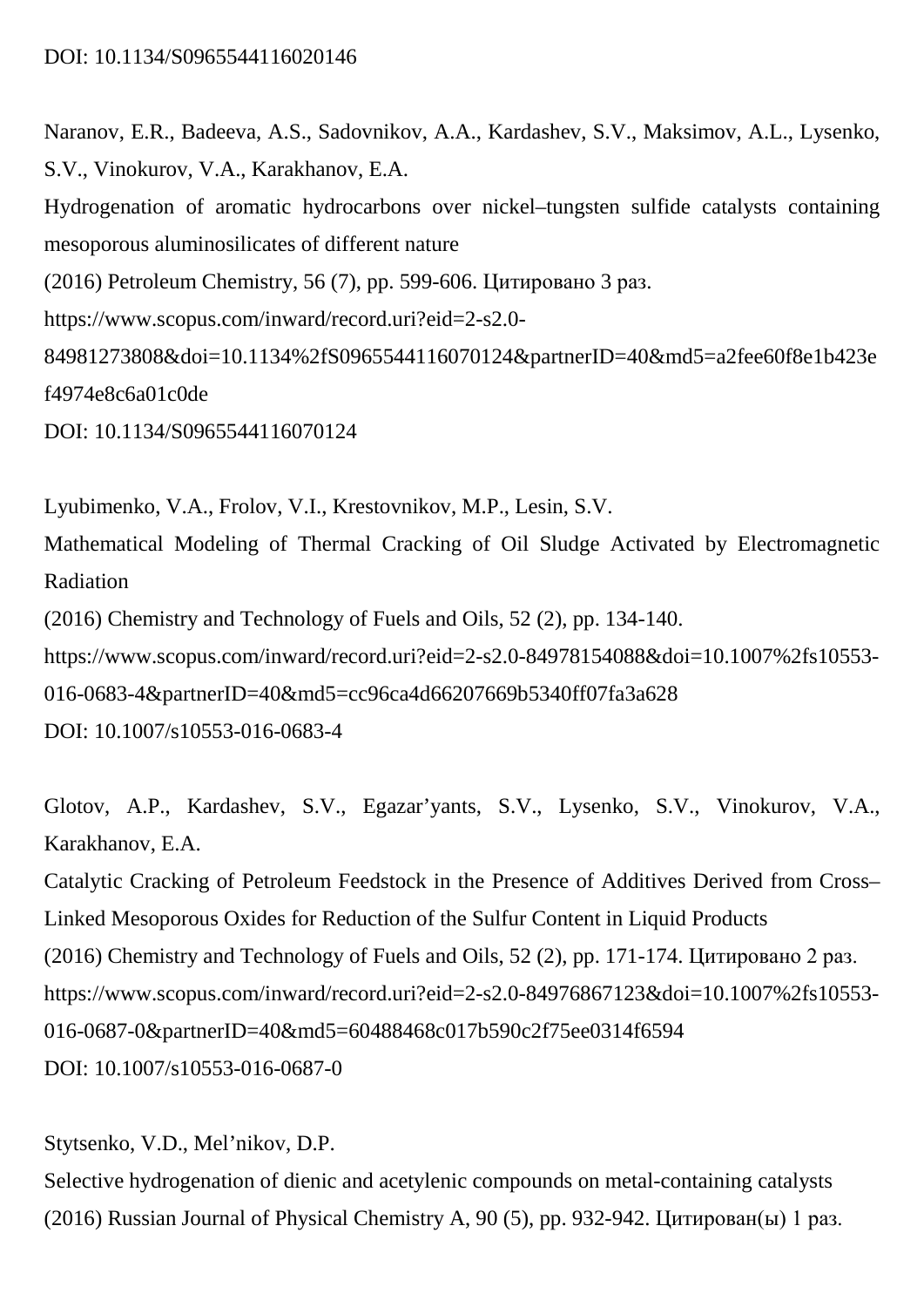DOI: 10.1134/S0965544116020146

Naranov, E.R., Badeeva, A.S., Sadovnikov, A.A., Kardashev, S.V., Maksimov, A.L., Lysenko, S.V., Vinokurov, V.A., Karakhanov, E.A.
Hydrogenation of aromatic hydrocarbons over nickel–tungsten sulfide catalysts containing mesoporous aluminosilicates of different nature
(2016) Petroleum Chemistry, 56 (7), pp. 599-606. Цитировано 3 раз.
https://www.scopus.com/inward/record.uri?eid=2-s2.0-84981273808&doi=10.1134%2fS0965544116070124&partnerID=40&md5=a2fee60f8e1b423ef4974e8c6a01c0de
DOI: 10.1134/S0965544116070124

Lyubimenko, V.A., Frolov, V.I., Krestovnikov, M.P., Lesin, S.V.
Mathematical Modeling of Thermal Cracking of Oil Sludge Activated by Electromagnetic Radiation
(2016) Chemistry and Technology of Fuels and Oils, 52 (2), pp. 134-140.
https://www.scopus.com/inward/record.uri?eid=2-s2.0-84978154088&doi=10.1007%2fs10553-016-0683-4&partnerID=40&md5=cc96ca4d66207669b5340ff07fa3a628
DOI: 10.1007/s10553-016-0683-4

Glotov, A.P., Kardashev, S.V., Egazar'yants, S.V., Lysenko, S.V., Vinokurov, V.A., Karakhanov, E.A.
Catalytic Cracking of Petroleum Feedstock in the Presence of Additives Derived from Cross–Linked Mesoporous Oxides for Reduction of the Sulfur Content in Liquid Products
(2016) Chemistry and Technology of Fuels and Oils, 52 (2), pp. 171-174. Цитировано 2 раз.
https://www.scopus.com/inward/record.uri?eid=2-s2.0-84976867123&doi=10.1007%2fs10553-016-0687-0&partnerID=40&md5=60488468c017b590c2f75ee0314f6594
DOI: 10.1007/s10553-016-0687-0

Stytsenko, V.D., Mel'nikov, D.P.
Selective hydrogenation of dienic and acetylenic compounds on metal-containing catalysts
(2016) Russian Journal of Physical Chemistry A, 90 (5), pp. 932-942. Цитирован(ы) 1 раз.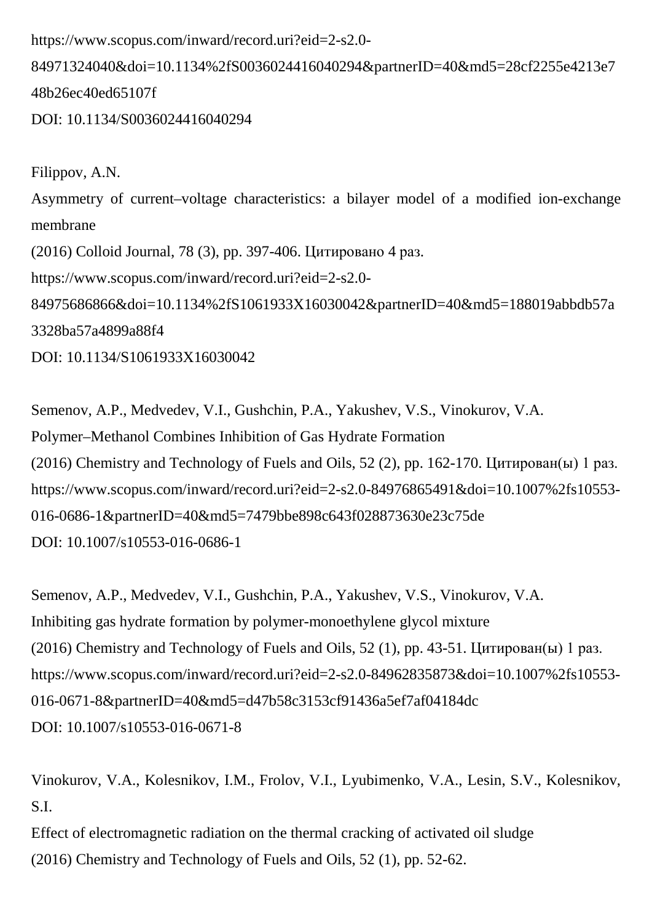https://www.scopus.com/inward/record.uri?eid=2-s2.0-84971324040&doi=10.1134%2fS0036024416040294&partnerID=40&md5=28cf2255e4213e748b26ec40ed65107f
DOI: 10.1134/S0036024416040294

Filippov, A.N.
Asymmetry of current–voltage characteristics: a bilayer model of a modified ion-exchange membrane
(2016) Colloid Journal, 78 (3), pp. 397-406. Цитировано 4 раз.
https://www.scopus.com/inward/record.uri?eid=2-s2.0-84975686866&doi=10.1134%2fS1061933X16030042&partnerID=40&md5=188019abbdb57a3328ba57a4899a88f4
DOI: 10.1134/S1061933X16030042

Semenov, A.P., Medvedev, V.I., Gushchin, P.A., Yakushev, V.S., Vinokurov, V.A.
Polymer–Methanol Combines Inhibition of Gas Hydrate Formation
(2016) Chemistry and Technology of Fuels and Oils, 52 (2), pp. 162-170. Цитирован(ы) 1 раз.
https://www.scopus.com/inward/record.uri?eid=2-s2.0-84976865491&doi=10.1007%2fs10553-016-0686-1&partnerID=40&md5=7479bbe898c643f028873630e23c75de
DOI: 10.1007/s10553-016-0686-1

Semenov, A.P., Medvedev, V.I., Gushchin, P.A., Yakushev, V.S., Vinokurov, V.A.
Inhibiting gas hydrate formation by polymer-monoethylene glycol mixture
(2016) Chemistry and Technology of Fuels and Oils, 52 (1), pp. 43-51. Цитирован(ы) 1 раз.
https://www.scopus.com/inward/record.uri?eid=2-s2.0-84962835873&doi=10.1007%2fs10553-016-0671-8&partnerID=40&md5=d47b58c3153cf91436a5ef7af04184dc
DOI: 10.1007/s10553-016-0671-8

Vinokurov, V.A., Kolesnikov, I.M., Frolov, V.I., Lyubimenko, V.A., Lesin, S.V., Kolesnikov, S.I.
Effect of electromagnetic radiation on the thermal cracking of activated oil sludge
(2016) Chemistry and Technology of Fuels and Oils, 52 (1), pp. 52-62.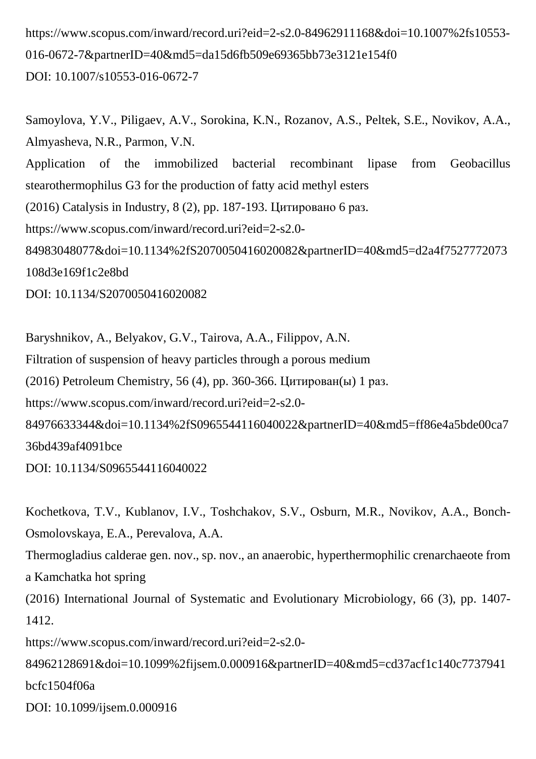https://www.scopus.com/inward/record.uri?eid=2-s2.0-84962911168&doi=10.1007%2fs10553-016-0672-7&partnerID=40&md5=da15d6fb509e69365bb73e3121e154f0
DOI: 10.1007/s10553-016-0672-7

Samoylova, Y.V., Piligaev, A.V., Sorokina, K.N., Rozanov, A.S., Peltek, S.E., Novikov, A.A., Almyasheva, N.R., Parmon, V.N.
Application of the immobilized bacterial recombinant lipase from Geobacillus stearothermophilus G3 for the production of fatty acid methyl esters
(2016) Catalysis in Industry, 8 (2), pp. 187-193. Цитировано 6 раз.
https://www.scopus.com/inward/record.uri?eid=2-s2.0-84983048077&doi=10.1134%2fS2070050416020082&partnerID=40&md5=d2a4f7527772073108d3e169f1c2e8bd
DOI: 10.1134/S2070050416020082

Baryshnikov, A., Belyakov, G.V., Tairova, A.A., Filippov, A.N.
Filtration of suspension of heavy particles through a porous medium
(2016) Petroleum Chemistry, 56 (4), pp. 360-366. Цитирован(ы) 1 раз.
https://www.scopus.com/inward/record.uri?eid=2-s2.0-84976633344&doi=10.1134%2fS0965544116040022&partnerID=40&md5=ff86e4a5bde00ca736bd439af4091bce
DOI: 10.1134/S0965544116040022

Kochetkova, T.V., Kublanov, I.V., Toshchakov, S.V., Osburn, M.R., Novikov, A.A., Bonch-Osmolovskaya, E.A., Perevalova, A.A.
Thermogladius calderae gen. nov., sp. nov., an anaerobic, hyperthermophilic crenarchaeote from a Kamchatka hot spring
(2016) International Journal of Systematic and Evolutionary Microbiology, 66 (3), pp. 1407-1412.
https://www.scopus.com/inward/record.uri?eid=2-s2.0-84962128691&doi=10.1099%2fijsem.0.000916&partnerID=40&md5=cd37acf1c140c7737941bcfc1504f06a
DOI: 10.1099/ijsem.0.000916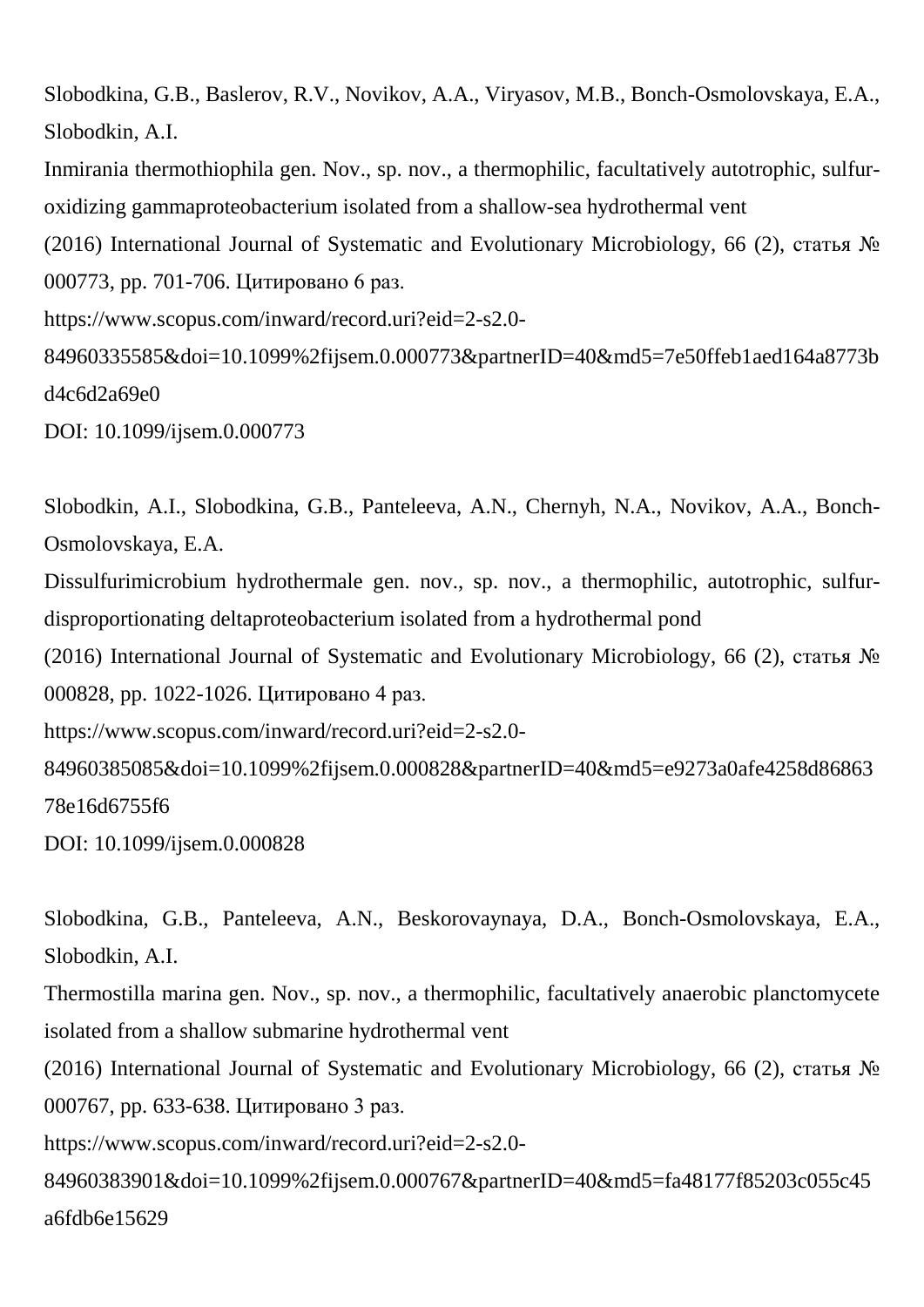Slobodkina, G.B., Baslerov, R.V., Novikov, A.A., Viryasov, M.B., Bonch-Osmolovskaya, E.A., Slobodkin, A.I.
Inmirania thermothiophila gen. Nov., sp. nov., a thermophilic, facultatively autotrophic, sulfur-oxidizing gammaproteobacterium isolated from a shallow-sea hydrothermal vent
(2016) International Journal of Systematic and Evolutionary Microbiology, 66 (2), статья № 000773, pp. 701-706. Цитировано 6 раз.
https://www.scopus.com/inward/record.uri?eid=2-s2.0-84960335585&doi=10.1099%2fijsem.0.000773&partnerID=40&md5=7e50ffeb1aed164a8773bd4c6d2a69e0
DOI: 10.1099/ijsem.0.000773

Slobodkin, A.I., Slobodkina, G.B., Panteleeva, A.N., Chernyh, N.A., Novikov, A.A., Bonch-Osmolovskaya, E.A.
Dissulfurimicrobium hydrothermale gen. nov., sp. nov., a thermophilic, autotrophic, sulfur-disproportionating deltaproteobacterium isolated from a hydrothermal pond
(2016) International Journal of Systematic and Evolutionary Microbiology, 66 (2), статья № 000828, pp. 1022-1026. Цитировано 4 раз.
https://www.scopus.com/inward/record.uri?eid=2-s2.0-84960385085&doi=10.1099%2fijsem.0.000828&partnerID=40&md5=e9273a0afe4258d8686378e16d6755f6
DOI: 10.1099/ijsem.0.000828

Slobodkina, G.B., Panteleeva, A.N., Beskorovaynaya, D.A., Bonch-Osmolovskaya, E.A., Slobodkin, A.I.
Thermostilla marina gen. Nov., sp. nov., a thermophilic, facultatively anaerobic planctomycete isolated from a shallow submarine hydrothermal vent
(2016) International Journal of Systematic and Evolutionary Microbiology, 66 (2), статья № 000767, pp. 633-638. Цитировано 3 раз.
https://www.scopus.com/inward/record.uri?eid=2-s2.0-84960383901&doi=10.1099%2fijsem.0.000767&partnerID=40&md5=fa48177f85203c055c45a6fdb6e15629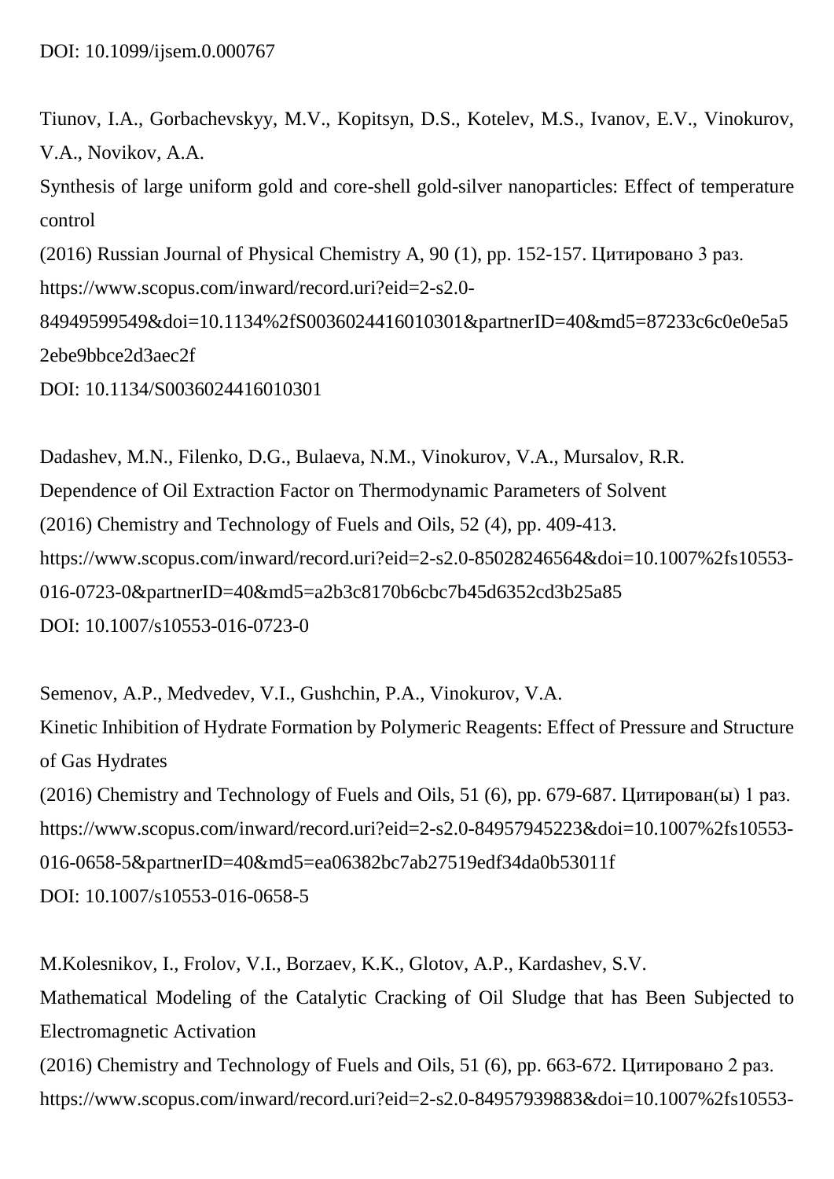DOI: 10.1099/ijsem.0.000767

Tiunov, I.A., Gorbachevskyy, M.V., Kopitsyn, D.S., Kotelev, M.S., Ivanov, E.V., Vinokurov, V.A., Novikov, A.A.
Synthesis of large uniform gold and core-shell gold-silver nanoparticles: Effect of temperature control
(2016) Russian Journal of Physical Chemistry A, 90 (1), pp. 152-157. Цитировано 3 раз.
https://www.scopus.com/inward/record.uri?eid=2-s2.0-84949599549&doi=10.1134%2fS0036024416010301&partnerID=40&md5=87233c6c0e0e5a52ebe9bbce2d3aec2f
DOI: 10.1134/S0036024416010301

Dadashev, M.N., Filenko, D.G., Bulaeva, N.M., Vinokurov, V.A., Mursalov, R.R.
Dependence of Oil Extraction Factor on Thermodynamic Parameters of Solvent
(2016) Chemistry and Technology of Fuels and Oils, 52 (4), pp. 409-413.
https://www.scopus.com/inward/record.uri?eid=2-s2.0-85028246564&doi=10.1007%2fs10553-016-0723-0&partnerID=40&md5=a2b3c8170b6cbc7b45d6352cd3b25a85
DOI: 10.1007/s10553-016-0723-0

Semenov, A.P., Medvedev, V.I., Gushchin, P.A., Vinokurov, V.A.
Kinetic Inhibition of Hydrate Formation by Polymeric Reagents: Effect of Pressure and Structure of Gas Hydrates
(2016) Chemistry and Technology of Fuels and Oils, 51 (6), pp. 679-687. Цитирован(ы) 1 раз.
https://www.scopus.com/inward/record.uri?eid=2-s2.0-84957945223&doi=10.1007%2fs10553-016-0658-5&partnerID=40&md5=ea06382bc7ab27519edf34da0b53011f
DOI: 10.1007/s10553-016-0658-5

M.Kolesnikov, I., Frolov, V.I., Borzaev, K.K., Glotov, A.P., Kardashev, S.V.
Mathematical Modeling of the Catalytic Cracking of Oil Sludge that has Been Subjected to Electromagnetic Activation
(2016) Chemistry and Technology of Fuels and Oils, 51 (6), pp. 663-672. Цитировано 2 раз.
https://www.scopus.com/inward/record.uri?eid=2-s2.0-84957939883&doi=10.1007%2fs10553-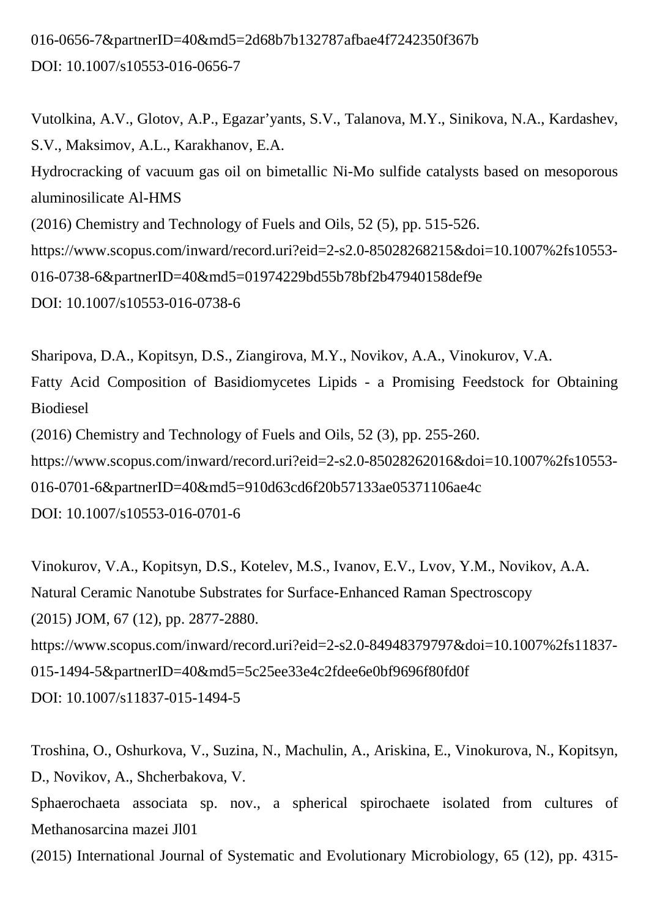016-0656-7&partnerID=40&md5=2d68b7b132787afbae4f7242350f367b
DOI: 10.1007/s10553-016-0656-7

Vutolkina, A.V., Glotov, A.P., Egazar'yants, S.V., Talanova, M.Y., Sinikova, N.A., Kardashev, S.V., Maksimov, A.L., Karakhanov, E.A.
Hydrocracking of vacuum gas oil on bimetallic Ni-Mo sulfide catalysts based on mesoporous aluminosilicate Al-HMS
(2016) Chemistry and Technology of Fuels and Oils, 52 (5), pp. 515-526.
https://www.scopus.com/inward/record.uri?eid=2-s2.0-85028268215&doi=10.1007%2fs10553-016-0738-6&partnerID=40&md5=01974229bd55b78bf2b47940158def9e
DOI: 10.1007/s10553-016-0738-6

Sharipova, D.A., Kopitsyn, D.S., Ziangirova, M.Y., Novikov, A.A., Vinokurov, V.A.
Fatty Acid Composition of Basidiomycetes Lipids - a Promising Feedstock for Obtaining Biodiesel
(2016) Chemistry and Technology of Fuels and Oils, 52 (3), pp. 255-260.
https://www.scopus.com/inward/record.uri?eid=2-s2.0-85028262016&doi=10.1007%2fs10553-016-0701-6&partnerID=40&md5=910d63cd6f20b57133ae05371106ae4c
DOI: 10.1007/s10553-016-0701-6

Vinokurov, V.A., Kopitsyn, D.S., Kotelev, M.S., Ivanov, E.V., Lvov, Y.M., Novikov, A.A.
Natural Ceramic Nanotube Substrates for Surface-Enhanced Raman Spectroscopy
(2015) JOM, 67 (12), pp. 2877-2880.
https://www.scopus.com/inward/record.uri?eid=2-s2.0-84948379797&doi=10.1007%2fs11837-015-1494-5&partnerID=40&md5=5c25ee33e4c2fdee6e0bf9696f80fd0f
DOI: 10.1007/s11837-015-1494-5

Troshina, O., Oshurkova, V., Suzina, N., Machulin, A., Ariskina, E., Vinokurova, N., Kopitsyn, D., Novikov, A., Shcherbakova, V.
Sphaerochaeta associata sp. nov., a spherical spirochaete isolated from cultures of Methanosarcina mazei Jl01
(2015) International Journal of Systematic and Evolutionary Microbiology, 65 (12), pp. 4315-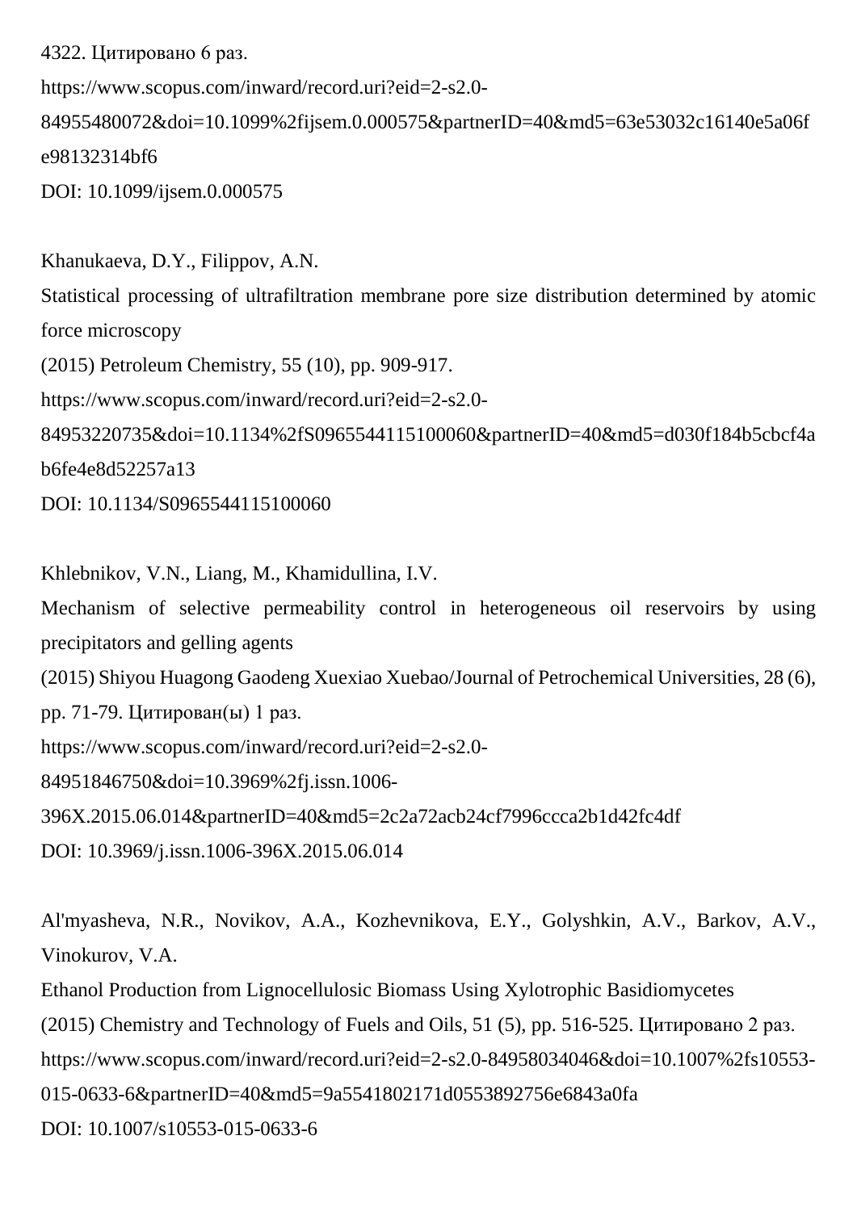4322. Цитировано 6 раз.
https://www.scopus.com/inward/record.uri?eid=2-s2.0-84955480072&doi=10.1099%2fijsem.0.000575&partnerID=40&md5=63e53032c16140e5a06fe98132314bf6
DOI: 10.1099/ijsem.0.000575

Khanukaeva, D.Y., Filippov, A.N.
Statistical processing of ultrafiltration membrane pore size distribution determined by atomic force microscopy
(2015) Petroleum Chemistry, 55 (10), pp. 909-917.
https://www.scopus.com/inward/record.uri?eid=2-s2.0-84953220735&doi=10.1134%2fS0965544115100060&partnerID=40&md5=d030f184b5cbcf4ab6fe4e8d52257a13
DOI: 10.1134/S0965544115100060

Khlebnikov, V.N., Liang, M., Khamidullina, I.V.
Mechanism of selective permeability control in heterogeneous oil reservoirs by using precipitators and gelling agents
(2015) Shiyou Huagong Gaodeng Xuexiao Xuebao/Journal of Petrochemical Universities, 28 (6), pp. 71-79. Цитирован(ы) 1 раз.
https://www.scopus.com/inward/record.uri?eid=2-s2.0-84951846750&doi=10.3969%2fj.issn.1006-396X.2015.06.014&partnerID=40&md5=2c2a72acb24cf7996ccca2b1d42fc4df
DOI: 10.3969/j.issn.1006-396X.2015.06.014

Al'myasheva, N.R., Novikov, A.A., Kozhevnikova, E.Y., Golyshkin, A.V., Barkov, A.V., Vinokurov, V.A.
Ethanol Production from Lignocellulosic Biomass Using Xylotrophic Basidiomycetes
(2015) Chemistry and Technology of Fuels and Oils, 51 (5), pp. 516-525. Цитировано 2 раз.
https://www.scopus.com/inward/record.uri?eid=2-s2.0-84958034046&doi=10.1007%2fs10553-015-0633-6&partnerID=40&md5=9a5541802171d0553892756e6843a0fa
DOI: 10.1007/s10553-015-0633-6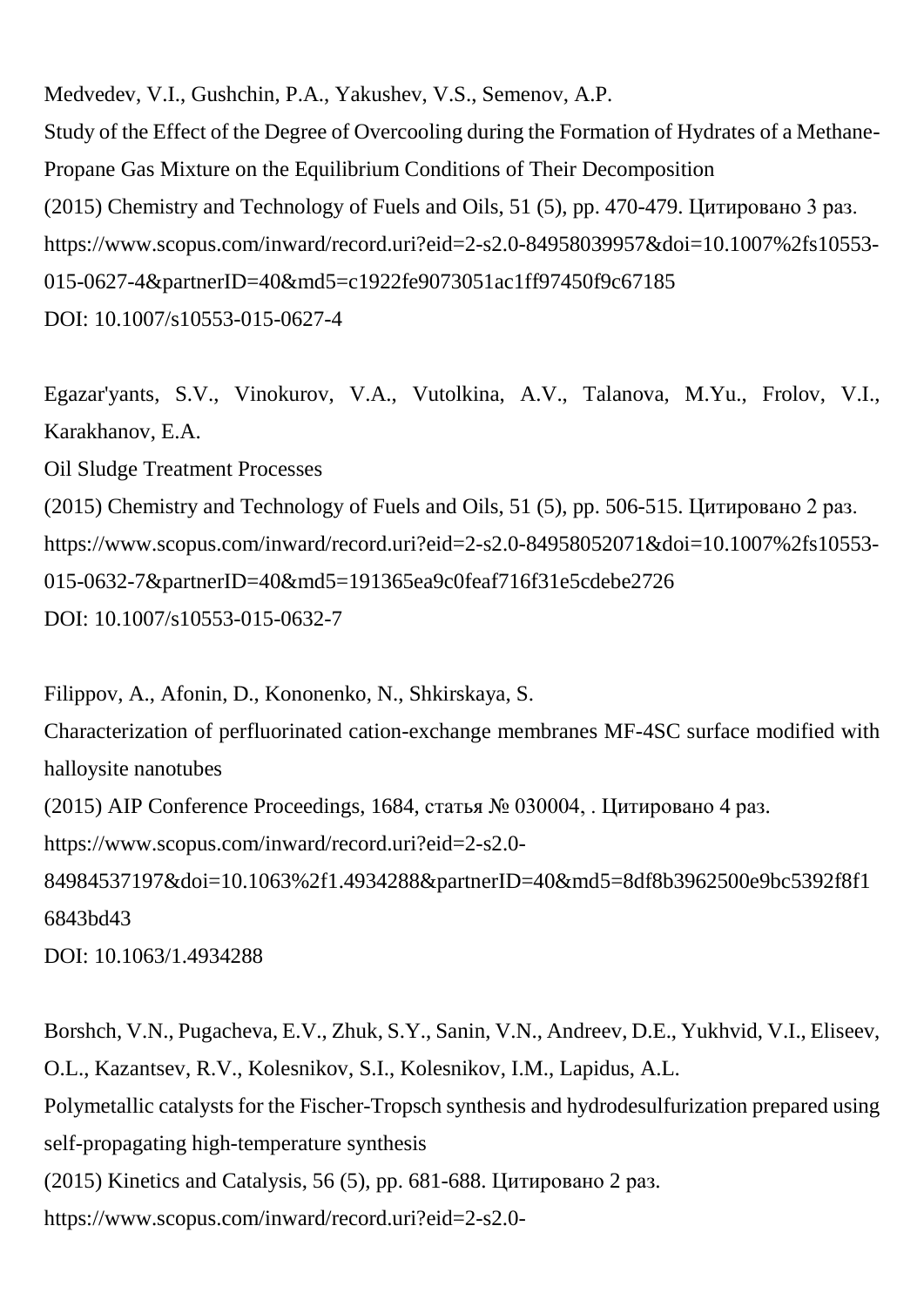Medvedev, V.I., Gushchin, P.A., Yakushev, V.S., Semenov, A.P.
Study of the Effect of the Degree of Overcooling during the Formation of Hydrates of a Methane-Propane Gas Mixture on the Equilibrium Conditions of Their Decomposition
(2015) Chemistry and Technology of Fuels and Oils, 51 (5), pp. 470-479. Цитировано 3 раз.
https://www.scopus.com/inward/record.uri?eid=2-s2.0-84958039957&doi=10.1007%2fs10553-015-0627-4&partnerID=40&md5=c1922fe9073051ac1ff97450f9c67185
DOI: 10.1007/s10553-015-0627-4

Egazar'yants, S.V., Vinokurov, V.A., Vutolkina, A.V., Talanova, M.Yu., Frolov, V.I., Karakhanov, E.A.
Oil Sludge Treatment Processes
(2015) Chemistry and Technology of Fuels and Oils, 51 (5), pp. 506-515. Цитировано 2 раз.
https://www.scopus.com/inward/record.uri?eid=2-s2.0-84958052071&doi=10.1007%2fs10553-015-0632-7&partnerID=40&md5=191365ea9c0feaf716f31e5cdebe2726
DOI: 10.1007/s10553-015-0632-7

Filippov, A., Afonin, D., Kononenko, N., Shkirskaya, S.
Characterization of perfluorinated cation-exchange membranes MF-4SC surface modified with halloysite nanotubes
(2015) AIP Conference Proceedings, 1684, статья № 030004, . Цитировано 4 раз.
https://www.scopus.com/inward/record.uri?eid=2-s2.0-84984537197&doi=10.1063%2f1.4934288&partnerID=40&md5=8df8b3962500e9bc5392f8f16843bd43
DOI: 10.1063/1.4934288

Borshch, V.N., Pugacheva, E.V., Zhuk, S.Y., Sanin, V.N., Andreev, D.E., Yukhvid, V.I., Eliseev, O.L., Kazantsev, R.V., Kolesnikov, S.I., Kolesnikov, I.M., Lapidus, A.L.
Polymetallic catalysts for the Fischer-Tropsch synthesis and hydrodesulfurization prepared using self-propagating high-temperature synthesis
(2015) Kinetics and Catalysis, 56 (5), pp. 681-688. Цитировано 2 раз.
https://www.scopus.com/inward/record.uri?eid=2-s2.0-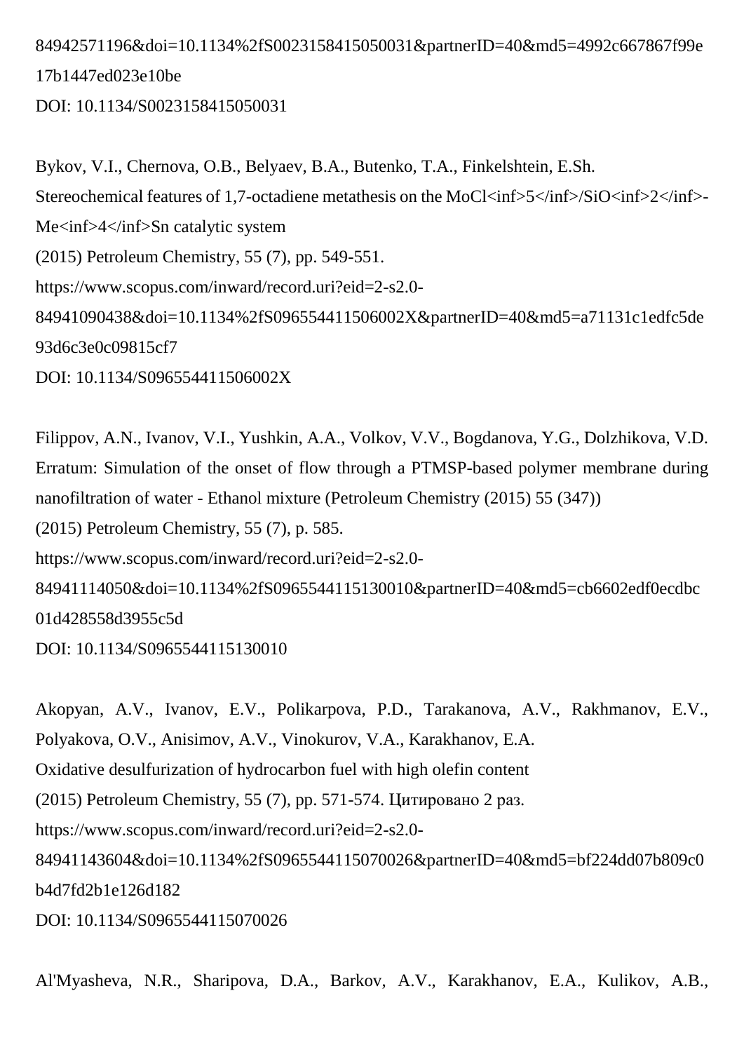84942571196&doi=10.1134%2fS0023158415050031&partnerID=40&md5=4992c667867f99e17b1447ed023e10be
DOI: 10.1134/S0023158415050031

Bykov, V.I., Chernova, O.B., Belyaev, B.A., Butenko, T.A., Finkelshtein, E.Sh.
Stereochemical features of 1,7-octadiene metathesis on the $MoCl_5/SiO_2-Me_4Sn$ catalytic system
(2015) Petroleum Chemistry, 55 (7), pp. 549-551.
https://www.scopus.com/inward/record.uri?eid=2-s2.0-84941090438&doi=10.1134%2fS096554411506002X&partnerID=40&md5=a71131c1edfc5de93d6c3e0c09815cf7
DOI: 10.1134/S096554411506002X

Filippov, A.N., Ivanov, V.I., Yushkin, A.A., Volkov, V.V., Bogdanova, Y.G., Dolzhikova, V.D.
Erratum: Simulation of the onset of flow through a PTMSP-based polymer membrane during nanofiltration of water - Ethanol mixture (Petroleum Chemistry (2015) 55 (347))
(2015) Petroleum Chemistry, 55 (7), p. 585.
https://www.scopus.com/inward/record.uri?eid=2-s2.0-84941114050&doi=10.1134%2fS0965544115130010&partnerID=40&md5=cb6602edf0ecdbc01d428558d3955c5d
DOI: 10.1134/S0965544115130010

Akopyan, A.V., Ivanov, E.V., Polikarpova, P.D., Tarakanova, A.V., Rakhmanov, E.V., Polyakova, O.V., Anisimov, A.V., Vinokurov, V.A., Karakhanov, E.A.
Oxidative desulfurization of hydrocarbon fuel with high olefin content
(2015) Petroleum Chemistry, 55 (7), pp. 571-574. Цитировано 2 раз.
https://www.scopus.com/inward/record.uri?eid=2-s2.0-84941143604&doi=10.1134%2fS0965544115070026&partnerID=40&md5=bf224dd07b809c0b4d7fd2b1e126d182
DOI: 10.1134/S0965544115070026

Al'Myasheva, N.R., Sharipova, D.A., Barkov, A.V., Karakhanov, E.A., Kulikov, A.B.,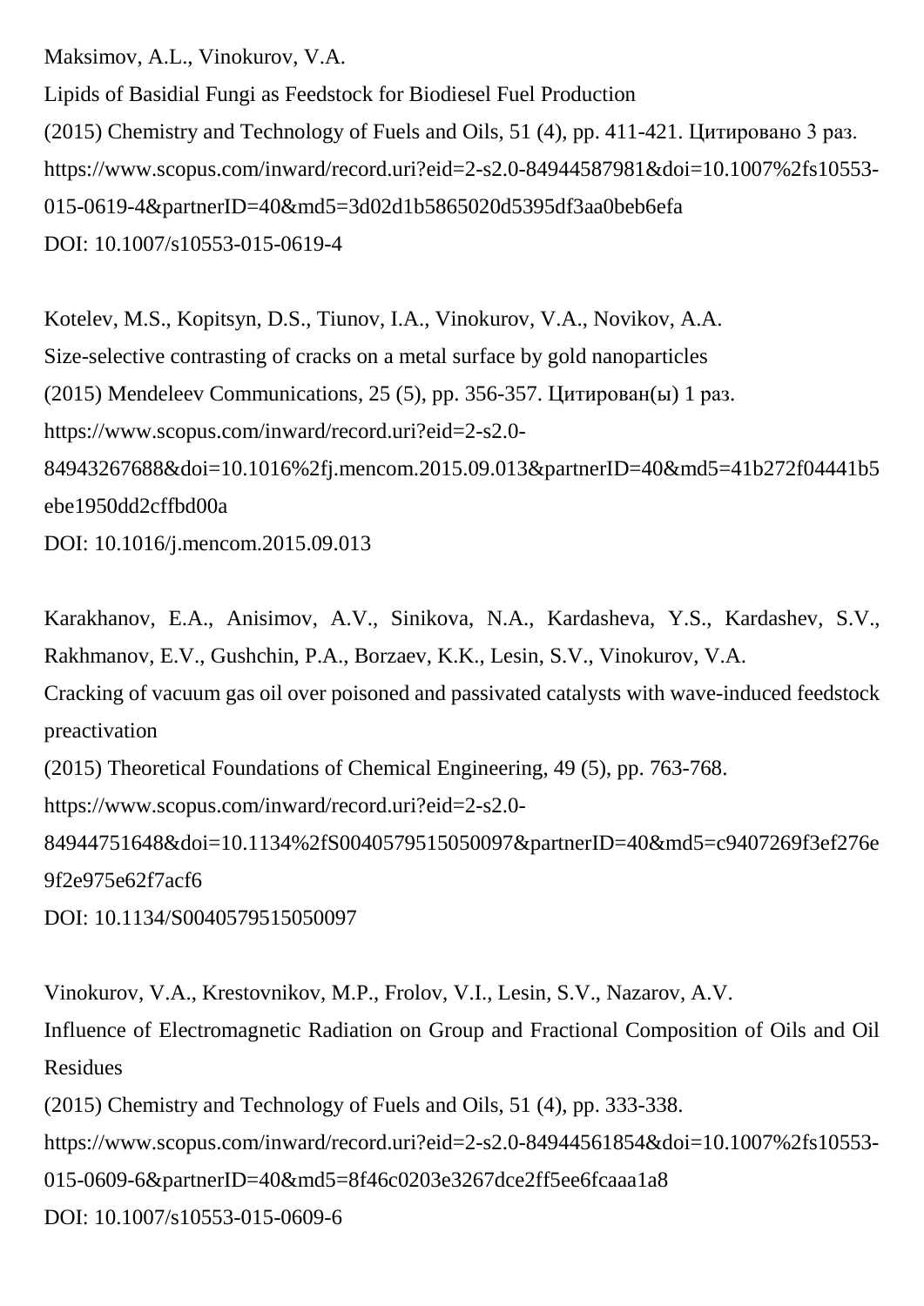Maksimov, A.L., Vinokurov, V.A.

Lipids of Basidial Fungi as Feedstock for Biodiesel Fuel Production

(2015) Chemistry and Technology of Fuels and Oils, 51 (4), pp. 411-421. Цитировано 3 раз.

https://www.scopus.com/inward/record.uri?eid=2-s2.0-84944587981&doi=10.1007%2fs10553-015-0619-4&partnerID=40&md5=3d02d1b5865020d5395df3aa0beb6efa

DOI: 10.1007/s10553-015-0619-4

Kotelev, M.S., Kopitsyn, D.S., Tiunov, I.A., Vinokurov, V.A., Novikov, A.A.

Size-selective contrasting of cracks on a metal surface by gold nanoparticles

(2015) Mendeleev Communications, 25 (5), pp. 356-357. Цитирован(ы) 1 раз.

https://www.scopus.com/inward/record.uri?eid=2-s2.0-84943267688&doi=10.1016%2fj.mencom.2015.09.013&partnerID=40&md5=41b272f04441b5ebe1950dd2cffbd00a

DOI: 10.1016/j.mencom.2015.09.013

Karakhanov, E.A., Anisimov, A.V., Sinikova, N.A., Kardasheva, Y.S., Kardashev, S.V., Rakhmanov, E.V., Gushchin, P.A., Borzaev, K.K., Lesin, S.V., Vinokurov, V.A.

Cracking of vacuum gas oil over poisoned and passivated catalysts with wave-induced feedstock preactivation

(2015) Theoretical Foundations of Chemical Engineering, 49 (5), pp. 763-768.

https://www.scopus.com/inward/record.uri?eid=2-s2.0-84944751648&doi=10.1134%2fS0040579515050097&partnerID=40&md5=c9407269f3ef276e9f2e975e62f7acf6

DOI: 10.1134/S0040579515050097

Vinokurov, V.A., Krestovnikov, M.P., Frolov, V.I., Lesin, S.V., Nazarov, A.V.

Influence of Electromagnetic Radiation on Group and Fractional Composition of Oils and Oil Residues

(2015) Chemistry and Technology of Fuels and Oils, 51 (4), pp. 333-338.

https://www.scopus.com/inward/record.uri?eid=2-s2.0-84944561854&doi=10.1007%2fs10553-015-0609-6&partnerID=40&md5=8f46c0203e3267dce2ff5ee6fcaaa1a8

DOI: 10.1007/s10553-015-0609-6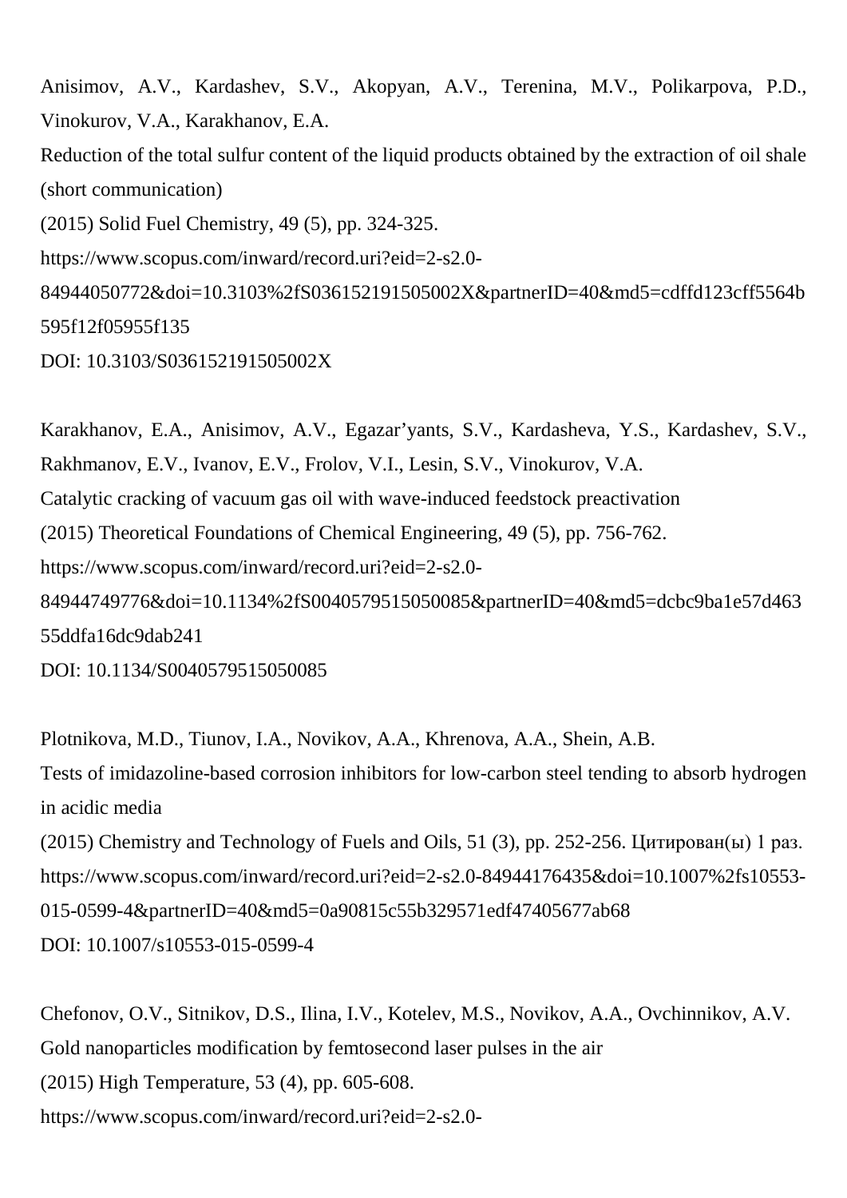Anisimov, A.V., Kardashev, S.V., Akopyan, A.V., Terenina, M.V., Polikarpova, P.D., Vinokurov, V.A., Karakhanov, E.A.
Reduction of the total sulfur content of the liquid products obtained by the extraction of oil shale (short communication)
(2015) Solid Fuel Chemistry, 49 (5), pp. 324-325.
https://www.scopus.com/inward/record.uri?eid=2-s2.0-84944050772&doi=10.3103%2fS036152191505002X&partnerID=40&md5=cdffd123cff5564b595f12f05955f135
DOI: 10.3103/S036152191505002X

Karakhanov, E.A., Anisimov, A.V., Egazar'yants, S.V., Kardasheva, Y.S., Kardashev, S.V., Rakhmanov, E.V., Ivanov, E.V., Frolov, V.I., Lesin, S.V., Vinokurov, V.A.
Catalytic cracking of vacuum gas oil with wave-induced feedstock preactivation
(2015) Theoretical Foundations of Chemical Engineering, 49 (5), pp. 756-762.
https://www.scopus.com/inward/record.uri?eid=2-s2.0-84944749776&doi=10.1134%2fS0040579515050085&partnerID=40&md5=dcbc9ba1e57d46355ddfa16dc9dab241
DOI: 10.1134/S0040579515050085

Plotnikova, M.D., Tiunov, I.A., Novikov, A.A., Khrenova, A.A., Shein, A.B.
Tests of imidazoline-based corrosion inhibitors for low-carbon steel tending to absorb hydrogen in acidic media
(2015) Chemistry and Technology of Fuels and Oils, 51 (3), pp. 252-256. Цитирован(ы) 1 раз.
https://www.scopus.com/inward/record.uri?eid=2-s2.0-84944176435&doi=10.1007%2fs10553-015-0599-4&partnerID=40&md5=0a90815c55b329571edf47405677ab68
DOI: 10.1007/s10553-015-0599-4

Chefonov, O.V., Sitnikov, D.S., Ilina, I.V., Kotelev, M.S., Novikov, A.A., Ovchinnikov, A.V.
Gold nanoparticles modification by femtosecond laser pulses in the air
(2015) High Temperature, 53 (4), pp. 605-608.
https://www.scopus.com/inward/record.uri?eid=2-s2.0-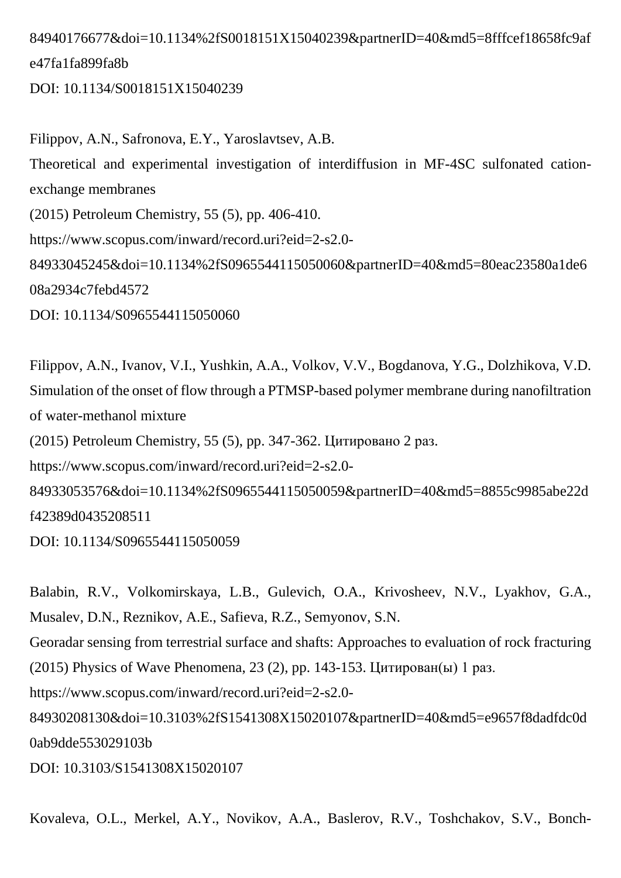84940176677&doi=10.1134%2fS0018151X15040239&partnerID=40&md5=8fffcef18658fc9af e47fa1fa899fa8b
DOI: 10.1134/S0018151X15040239

Filippov, A.N., Safronova, E.Y., Yaroslavtsev, A.B.
Theoretical and experimental investigation of interdiffusion in MF-4SC sulfonated cation-exchange membranes
(2015) Petroleum Chemistry, 55 (5), pp. 406-410.
https://www.scopus.com/inward/record.uri?eid=2-s2.0-84933045245&doi=10.1134%2fS0965544115050060&partnerID=40&md5=80eac23580a1de6 08a2934c7febd4572
DOI: 10.1134/S0965544115050060

Filippov, A.N., Ivanov, V.I., Yushkin, A.A., Volkov, V.V., Bogdanova, Y.G., Dolzhikova, V.D.
Simulation of the onset of flow through a PTMSP-based polymer membrane during nanofiltration of water-methanol mixture
(2015) Petroleum Chemistry, 55 (5), pp. 347-362. Цитировано 2 раз.
https://www.scopus.com/inward/record.uri?eid=2-s2.0-84933053576&doi=10.1134%2fS0965544115050059&partnerID=40&md5=8855c9985abe22d f42389d0435208511
DOI: 10.1134/S0965544115050059

Balabin, R.V., Volkomirskaya, L.B., Gulevich, O.A., Krivosheev, N.V., Lyakhov, G.A., Musalev, D.N., Reznikov, A.E., Safieva, R.Z., Semyonov, S.N.
Georadar sensing from terrestrial surface and shafts: Approaches to evaluation of rock fracturing
(2015) Physics of Wave Phenomena, 23 (2), pp. 143-153. Цитирован(ы) 1 раз.
https://www.scopus.com/inward/record.uri?eid=2-s2.0-84930208130&doi=10.3103%2fS1541308X15020107&partnerID=40&md5=e9657f8dadfdc0d 0ab9dde553029103b
DOI: 10.3103/S1541308X15020107

Kovaleva, O.L., Merkel, A.Y., Novikov, A.A., Baslerov, R.V., Toshchakov, S.V., Bonch-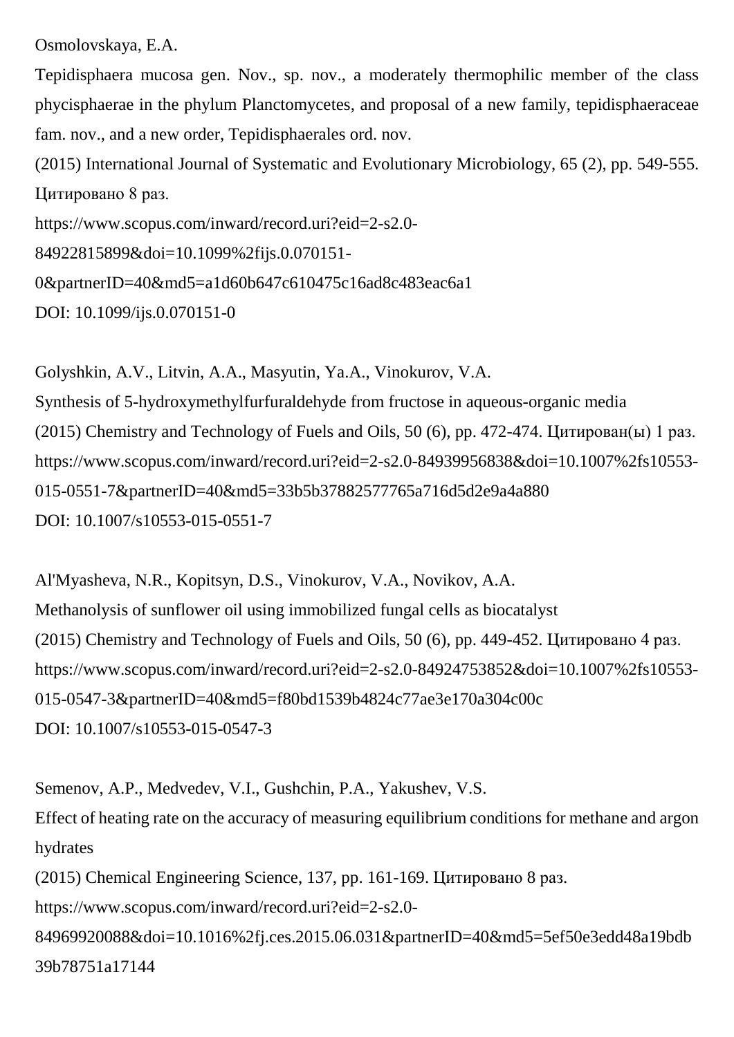Osmolovskaya, E.A.

Tepidisphaera mucosa gen. Nov., sp. nov., a moderately thermophilic member of the class phycisphaerae in the phylum Planctomycetes, and proposal of a new family, tepidisphaeraceae fam. nov., and a new order, Tepidisphaerales ord. nov.

(2015) International Journal of Systematic and Evolutionary Microbiology, 65 (2), pp. 549-555. Цитировано 8 раз.

https://www.scopus.com/inward/record.uri?eid=2-s2.0-84922815899&doi=10.1099%2fijs.0.070151-0&partnerID=40&md5=a1d60b647c610475c16ad8c483eac6a1

DOI: 10.1099/ijs.0.070151-0

Golyshkin, A.V., Litvin, A.A., Masyutin, Ya.A., Vinokurov, V.A.

Synthesis of 5-hydroxymethylfurfuraldehyde from fructose in aqueous-organic media

(2015) Chemistry and Technology of Fuels and Oils, 50 (6), pp. 472-474. Цитирован(ы) 1 раз.

https://www.scopus.com/inward/record.uri?eid=2-s2.0-84939956838&doi=10.1007%2fs10553-015-0551-7&partnerID=40&md5=33b5b37882577765a716d5d2e9a4a880

DOI: 10.1007/s10553-015-0551-7

Al'Myasheva, N.R., Kopitsyn, D.S., Vinokurov, V.A., Novikov, A.A.

Methanolysis of sunflower oil using immobilized fungal cells as biocatalyst

(2015) Chemistry and Technology of Fuels and Oils, 50 (6), pp. 449-452. Цитировано 4 раз.

https://www.scopus.com/inward/record.uri?eid=2-s2.0-84924753852&doi=10.1007%2fs10553-015-0547-3&partnerID=40&md5=f80bd1539b4824c77ae3e170a304c00c

DOI: 10.1007/s10553-015-0547-3

Semenov, A.P., Medvedev, V.I., Gushchin, P.A., Yakushev, V.S.

Effect of heating rate on the accuracy of measuring equilibrium conditions for methane and argon hydrates

(2015) Chemical Engineering Science, 137, pp. 161-169. Цитировано 8 раз.

https://www.scopus.com/inward/record.uri?eid=2-s2.0-84969920088&doi=10.1016%2fj.ces.2015.06.031&partnerID=40&md5=5ef50e3edd48a19bdb39b78751a17144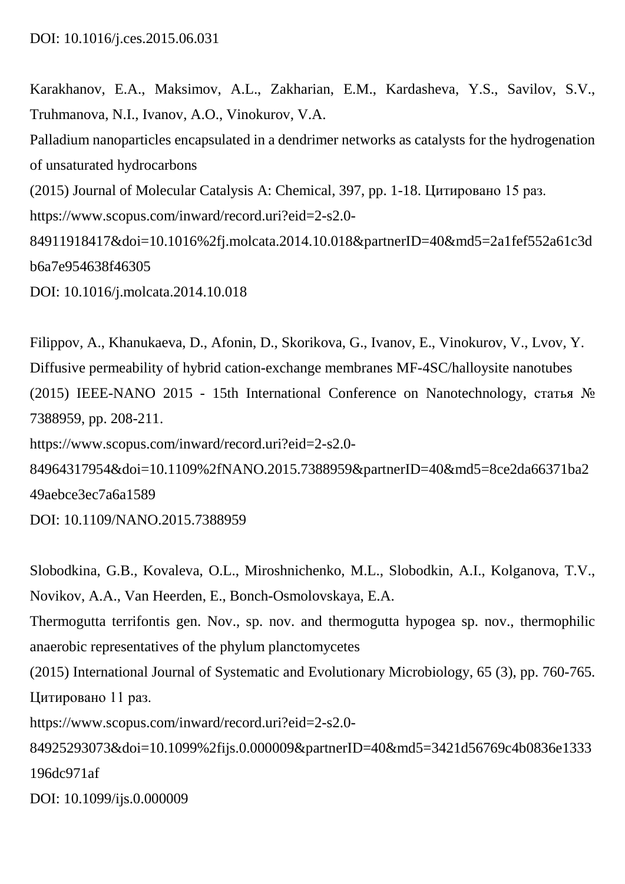DOI: 10.1016/j.ces.2015.06.031

Karakhanov, E.A., Maksimov, A.L., Zakharian, E.M., Kardasheva, Y.S., Savilov, S.V., Truhmanova, N.I., Ivanov, A.O., Vinokurov, V.A.
Palladium nanoparticles encapsulated in a dendrimer networks as catalysts for the hydrogenation of unsaturated hydrocarbons
(2015) Journal of Molecular Catalysis A: Chemical, 397, pp. 1-18. Цитировано 15 раз.
https://www.scopus.com/inward/record.uri?eid=2-s2.0-84911918417&doi=10.1016%2fj.molcata.2014.10.018&partnerID=40&md5=2a1fef552a61c3db6a7e954638f46305
DOI: 10.1016/j.molcata.2014.10.018

Filippov, A., Khanukaeva, D., Afonin, D., Skorikova, G., Ivanov, E., Vinokurov, V., Lvov, Y.
Diffusive permeability of hybrid cation-exchange membranes MF-4SC/halloysite nanotubes
(2015) IEEE-NANO 2015 - 15th International Conference on Nanotechnology, статья № 7388959, pp. 208-211.
https://www.scopus.com/inward/record.uri?eid=2-s2.0-84964317954&doi=10.1109%2fNANO.2015.7388959&partnerID=40&md5=8ce2da66371ba249aebce3ec7a6a1589
DOI: 10.1109/NANO.2015.7388959

Slobodkina, G.B., Kovaleva, O.L., Miroshnichenko, M.L., Slobodkin, A.I., Kolganova, T.V., Novikov, A.A., Van Heerden, E., Bonch-Osmolovskaya, E.A.
Thermogutta terrifontis gen. Nov., sp. nov. and thermogutta hypogea sp. nov., thermophilic anaerobic representatives of the phylum planctomycetes
(2015) International Journal of Systematic and Evolutionary Microbiology, 65 (3), pp. 760-765. Цитировано 11 раз.
https://www.scopus.com/inward/record.uri?eid=2-s2.0-84925293073&doi=10.1099%2fijs.0.000009&partnerID=40&md5=3421d56769c4b0836e1333196dc971af
DOI: 10.1099/ijs.0.000009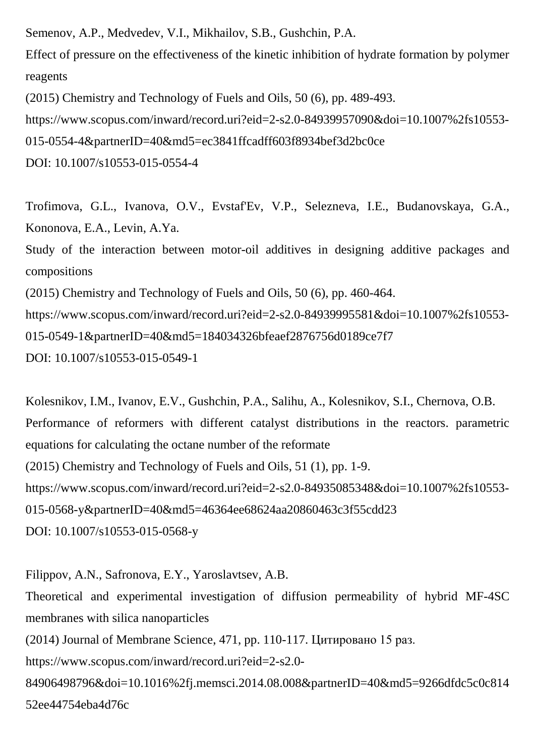Semenov, A.P., Medvedev, V.I., Mikhailov, S.B., Gushchin, P.A.

Effect of pressure on the effectiveness of the kinetic inhibition of hydrate formation by polymer reagents

(2015) Chemistry and Technology of Fuels and Oils, 50 (6), pp. 489-493.

https://www.scopus.com/inward/record.uri?eid=2-s2.0-84939957090&doi=10.1007%2fs10553-015-0554-4&partnerID=40&md5=ec3841ffcadff603f8934bef3d2bc0ce

DOI: 10.1007/s10553-015-0554-4

Trofimova, G.L., Ivanova, O.V., Evstaf'Ev, V.P., Selezneva, I.E., Budanovskaya, G.A., Kononova, E.A., Levin, A.Ya.

Study of the interaction between motor-oil additives in designing additive packages and compositions

(2015) Chemistry and Technology of Fuels and Oils, 50 (6), pp. 460-464.

https://www.scopus.com/inward/record.uri?eid=2-s2.0-84939995581&doi=10.1007%2fs10553-015-0549-1&partnerID=40&md5=184034326bfeaef2876756d0189ce7f7

DOI: 10.1007/s10553-015-0549-1

Kolesnikov, I.M., Ivanov, E.V., Gushchin, P.A., Salihu, A., Kolesnikov, S.I., Chernova, O.B.

Performance of reformers with different catalyst distributions in the reactors. parametric equations for calculating the octane number of the reformate

(2015) Chemistry and Technology of Fuels and Oils, 51 (1), pp. 1-9.

https://www.scopus.com/inward/record.uri?eid=2-s2.0-84935085348&doi=10.1007%2fs10553-015-0568-y&partnerID=40&md5=46364ee68624aa20860463c3f55cdd23

DOI: 10.1007/s10553-015-0568-y

Filippov, A.N., Safronova, E.Y., Yaroslavtsev, A.B.

Theoretical and experimental investigation of diffusion permeability of hybrid MF-4SC membranes with silica nanoparticles

(2014) Journal of Membrane Science, 471, pp. 110-117. Цитировано 15 раз.

https://www.scopus.com/inward/record.uri?eid=2-s2.0-84906498796&doi=10.1016%2fj.memsci.2014.08.008&partnerID=40&md5=9266dfdc5c0c81452ee44754eba4d76c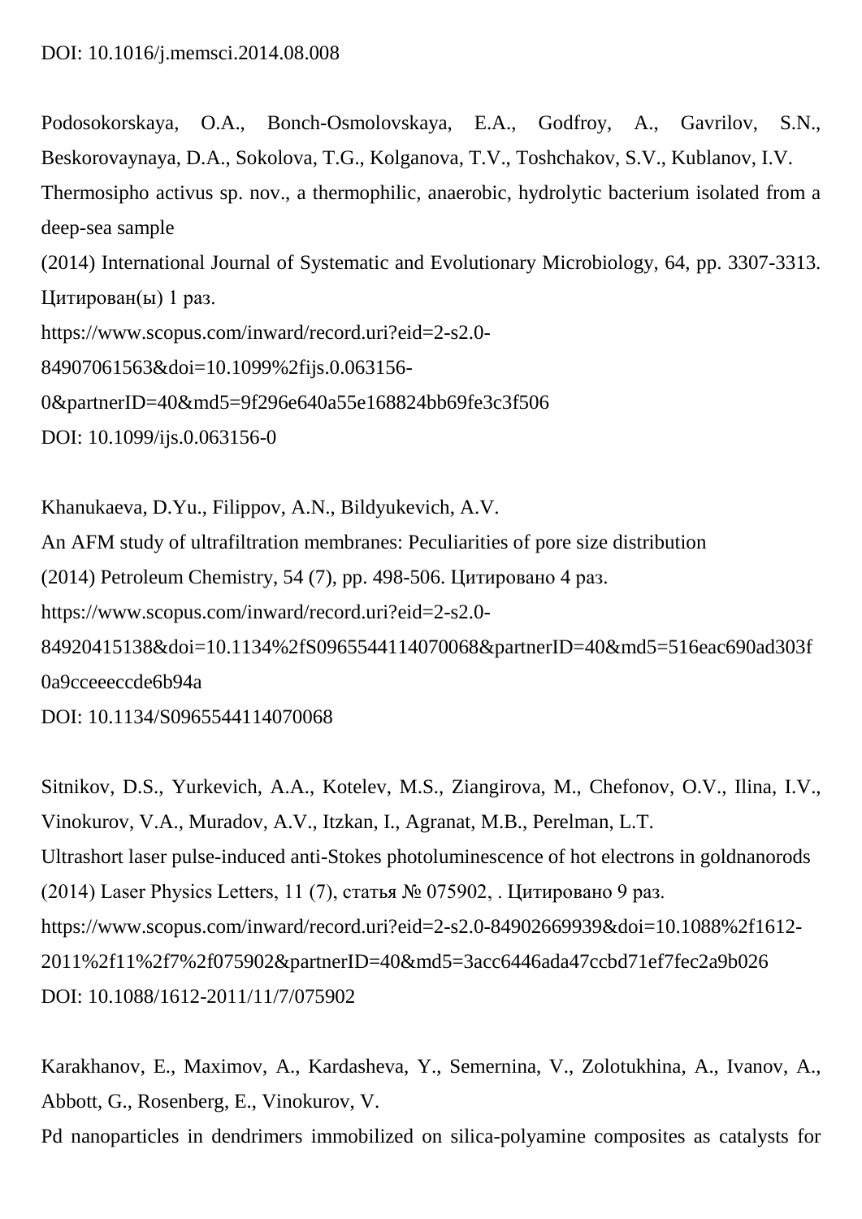DOI: 10.1016/j.memsci.2014.08.008

Podosokorskaya, O.A., Bonch-Osmolovskaya, E.A., Godfroy, A., Gavrilov, S.N., Beskorovaynaya, D.A., Sokolova, T.G., Kolganova, T.V., Toshchakov, S.V., Kublanov, I.V.
Thermosipho activus sp. nov., a thermophilic, anaerobic, hydrolytic bacterium isolated from a deep-sea sample
(2014) International Journal of Systematic and Evolutionary Microbiology, 64, pp. 3307-3313. Цитирован(ы) 1 раз.
https://www.scopus.com/inward/record.uri?eid=2-s2.0-84907061563&doi=10.1099%2fijs.0.063156-0&partnerID=40&md5=9f296e640a55e168824bb69fe3c3f506
DOI: 10.1099/ijs.0.063156-0

Khanukaeva, D.Yu., Filippov, A.N., Bildyukevich, A.V.
An AFM study of ultrafiltration membranes: Peculiarities of pore size distribution
(2014) Petroleum Chemistry, 54 (7), pp. 498-506. Цитировано 4 раз.
https://www.scopus.com/inward/record.uri?eid=2-s2.0-84920415138&doi=10.1134%2fS0965544114070068&partnerID=40&md5=516eac690ad303f0a9cceeeccde6b94a
DOI: 10.1134/S0965544114070068

Sitnikov, D.S., Yurkevich, A.A., Kotelev, M.S., Ziangirova, M., Chefonov, O.V., Ilina, I.V., Vinokurov, V.A., Muradov, A.V., Itzkan, I., Agranat, M.B., Perelman, L.T.
Ultrashort laser pulse-induced anti-Stokes photoluminescence of hot electrons in goldnanorods
(2014) Laser Physics Letters, 11 (7), статья № 075902, . Цитировано 9 раз.
https://www.scopus.com/inward/record.uri?eid=2-s2.0-84902669939&doi=10.1088%2f1612-2011%2f11%2f7%2f075902&partnerID=40&md5=3acc6446ada47ccbd71ef7fec2a9b026
DOI: 10.1088/1612-2011/11/7/075902

Karakhanov, E., Maximov, A., Kardasheva, Y., Semernina, V., Zolotukhina, A., Ivanov, A., Abbott, G., Rosenberg, E., Vinokurov, V.
Pd nanoparticles in dendrimers immobilized on silica-polyamine composites as catalysts for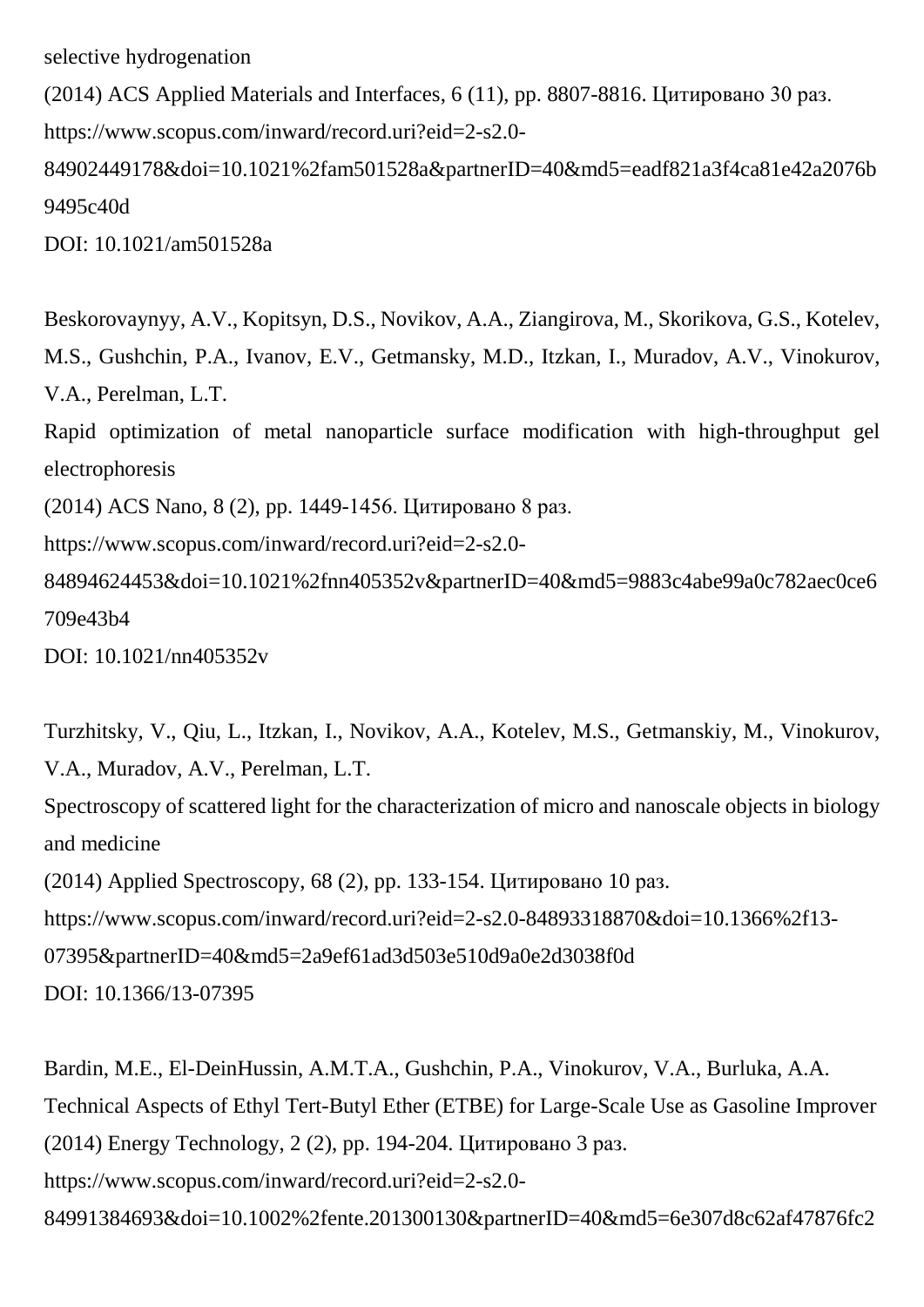selective hydrogenation
(2014) ACS Applied Materials and Interfaces, 6 (11), pp. 8807-8816. Цитировано 30 раз.
https://www.scopus.com/inward/record.uri?eid=2-s2.0-84902449178&doi=10.1021%2fam501528a&partnerID=40&md5=eadf821a3f4ca81e42a2076b9495c40d
DOI: 10.1021/am501528a

Beskorovaynyy, A.V., Kopitsyn, D.S., Novikov, A.A., Ziangirova, M., Skorikova, G.S., Kotelev, M.S., Gushchin, P.A., Ivanov, E.V., Getmansky, M.D., Itzkan, I., Muradov, A.V., Vinokurov, V.A., Perelman, L.T.
Rapid optimization of metal nanoparticle surface modification with high-throughput gel electrophoresis
(2014) ACS Nano, 8 (2), pp. 1449-1456. Цитировано 8 раз.
https://www.scopus.com/inward/record.uri?eid=2-s2.0-84894624453&doi=10.1021%2fnn405352v&partnerID=40&md5=9883c4abe99a0c782aec0ce6709e43b4
DOI: 10.1021/nn405352v

Turzhitsky, V., Qiu, L., Itzkan, I., Novikov, A.A., Kotelev, M.S., Getmanskiy, M., Vinokurov, V.A., Muradov, A.V., Perelman, L.T.
Spectroscopy of scattered light for the characterization of micro and nanoscale objects in biology and medicine
(2014) Applied Spectroscopy, 68 (2), pp. 133-154. Цитировано 10 раз.
https://www.scopus.com/inward/record.uri?eid=2-s2.0-84893318870&doi=10.1366%2f13-07395&partnerID=40&md5=2a9ef61ad3d503e510d9a0e2d3038f0d
DOI: 10.1366/13-07395

Bardin, M.E., El-DeinHussin, A.M.T.A., Gushchin, P.A., Vinokurov, V.A., Burluka, A.A.
Technical Aspects of Ethyl Tert-Butyl Ether (ETBE) for Large-Scale Use as Gasoline Improver
(2014) Energy Technology, 2 (2), pp. 194-204. Цитировано 3 раз.
https://www.scopus.com/inward/record.uri?eid=2-s2.0-84991384693&doi=10.1002%2fente.201300130&partnerID=40&md5=6e307d8c62af47876fc2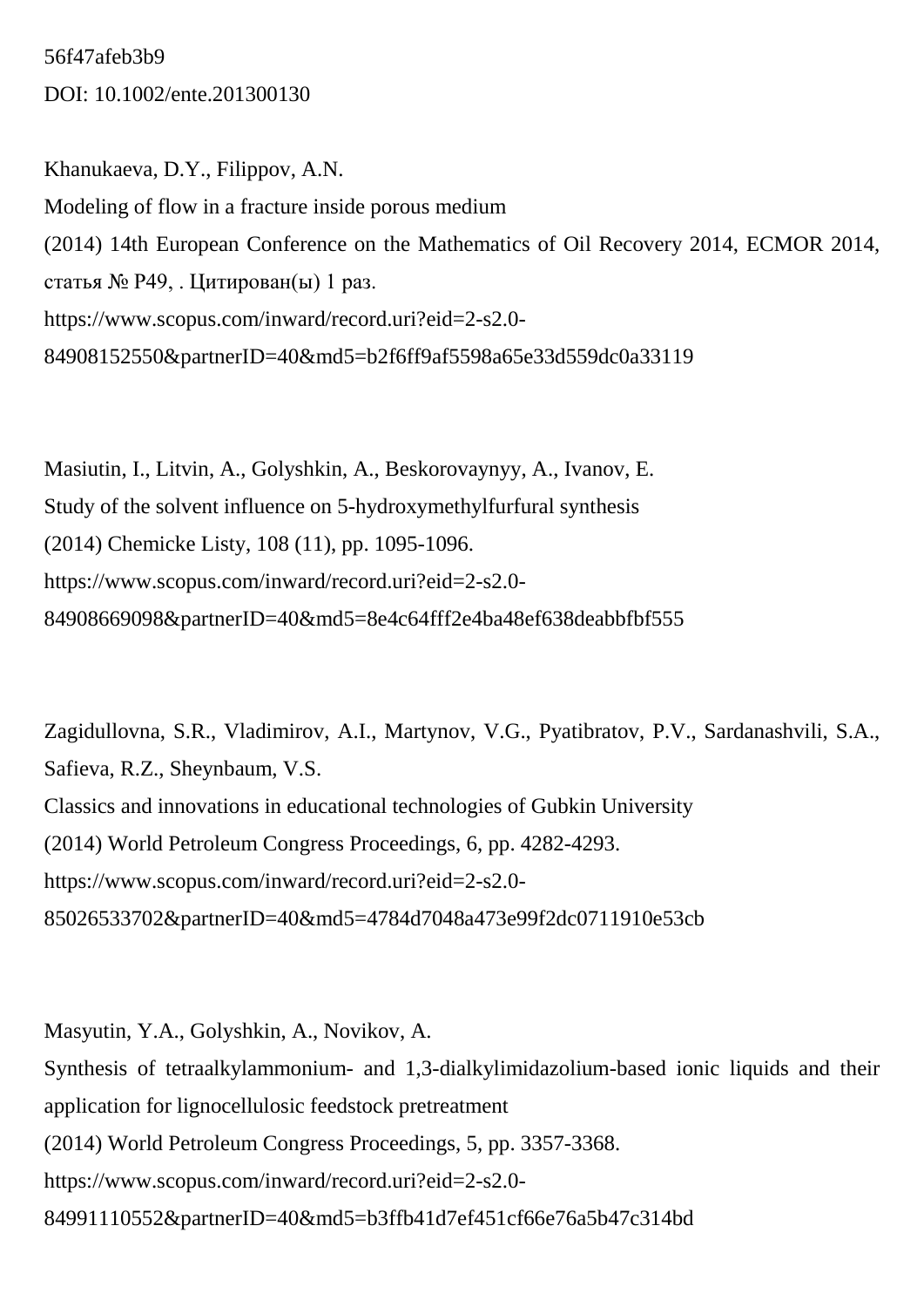56f47afeb3b9
DOI: 10.1002/ente.201300130

Khanukaeva, D.Y., Filippov, A.N.
Modeling of flow in a fracture inside porous medium
(2014) 14th European Conference on the Mathematics of Oil Recovery 2014, ECMOR 2014, статья № P49, . Цитирован(ы) 1 раз.
https://www.scopus.com/inward/record.uri?eid=2-s2.0-84908152550&partnerID=40&md5=b2f6ff9af5598a65e33d559dc0a33119

Masiutin, I., Litvin, A., Golyshkin, A., Beskorovaynyy, A., Ivanov, E.
Study of the solvent influence on 5-hydroxymethylfurfural synthesis
(2014) Chemicke Listy, 108 (11), pp. 1095-1096.
https://www.scopus.com/inward/record.uri?eid=2-s2.0-84908669098&partnerID=40&md5=8e4c64fff2e4ba48ef638deabbfbf555

Zagidullovna, S.R., Vladimirov, A.I., Martynov, V.G., Pyatibratov, P.V., Sardanashvili, S.A., Safieva, R.Z., Sheynbaum, V.S.
Classics and innovations in educational technologies of Gubkin University
(2014) World Petroleum Congress Proceedings, 6, pp. 4282-4293.
https://www.scopus.com/inward/record.uri?eid=2-s2.0-85026533702&partnerID=40&md5=4784d7048a473e99f2dc0711910e53cb

Masyutin, Y.A., Golyshkin, A., Novikov, A.
Synthesis of tetraalkylammonium- and 1,3-dialkylimidazolium-based ionic liquids and their application for lignocellulosic feedstock pretreatment
(2014) World Petroleum Congress Proceedings, 5, pp. 3357-3368.
https://www.scopus.com/inward/record.uri?eid=2-s2.0-84991110552&partnerID=40&md5=b3ffb41d7ef451cf66e76a5b47c314bd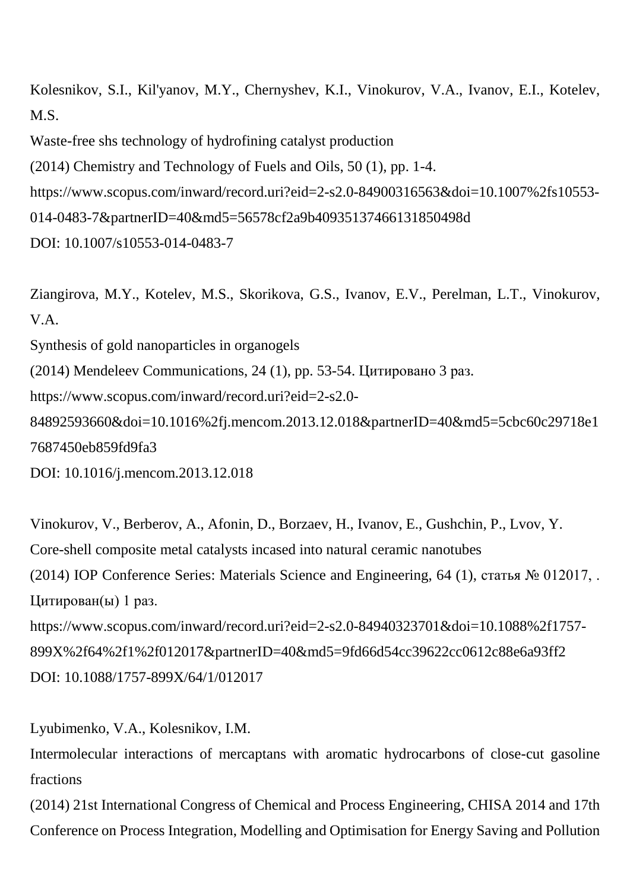Kolesnikov, S.I., Kil'yanov, M.Y., Chernyshev, K.I., Vinokurov, V.A., Ivanov, E.I., Kotelev, M.S.
Waste-free shs technology of hydrofining catalyst production
(2014) Chemistry and Technology of Fuels and Oils, 50 (1), pp. 1-4.
https://www.scopus.com/inward/record.uri?eid=2-s2.0-84900316563&doi=10.1007%2fs10553-014-0483-7&partnerID=40&md5=56578cf2a9b40935137466131850498d
DOI: 10.1007/s10553-014-0483-7

Ziangirova, M.Y., Kotelev, M.S., Skorikova, G.S., Ivanov, E.V., Perelman, L.T., Vinokurov, V.A.
Synthesis of gold nanoparticles in organogels
(2014) Mendeleev Communications, 24 (1), pp. 53-54. Цитировано 3 раз.
https://www.scopus.com/inward/record.uri?eid=2-s2.0-84892593660&doi=10.1016%2fj.mencom.2013.12.018&partnerID=40&md5=5cbc60c29718e17687450eb859fd9fa3
DOI: 10.1016/j.mencom.2013.12.018

Vinokurov, V., Berberov, A., Afonin, D., Borzaev, H., Ivanov, E., Gushchin, P., Lvov, Y.
Core-shell composite metal catalysts incased into natural ceramic nanotubes
(2014) IOP Conference Series: Materials Science and Engineering, 64 (1), статья № 012017, . Цитирован(ы) 1 раз.
https://www.scopus.com/inward/record.uri?eid=2-s2.0-84940323701&doi=10.1088%2f1757-899X%2f64%2f1%2f012017&partnerID=40&md5=9fd66d54cc39622cc0612c88e6a93ff2
DOI: 10.1088/1757-899X/64/1/012017

Lyubimenko, V.A., Kolesnikov, I.M.
Intermolecular interactions of mercaptans with aromatic hydrocarbons of close-cut gasoline fractions
(2014) 21st International Congress of Chemical and Process Engineering, CHISA 2014 and 17th Conference on Process Integration, Modelling and Optimisation for Energy Saving and Pollution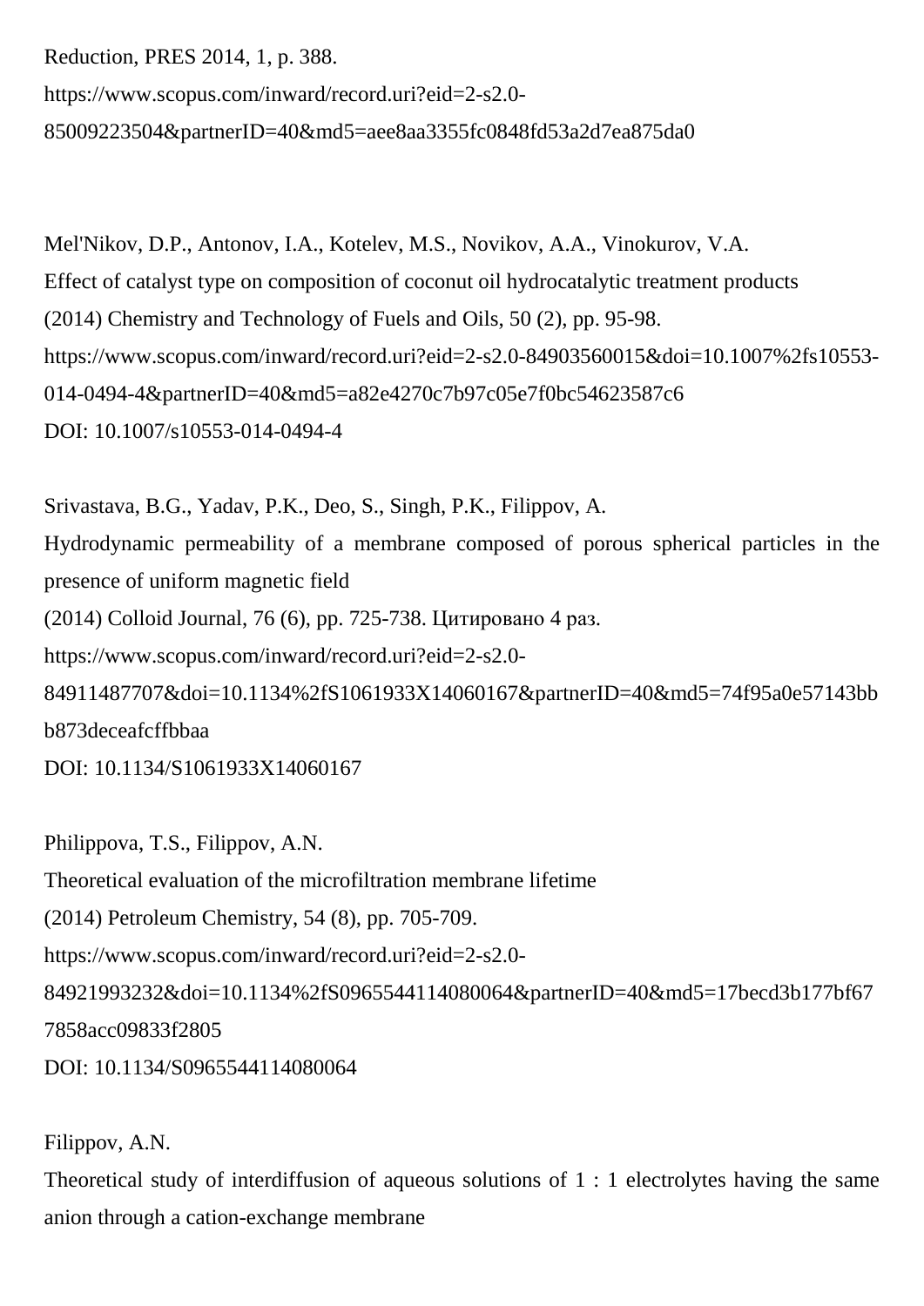Reduction, PRES 2014, 1, p. 388.
https://www.scopus.com/inward/record.uri?eid=2-s2.0-85009223504&partnerID=40&md5=aee8aa3355fc0848fd53a2d7ea875da0

Mel'Nikov, D.P., Antonov, I.A., Kotelev, M.S., Novikov, A.A., Vinokurov, V.A.
Effect of catalyst type on composition of coconut oil hydrocatalytic treatment products
(2014) Chemistry and Technology of Fuels and Oils, 50 (2), pp. 95-98.
https://www.scopus.com/inward/record.uri?eid=2-s2.0-84903560015&doi=10.1007%2fs10553-014-0494-4&partnerID=40&md5=a82e4270c7b97c05e7f0bc54623587c6
DOI: 10.1007/s10553-014-0494-4

Srivastava, B.G., Yadav, P.K., Deo, S., Singh, P.K., Filippov, A.
Hydrodynamic permeability of a membrane composed of porous spherical particles in the presence of uniform magnetic field
(2014) Colloid Journal, 76 (6), pp. 725-738. Цитировано 4 раз.
https://www.scopus.com/inward/record.uri?eid=2-s2.0-84911487707&doi=10.1134%2fS1061933X14060167&partnerID=40&md5=74f95a0e57143bbb873deceafcffbbaa
DOI: 10.1134/S1061933X14060167

Philippova, T.S., Filippov, A.N.
Theoretical evaluation of the microfiltration membrane lifetime
(2014) Petroleum Chemistry, 54 (8), pp. 705-709.
https://www.scopus.com/inward/record.uri?eid=2-s2.0-84921993232&doi=10.1134%2fS0965544114080064&partnerID=40&md5=17becd3b177bf677858acc09833f2805
DOI: 10.1134/S0965544114080064

Filippov, A.N.
Theoretical study of interdiffusion of aqueous solutions of 1 : 1 electrolytes having the same anion through a cation-exchange membrane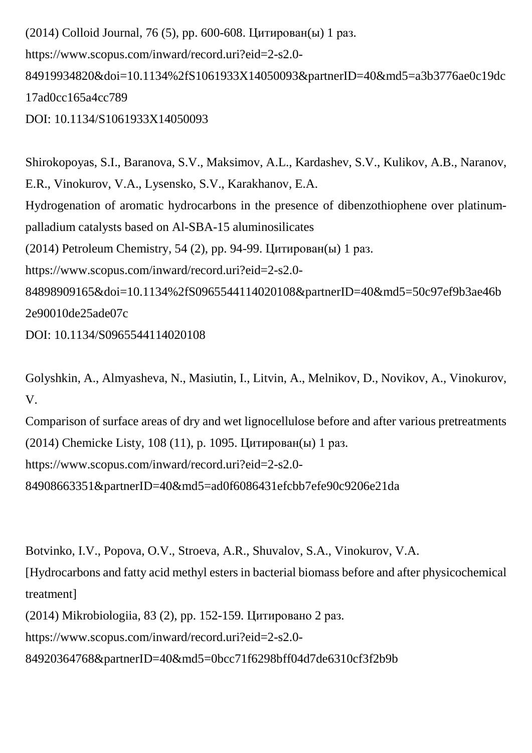(2014) Colloid Journal, 76 (5), pp. 600-608. Цитирован(ы) 1 раз.
https://www.scopus.com/inward/record.uri?eid=2-s2.0-84919934820&doi=10.1134%2fS1061933X14050093&partnerID=40&md5=a3b3776ae0c19dc17ad0cc165a4cc789
DOI: 10.1134/S1061933X14050093

Shirokopoyas, S.I., Baranova, S.V., Maksimov, A.L., Kardashev, S.V., Kulikov, A.B., Naranov, E.R., Vinokurov, V.A., Lysensko, S.V., Karakhanov, E.A.
Hydrogenation of aromatic hydrocarbons in the presence of dibenzothiophene over platinum-palladium catalysts based on Al-SBA-15 aluminosilicates
(2014) Petroleum Chemistry, 54 (2), pp. 94-99. Цитирован(ы) 1 раз.
https://www.scopus.com/inward/record.uri?eid=2-s2.0-84898909165&doi=10.1134%2fS0965544114020108&partnerID=40&md5=50c97ef9b3ae46b2e90010de25ade07c
DOI: 10.1134/S0965544114020108

Golyshkin, A., Almyasheva, N., Masiutin, I., Litvin, A., Melnikov, D., Novikov, A., Vinokurov, V.
Comparison of surface areas of dry and wet lignocellulose before and after various pretreatments
(2014) Chemicke Listy, 108 (11), p. 1095. Цитирован(ы) 1 раз.
https://www.scopus.com/inward/record.uri?eid=2-s2.0-84908663351&partnerID=40&md5=ad0f6086431efcbb7efe90c9206e21da

Botvinko, I.V., Popova, O.V., Stroeva, A.R., Shuvalov, S.A., Vinokurov, V.A.
[Hydrocarbons and fatty acid methyl esters in bacterial biomass before and after physicochemical treatment]
(2014) Mikrobiologiia, 83 (2), pp. 152-159. Цитировано 2 раз.
https://www.scopus.com/inward/record.uri?eid=2-s2.0-84920364768&partnerID=40&md5=0bcc71f6298bff04d7de6310cf3f2b9b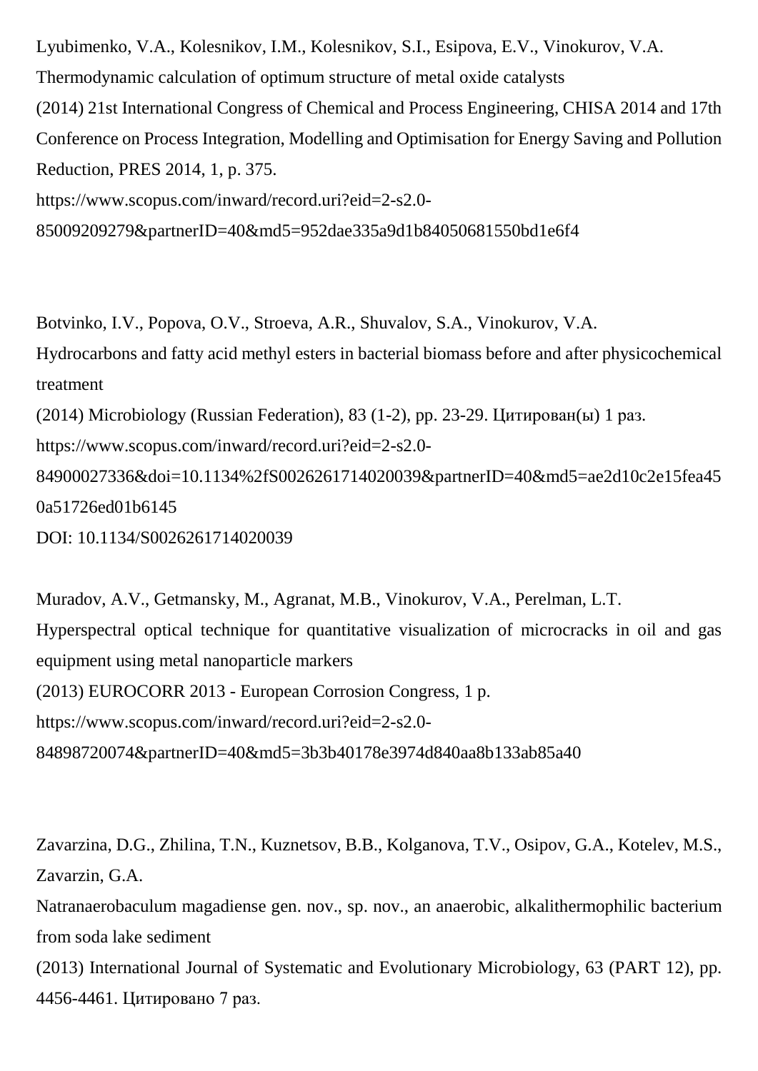Lyubimenko, V.A., Kolesnikov, I.M., Kolesnikov, S.I., Esipova, E.V., Vinokurov, V.A.
Thermodynamic calculation of optimum structure of metal oxide catalysts
(2014) 21st International Congress of Chemical and Process Engineering, CHISA 2014 and 17th Conference on Process Integration, Modelling and Optimisation for Energy Saving and Pollution Reduction, PRES 2014, 1, p. 375.
https://www.scopus.com/inward/record.uri?eid=2-s2.0-85009209279&partnerID=40&md5=952dae335a9d1b84050681550bd1e6f4

Botvinko, I.V., Popova, O.V., Stroeva, A.R., Shuvalov, S.A., Vinokurov, V.A.
Hydrocarbons and fatty acid methyl esters in bacterial biomass before and after physicochemical treatment
(2014) Microbiology (Russian Federation), 83 (1-2), pp. 23-29. Цитирован(ы) 1 раз.
https://www.scopus.com/inward/record.uri?eid=2-s2.0-84900027336&doi=10.1134%2fS0026261714020039&partnerID=40&md5=ae2d10c2e15fea450a51726ed01b6145
DOI: 10.1134/S0026261714020039

Muradov, A.V., Getmansky, M., Agranat, M.B., Vinokurov, V.A., Perelman, L.T.
Hyperspectral optical technique for quantitative visualization of microcracks in oil and gas equipment using metal nanoparticle markers
(2013) EUROCORR 2013 - European Corrosion Congress, 1 p.
https://www.scopus.com/inward/record.uri?eid=2-s2.0-84898720074&partnerID=40&md5=3b3b40178e3974d840aa8b133ab85a40

Zavarzina, D.G., Zhilina, T.N., Kuznetsov, B.B., Kolganova, T.V., Osipov, G.A., Kotelev, M.S., Zavarzin, G.A.
Natranaerobaculum magadiense gen. nov., sp. nov., an anaerobic, alkalithermophilic bacterium from soda lake sediment
(2013) International Journal of Systematic and Evolutionary Microbiology, 63 (PART 12), pp. 4456-4461. Цитировано 7 раз.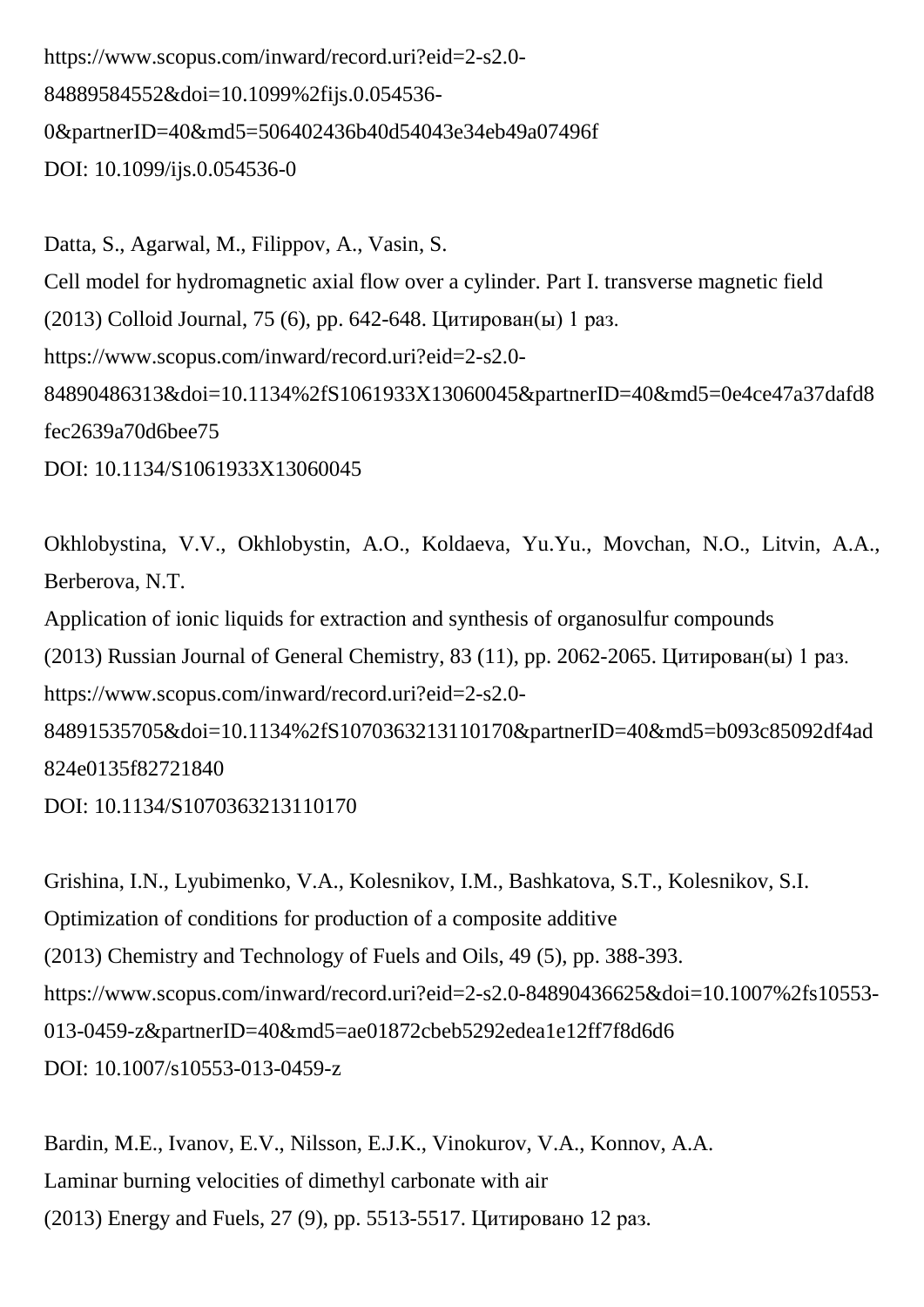https://www.scopus.com/inward/record.uri?eid=2-s2.0-84889584552&doi=10.1099%2fijs.0.054536-0&partnerID=40&md5=506402436b40d54043e34eb49a07496f
DOI: 10.1099/ijs.0.054536-0

Datta, S., Agarwal, M., Filippov, A., Vasin, S.
Cell model for hydromagnetic axial flow over a cylinder. Part I. transverse magnetic field
(2013) Colloid Journal, 75 (6), pp. 642-648. Цитирован(ы) 1 раз.
https://www.scopus.com/inward/record.uri?eid=2-s2.0-84890486313&doi=10.1134%2fS1061933X13060045&partnerID=40&md5=0e4ce47a37dafd8fec2639a70d6bee75
DOI: 10.1134/S1061933X13060045

Okhlobystina, V.V., Okhlobystin, A.O., Koldaeva, Yu.Yu., Movchan, N.O., Litvin, A.A., Berberova, N.T.
Application of ionic liquids for extraction and synthesis of organosulfur compounds
(2013) Russian Journal of General Chemistry, 83 (11), pp. 2062-2065. Цитирован(ы) 1 раз.
https://www.scopus.com/inward/record.uri?eid=2-s2.0-84891535705&doi=10.1134%2fS1070363213110170&partnerID=40&md5=b093c85092df4ad824e0135f82721840
DOI: 10.1134/S1070363213110170

Grishina, I.N., Lyubimenko, V.A., Kolesnikov, I.M., Bashkatova, S.T., Kolesnikov, S.I.
Optimization of conditions for production of a composite additive
(2013) Chemistry and Technology of Fuels and Oils, 49 (5), pp. 388-393.
https://www.scopus.com/inward/record.uri?eid=2-s2.0-84890436625&doi=10.1007%2fs10553-013-0459-z&partnerID=40&md5=ae01872cbeb5292edea1e12ff7f8d6d6
DOI: 10.1007/s10553-013-0459-z

Bardin, M.E., Ivanov, E.V., Nilsson, E.J.K., Vinokurov, V.A., Konnov, A.A.
Laminar burning velocities of dimethyl carbonate with air
(2013) Energy and Fuels, 27 (9), pp. 5513-5517. Цитировано 12 раз.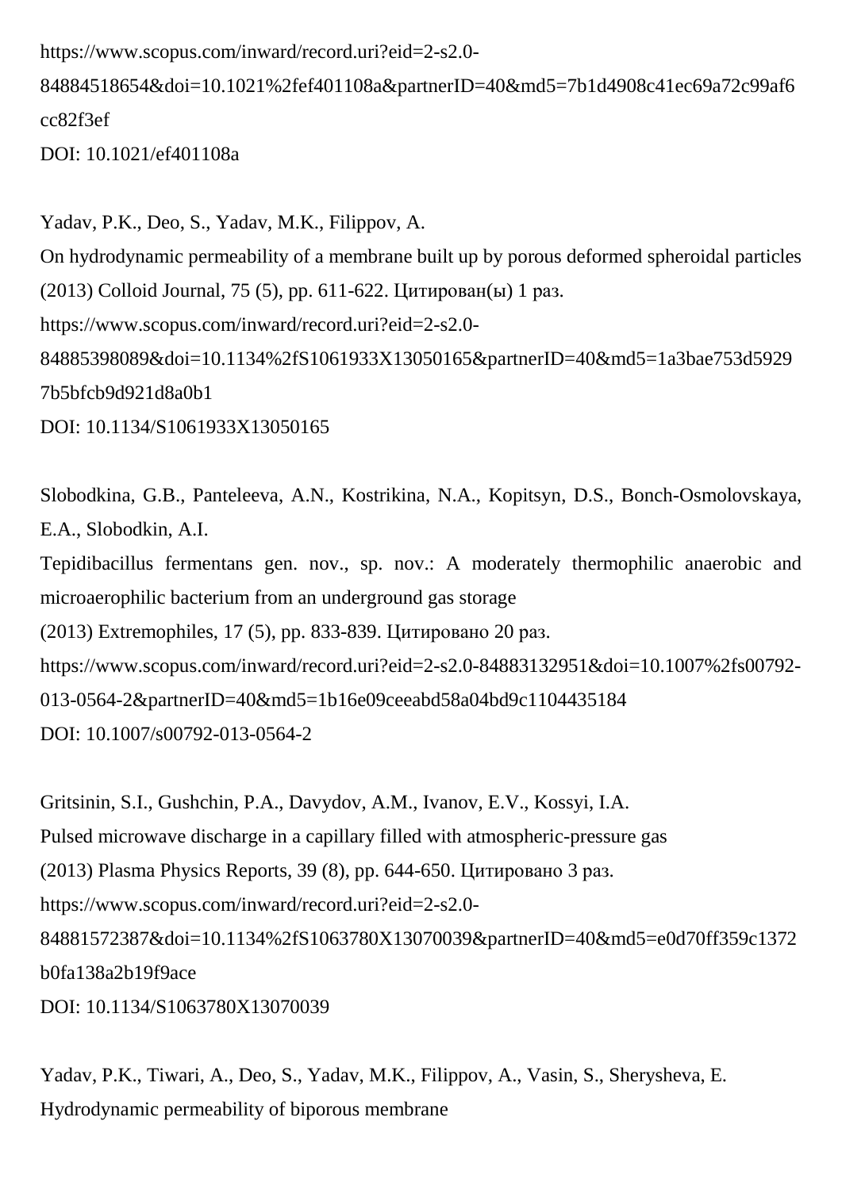https://www.scopus.com/inward/record.uri?eid=2-s2.0-84884518654&doi=10.1021%2fef401108a&partnerID=40&md5=7b1d4908c41ec69a72c99af6cc82f3ef
DOI: 10.1021/ef401108a

Yadav, P.K., Deo, S., Yadav, M.K., Filippov, A.
On hydrodynamic permeability of a membrane built up by porous deformed spheroidal particles
(2013) Colloid Journal, 75 (5), pp. 611-622. Цитирован(ы) 1 раз.
https://www.scopus.com/inward/record.uri?eid=2-s2.0-84885398089&doi=10.1134%2fS1061933X13050165&partnerID=40&md5=1a3bae753d59297b5bfcb9d921d8a0b1
DOI: 10.1134/S1061933X13050165

Slobodkina, G.B., Panteleeva, A.N., Kostrikina, N.A., Kopitsyn, D.S., Bonch-Osmolovskaya, E.A., Slobodkin, A.I.
Tepidibacillus fermentans gen. nov., sp. nov.: A moderately thermophilic anaerobic and microaerophilic bacterium from an underground gas storage
(2013) Extremophiles, 17 (5), pp. 833-839. Цитировано 20 раз.
https://www.scopus.com/inward/record.uri?eid=2-s2.0-84883132951&doi=10.1007%2fs00792-013-0564-2&partnerID=40&md5=1b16e09ceeabd58a04bd9c1104435184
DOI: 10.1007/s00792-013-0564-2

Gritsinin, S.I., Gushchin, P.A., Davydov, A.M., Ivanov, E.V., Kossyi, I.A.
Pulsed microwave discharge in a capillary filled with atmospheric-pressure gas
(2013) Plasma Physics Reports, 39 (8), pp. 644-650. Цитировано 3 раз.
https://www.scopus.com/inward/record.uri?eid=2-s2.0-84881572387&doi=10.1134%2fS1063780X13070039&partnerID=40&md5=e0d70ff359c1372b0fa138a2b19f9ace
DOI: 10.1134/S1063780X13070039

Yadav, P.K., Tiwari, A., Deo, S., Yadav, M.K., Filippov, A., Vasin, S., Sherysheva, E.
Hydrodynamic permeability of biporous membrane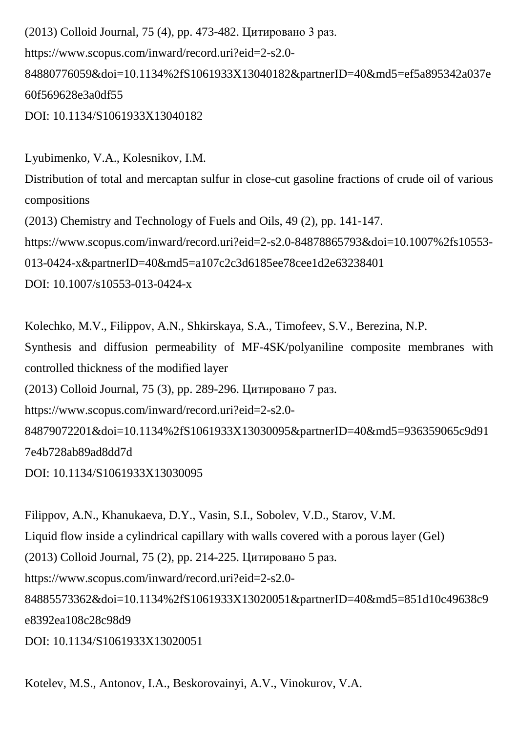(2013) Colloid Journal, 75 (4), pp. 473-482. Цитировано 3 раз.
https://www.scopus.com/inward/record.uri?eid=2-s2.0-84880776059&doi=10.1134%2fS1061933X13040182&partnerID=40&md5=ef5a895342a037e60f569628e3a0df55
DOI: 10.1134/S1061933X13040182

Lyubimenko, V.A., Kolesnikov, I.M.
Distribution of total and mercaptan sulfur in close-cut gasoline fractions of crude oil of various compositions
(2013) Chemistry and Technology of Fuels and Oils, 49 (2), pp. 141-147.
https://www.scopus.com/inward/record.uri?eid=2-s2.0-84878865793&doi=10.1007%2fs10553-013-0424-x&partnerID=40&md5=a107c2c3d6185ee78cee1d2e63238401
DOI: 10.1007/s10553-013-0424-x

Kolechko, M.V., Filippov, A.N., Shkirskaya, S.A., Timofeev, S.V., Berezina, N.P.
Synthesis and diffusion permeability of MF-4SK/polyaniline composite membranes with controlled thickness of the modified layer
(2013) Colloid Journal, 75 (3), pp. 289-296. Цитировано 7 раз.
https://www.scopus.com/inward/record.uri?eid=2-s2.0-84879072201&doi=10.1134%2fS1061933X13030095&partnerID=40&md5=936359065c9d917e4b728ab89ad8dd7d
DOI: 10.1134/S1061933X13030095

Filippov, A.N., Khanukaeva, D.Y., Vasin, S.I., Sobolev, V.D., Starov, V.M.
Liquid flow inside a cylindrical capillary with walls covered with a porous layer (Gel)
(2013) Colloid Journal, 75 (2), pp. 214-225. Цитировано 5 раз.
https://www.scopus.com/inward/record.uri?eid=2-s2.0-84885573362&doi=10.1134%2fS1061933X13020051&partnerID=40&md5=851d10c49638c9e8392ea108c28c98d9
DOI: 10.1134/S1061933X13020051

Kotelev, M.S., Antonov, I.A., Beskorovainyi, A.V., Vinokurov, V.A.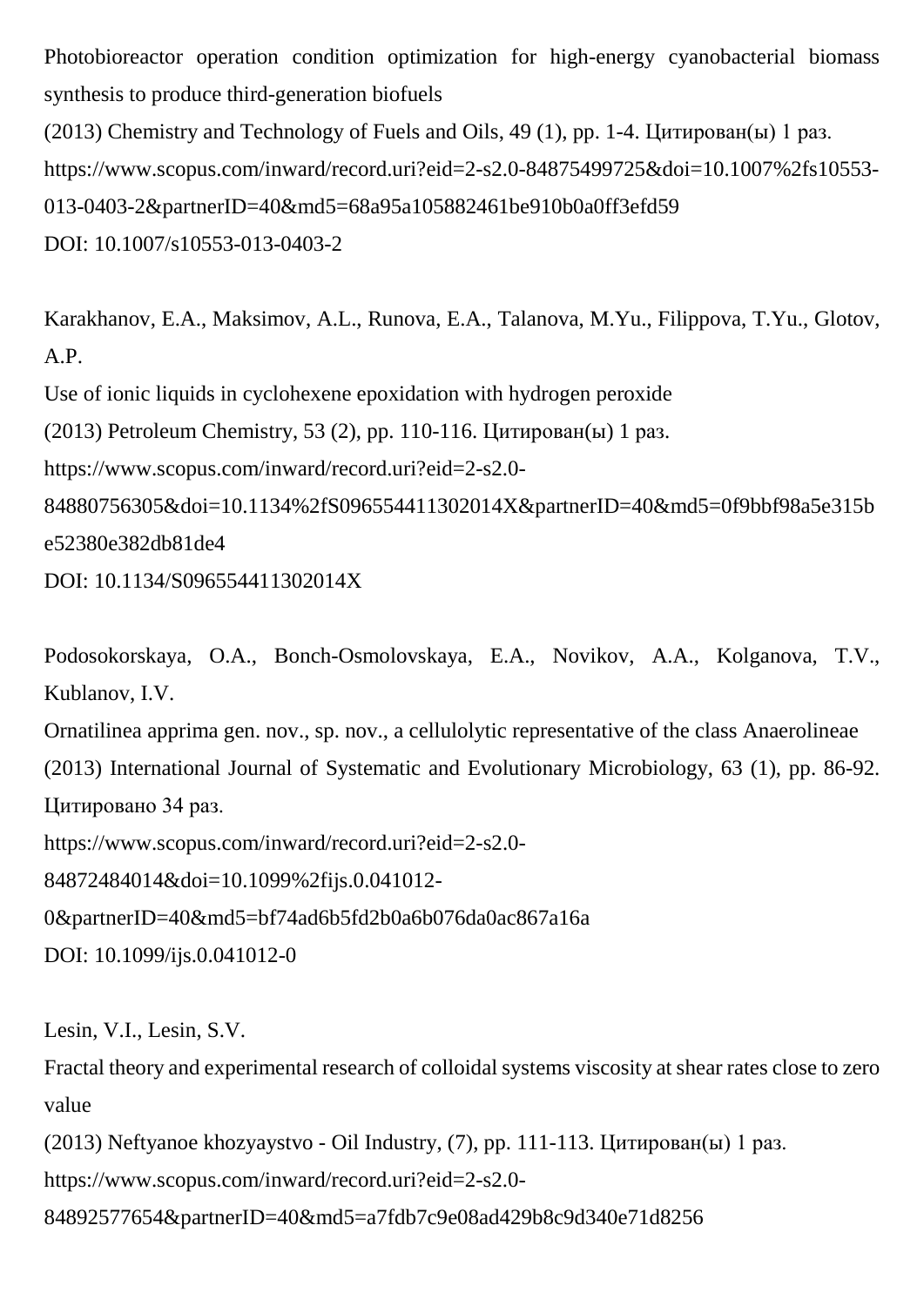Photobioreactor operation condition optimization for high-energy cyanobacterial biomass synthesis to produce third-generation biofuels
(2013) Chemistry and Technology of Fuels and Oils, 49 (1), pp. 1-4. Цитирован(ы) 1 раз.
https://www.scopus.com/inward/record.uri?eid=2-s2.0-84875499725&doi=10.1007%2fs10553-013-0403-2&partnerID=40&md5=68a95a105882461be910b0a0ff3efd59
DOI: 10.1007/s10553-013-0403-2

Karakhanov, E.A., Maksimov, A.L., Runova, E.A., Talanova, M.Yu., Filippova, T.Yu., Glotov, A.P.
Use of ionic liquids in cyclohexene epoxidation with hydrogen peroxide
(2013) Petroleum Chemistry, 53 (2), pp. 110-116. Цитирован(ы) 1 раз.
https://www.scopus.com/inward/record.uri?eid=2-s2.0-84880756305&doi=10.1134%2fS096554411302014X&partnerID=40&md5=0f9bbf98a5e315be52380e382db81de4
DOI: 10.1134/S096554411302014X

Podosokorskaya, O.A., Bonch-Osmolovskaya, E.A., Novikov, A.A., Kolganova, T.V., Kublanov, I.V.
Ornatilinea apprima gen. nov., sp. nov., a cellulolytic representative of the class Anaerolineae
(2013) International Journal of Systematic and Evolutionary Microbiology, 63 (1), pp. 86-92. Цитировано 34 раз.
https://www.scopus.com/inward/record.uri?eid=2-s2.0-84872484014&doi=10.1099%2fijs.0.041012-0&partnerID=40&md5=bf74ad6b5fd2b0a6b076da0ac867a16a
DOI: 10.1099/ijs.0.041012-0

Lesin, V.I., Lesin, S.V.
Fractal theory and experimental research of colloidal systems viscosity at shear rates close to zero value
(2013) Neftyanoe khozyaystvo - Oil Industry, (7), pp. 111-113. Цитирован(ы) 1 раз.
https://www.scopus.com/inward/record.uri?eid=2-s2.0-84892577654&partnerID=40&md5=a7fdb7c9e08ad429b8c9d340e71d8256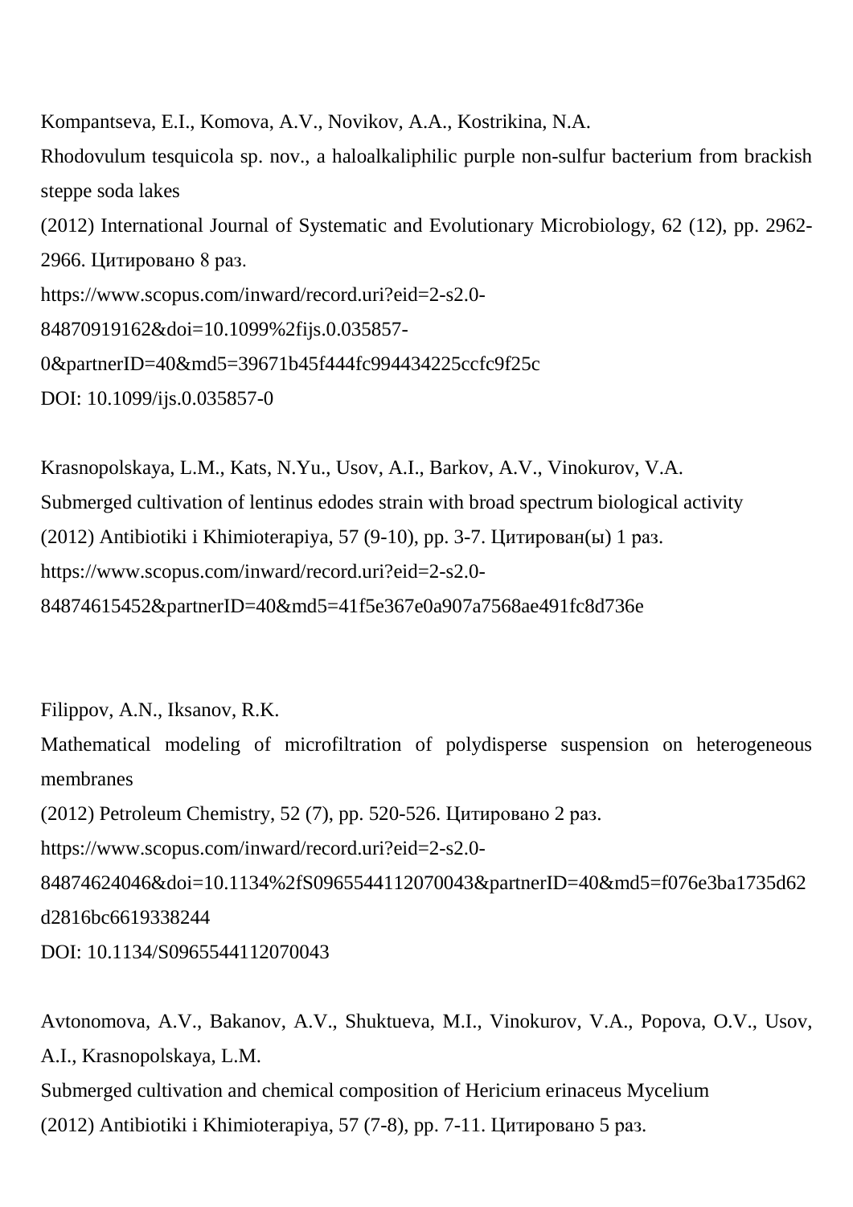Kompantseva, E.I., Komova, A.V., Novikov, A.A., Kostrikina, N.A.
Rhodovulum tesquicola sp. nov., a haloalkaliphilic purple non-sulfur bacterium from brackish steppe soda lakes
(2012) International Journal of Systematic and Evolutionary Microbiology, 62 (12), pp. 2962-2966. Цитировано 8 раз.
https://www.scopus.com/inward/record.uri?eid=2-s2.0-84870919162&doi=10.1099%2fijs.0.035857-0&partnerID=40&md5=39671b45f444fc994434225ccfc9f25c
DOI: 10.1099/ijs.0.035857-0

Krasnopolskaya, L.M., Kats, N.Yu., Usov, A.I., Barkov, A.V., Vinokurov, V.A.
Submerged cultivation of lentinus edodes strain with broad spectrum biological activity
(2012) Antibiotiki i Khimioterapiya, 57 (9-10), pp. 3-7. Цитирован(ы) 1 раз.
https://www.scopus.com/inward/record.uri?eid=2-s2.0-84874615452&partnerID=40&md5=41f5e367e0a907a7568ae491fc8d736e

Filippov, A.N., Iksanov, R.K.
Mathematical modeling of microfiltration of polydisperse suspension on heterogeneous membranes
(2012) Petroleum Chemistry, 52 (7), pp. 520-526. Цитировано 2 раз.
https://www.scopus.com/inward/record.uri?eid=2-s2.0-84874624046&doi=10.1134%2fS0965544112070043&partnerID=40&md5=f076e3ba1735d62d2816bc6619338244
DOI: 10.1134/S0965544112070043

Avtonomova, A.V., Bakanov, A.V., Shuktueva, M.I., Vinokurov, V.A., Popova, O.V., Usov, A.I., Krasnopolskaya, L.M.
Submerged cultivation and chemical composition of Hericium erinaceus Mycelium
(2012) Antibiotiki i Khimioterapiya, 57 (7-8), pp. 7-11. Цитировано 5 раз.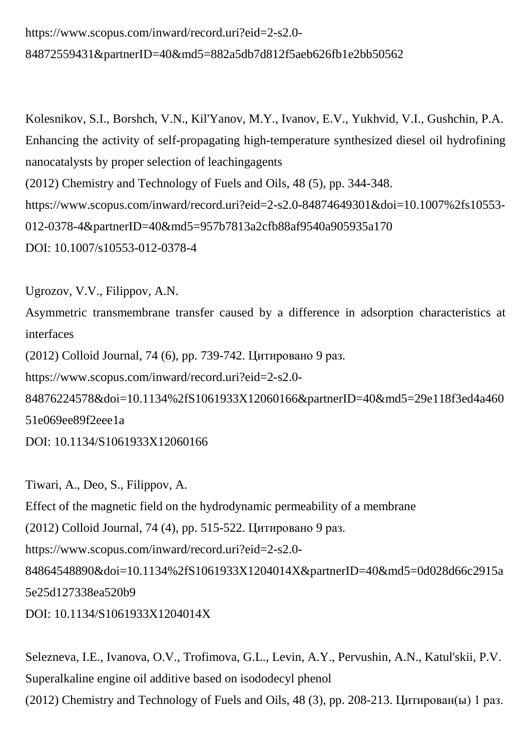https://www.scopus.com/inward/record.uri?eid=2-s2.0-84872559431&partnerID=40&md5=882a5db7d812f5aeb626fb1e2bb50562

Kolesnikov, S.I., Borshch, V.N., Kil'Yanov, M.Y., Ivanov, E.V., Yukhvid, V.I., Gushchin, P.A.
Enhancing the activity of self-propagating high-temperature synthesized diesel oil hydrofining nanocatalysts by proper selection of leachingagents
(2012) Chemistry and Technology of Fuels and Oils, 48 (5), pp. 344-348.
https://www.scopus.com/inward/record.uri?eid=2-s2.0-84874649301&doi=10.1007%2fs10553-012-0378-4&partnerID=40&md5=957b7813a2cfb88af9540a905935a170
DOI: 10.1007/s10553-012-0378-4

Ugrozov, V.V., Filippov, A.N.
Asymmetric transmembrane transfer caused by a difference in adsorption characteristics at interfaces
(2012) Colloid Journal, 74 (6), pp. 739-742. Цитировано 9 раз.
https://www.scopus.com/inward/record.uri?eid=2-s2.0-84876224578&doi=10.1134%2fS1061933X12060166&partnerID=40&md5=29e118f3ed4a46051e069ee89f2eee1a
DOI: 10.1134/S1061933X12060166

Tiwari, A., Deo, S., Filippov, A.
Effect of the magnetic field on the hydrodynamic permeability of a membrane
(2012) Colloid Journal, 74 (4), pp. 515-522. Цитировано 9 раз.
https://www.scopus.com/inward/record.uri?eid=2-s2.0-84864548890&doi=10.1134%2fS1061933X1204014X&partnerID=40&md5=0d028d66c2915a5e25d127338ea520b9
DOI: 10.1134/S1061933X1204014X

Selezneva, I.E., Ivanova, O.V., Trofimova, G.L., Levin, A.Y., Pervushin, A.N., Katul'skii, P.V.
Superalkaline engine oil additive based on isododecyl phenol
(2012) Chemistry and Technology of Fuels and Oils, 48 (3), pp. 208-213. Цитирован(ы) 1 раз.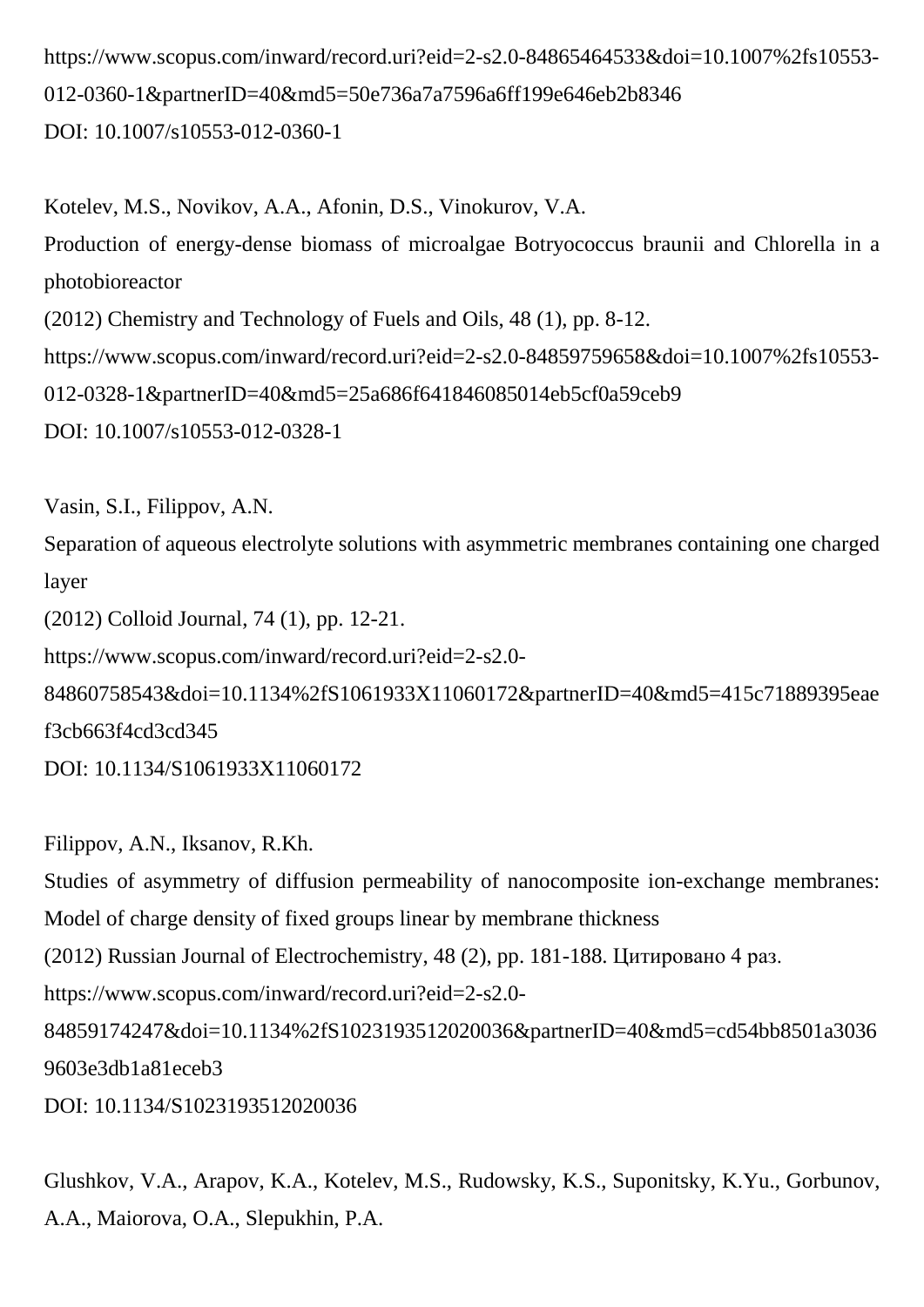https://www.scopus.com/inward/record.uri?eid=2-s2.0-84865464533&doi=10.1007%2fs10553-012-0360-1&partnerID=40&md5=50e736a7a7596a6ff199e646eb2b8346
DOI: 10.1007/s10553-012-0360-1

Kotelev, M.S., Novikov, A.A., Afonin, D.S., Vinokurov, V.A.
Production of energy-dense biomass of microalgae Botryococcus braunii and Chlorella in a photobioreactor
(2012) Chemistry and Technology of Fuels and Oils, 48 (1), pp. 8-12.
https://www.scopus.com/inward/record.uri?eid=2-s2.0-84859759658&doi=10.1007%2fs10553-012-0328-1&partnerID=40&md5=25a686f641846085014eb5cf0a59ceb9
DOI: 10.1007/s10553-012-0328-1

Vasin, S.I., Filippov, A.N.
Separation of aqueous electrolyte solutions with asymmetric membranes containing one charged layer
(2012) Colloid Journal, 74 (1), pp. 12-21.
https://www.scopus.com/inward/record.uri?eid=2-s2.0-84860758543&doi=10.1134%2fS1061933X11060172&partnerID=40&md5=415c71889395eaef3cb663f4cd3cd345
DOI: 10.1134/S1061933X11060172

Filippov, A.N., Iksanov, R.Kh.
Studies of asymmetry of diffusion permeability of nanocomposite ion-exchange membranes: Model of charge density of fixed groups linear by membrane thickness
(2012) Russian Journal of Electrochemistry, 48 (2), pp. 181-188. Цитировано 4 раз.
https://www.scopus.com/inward/record.uri?eid=2-s2.0-84859174247&doi=10.1134%2fS1023193512020036&partnerID=40&md5=cd54bb8501a30369603e3db1a81eceb3
DOI: 10.1134/S1023193512020036

Glushkov, V.A., Arapov, K.A., Kotelev, M.S., Rudowsky, K.S., Suponitsky, K.Yu., Gorbunov, A.A., Maiorova, O.A., Slepukhin, P.A.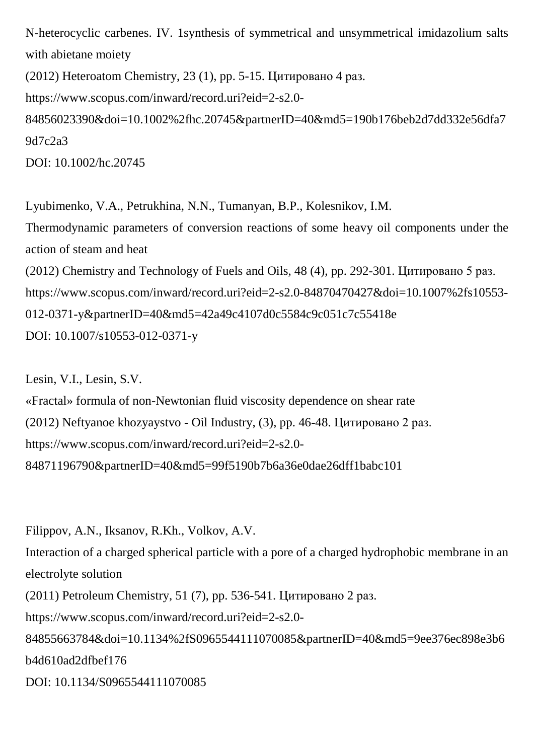N-heterocyclic carbenes. IV. 1synthesis of symmetrical and unsymmetrical imidazolium salts with abietane moiety
(2012) Heteroatom Chemistry, 23 (1), pp. 5-15. Цитировано 4 раз.
https://www.scopus.com/inward/record.uri?eid=2-s2.0-84856023390&doi=10.1002%2fhc.20745&partnerID=40&md5=190b176beb2d7dd332e56dfa79d7c2a3
DOI: 10.1002/hc.20745

Lyubimenko, V.A., Petrukhina, N.N., Tumanyan, B.P., Kolesnikov, I.M.
Thermodynamic parameters of conversion reactions of some heavy oil components under the action of steam and heat
(2012) Chemistry and Technology of Fuels and Oils, 48 (4), pp. 292-301. Цитировано 5 раз.
https://www.scopus.com/inward/record.uri?eid=2-s2.0-84870470427&doi=10.1007%2fs10553-012-0371-y&partnerID=40&md5=42a49c4107d0c5584c9c051c7c55418e
DOI: 10.1007/s10553-012-0371-y

Lesin, V.I., Lesin, S.V.
«Fractal» formula of non-Newtonian fluid viscosity dependence on shear rate
(2012) Neftyanoe khozyaystvo - Oil Industry, (3), pp. 46-48. Цитировано 2 раз.
https://www.scopus.com/inward/record.uri?eid=2-s2.0-84871196790&partnerID=40&md5=99f5190b7b6a36e0dae26dff1babc101

Filippov, A.N., Iksanov, R.Kh., Volkov, A.V.
Interaction of a charged spherical particle with a pore of a charged hydrophobic membrane in an electrolyte solution
(2011) Petroleum Chemistry, 51 (7), pp. 536-541. Цитировано 2 раз.
https://www.scopus.com/inward/record.uri?eid=2-s2.0-84855663784&doi=10.1134%2fS0965544111070085&partnerID=40&md5=9ee376ec898e3b6b4d610ad2dfbef176
DOI: 10.1134/S0965544111070085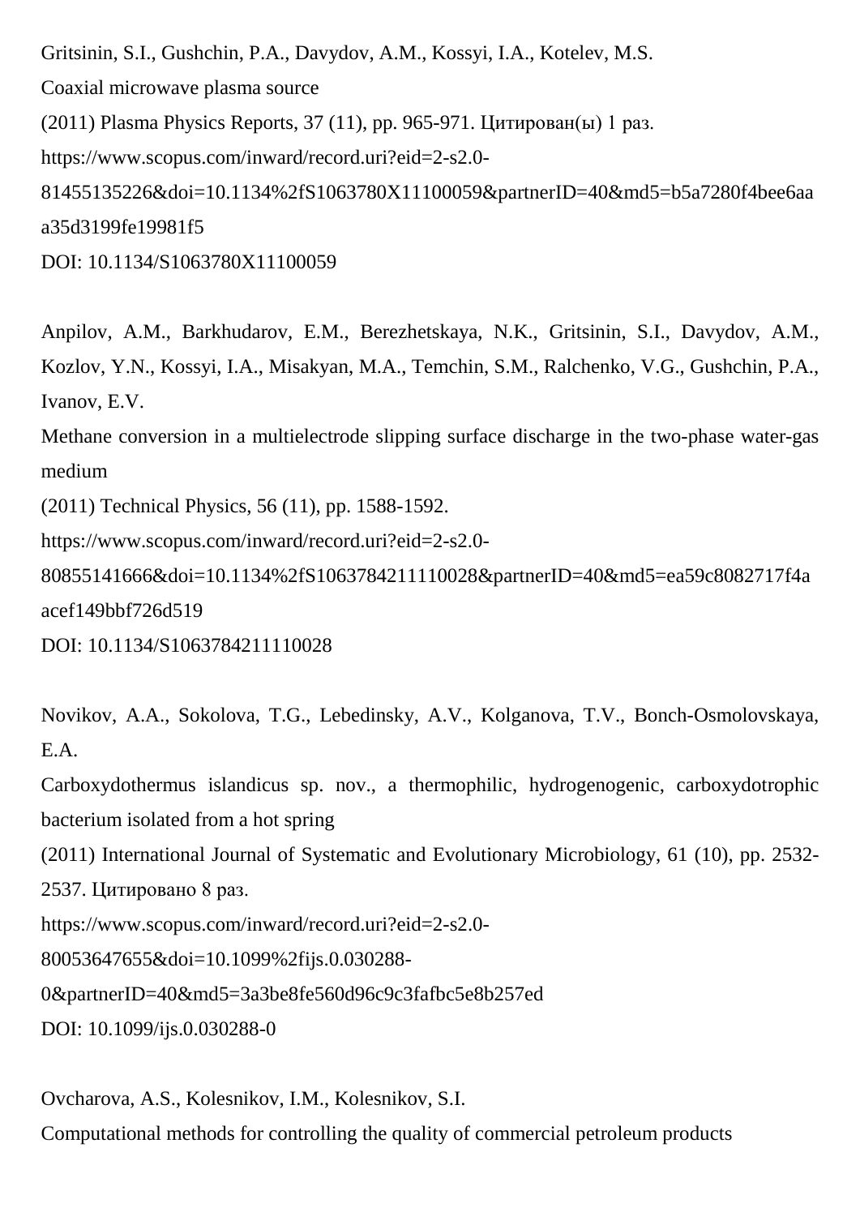Gritsinin, S.I., Gushchin, P.A., Davydov, A.M., Kossyi, I.A., Kotelev, M.S.
Coaxial microwave plasma source
(2011) Plasma Physics Reports, 37 (11), pp. 965-971. Цитирован(ы) 1 раз.
https://www.scopus.com/inward/record.uri?eid=2-s2.0-81455135226&doi=10.1134%2fS1063780X11100059&partnerID=40&md5=b5a7280f4bee6aaa35d3199fe19981f5
DOI: 10.1134/S1063780X11100059

Anpilov, A.M., Barkhudarov, E.M., Berezhetskaya, N.K., Gritsinin, S.I., Davydov, A.M., Kozlov, Y.N., Kossyi, I.A., Misakyan, M.A., Temchin, S.M., Ralchenko, V.G., Gushchin, P.A., Ivanov, E.V.
Methane conversion in a multielectrode slipping surface discharge in the two-phase water-gas medium
(2011) Technical Physics, 56 (11), pp. 1588-1592.
https://www.scopus.com/inward/record.uri?eid=2-s2.0-80855141666&doi=10.1134%2fS1063784211110028&partnerID=40&md5=ea59c8082717f4aacef149bbf726d519
DOI: 10.1134/S1063784211110028

Novikov, A.A., Sokolova, T.G., Lebedinsky, A.V., Kolganova, T.V., Bonch-Osmolovskaya, E.A.
Carboxydothermus islandicus sp. nov., a thermophilic, hydrogenogenic, carboxydotrophic bacterium isolated from a hot spring
(2011) International Journal of Systematic and Evolutionary Microbiology, 61 (10), pp. 2532-2537. Цитировано 8 раз.
https://www.scopus.com/inward/record.uri?eid=2-s2.0-80053647655&doi=10.1099%2fijs.0.030288-0&partnerID=40&md5=3a3be8fe560d96c9c3fafbc5e8b257ed
DOI: 10.1099/ijs.0.030288-0

Ovcharova, A.S., Kolesnikov, I.M., Kolesnikov, S.I.
Computational methods for controlling the quality of commercial petroleum products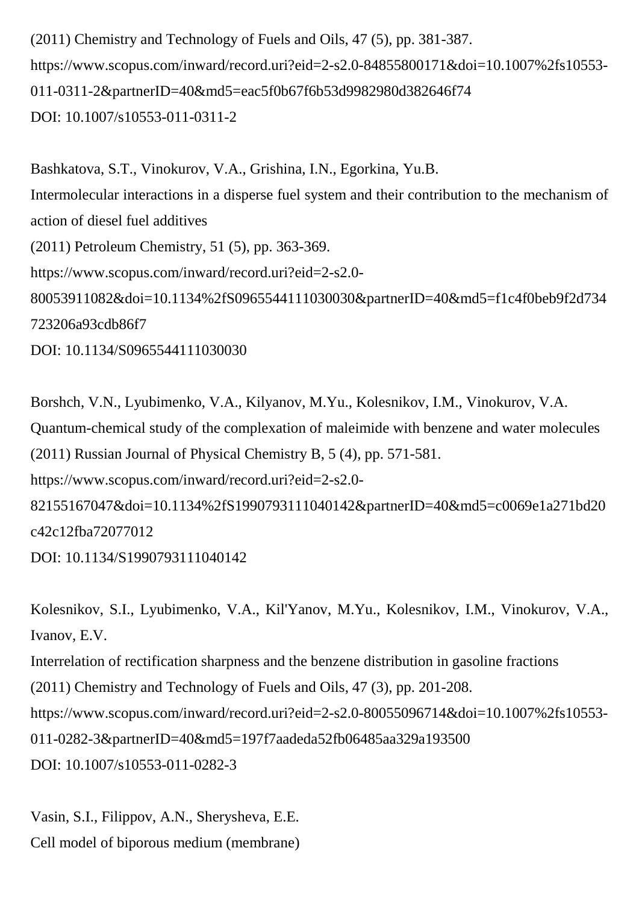(2011) Chemistry and Technology of Fuels and Oils, 47 (5), pp. 381-387.
https://www.scopus.com/inward/record.uri?eid=2-s2.0-84855800171&doi=10.1007%2fs10553-011-0311-2&partnerID=40&md5=eac5f0b67f6b53d9982980d382646f74
DOI: 10.1007/s10553-011-0311-2

Bashkatova, S.T., Vinokurov, V.A., Grishina, I.N., Egorkina, Yu.B.
Intermolecular interactions in a disperse fuel system and their contribution to the mechanism of action of diesel fuel additives
(2011) Petroleum Chemistry, 51 (5), pp. 363-369.
https://www.scopus.com/inward/record.uri?eid=2-s2.0-80053911082&doi=10.1134%2fS0965544111030030&partnerID=40&md5=f1c4f0beb9f2d734723206a93cdb86f7
DOI: 10.1134/S0965544111030030

Borshch, V.N., Lyubimenko, V.A., Kilyanov, M.Yu., Kolesnikov, I.M., Vinokurov, V.A.
Quantum-chemical study of the complexation of maleimide with benzene and water molecules
(2011) Russian Journal of Physical Chemistry B, 5 (4), pp. 571-581.
https://www.scopus.com/inward/record.uri?eid=2-s2.0-82155167047&doi=10.1134%2fS1990793111040142&partnerID=40&md5=c0069e1a271bd20c42c12fba72077012
DOI: 10.1134/S1990793111040142

Kolesnikov, S.I., Lyubimenko, V.A., Kil'Yanov, M.Yu., Kolesnikov, I.M., Vinokurov, V.A., Ivanov, E.V.
Interrelation of rectification sharpness and the benzene distribution in gasoline fractions
(2011) Chemistry and Technology of Fuels and Oils, 47 (3), pp. 201-208.
https://www.scopus.com/inward/record.uri?eid=2-s2.0-80055096714&doi=10.1007%2fs10553-011-0282-3&partnerID=40&md5=197f7aadeda52fb06485aa329a193500
DOI: 10.1007/s10553-011-0282-3

Vasin, S.I., Filippov, A.N., Sherysheva, E.E.
Cell model of biporous medium (membrane)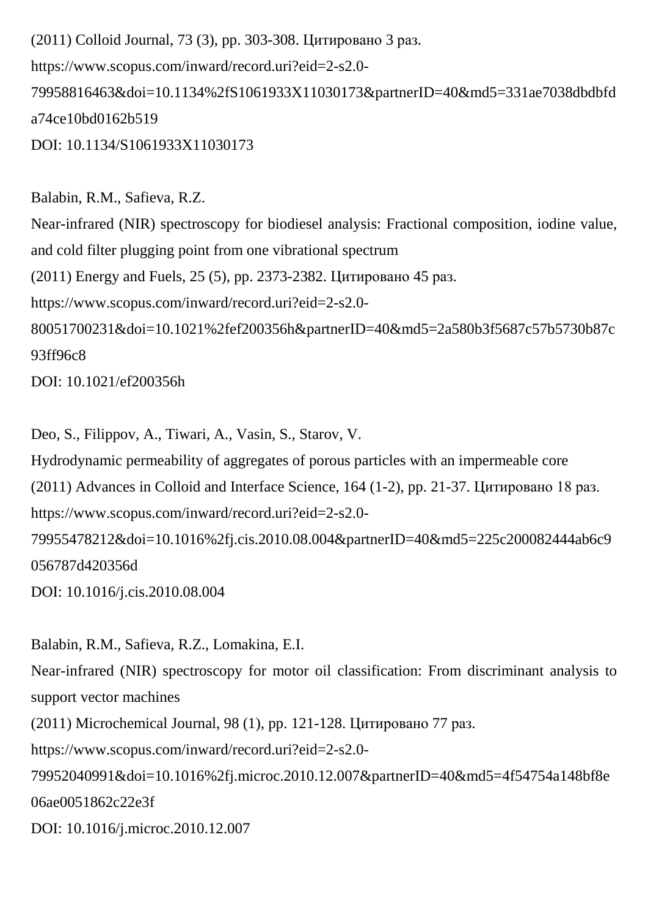(2011) Colloid Journal, 73 (3), pp. 303-308. Цитировано 3 раз.
https://www.scopus.com/inward/record.uri?eid=2-s2.0-79958816463&doi=10.1134%2fS1061933X11030173&partnerID=40&md5=331ae7038dbdbfda74ce10bd0162b519
DOI: 10.1134/S1061933X11030173

Balabin, R.M., Safieva, R.Z.
Near-infrared (NIR) spectroscopy for biodiesel analysis: Fractional composition, iodine value, and cold filter plugging point from one vibrational spectrum
(2011) Energy and Fuels, 25 (5), pp. 2373-2382. Цитировано 45 раз.
https://www.scopus.com/inward/record.uri?eid=2-s2.0-80051700231&doi=10.1021%2fef200356h&partnerID=40&md5=2a580b3f5687c57b5730b87c93ff96c8
DOI: 10.1021/ef200356h

Deo, S., Filippov, A., Tiwari, A., Vasin, S., Starov, V.
Hydrodynamic permeability of aggregates of porous particles with an impermeable core
(2011) Advances in Colloid and Interface Science, 164 (1-2), pp. 21-37. Цитировано 18 раз.
https://www.scopus.com/inward/record.uri?eid=2-s2.0-79955478212&doi=10.1016%2fj.cis.2010.08.004&partnerID=40&md5=225c200082444ab6c9056787d420356d
DOI: 10.1016/j.cis.2010.08.004

Balabin, R.M., Safieva, R.Z., Lomakina, E.I.
Near-infrared (NIR) spectroscopy for motor oil classification: From discriminant analysis to support vector machines
(2011) Microchemical Journal, 98 (1), pp. 121-128. Цитировано 77 раз.
https://www.scopus.com/inward/record.uri?eid=2-s2.0-79952040991&doi=10.1016%2fj.microc.2010.12.007&partnerID=40&md5=4f54754a148bf8e06ae0051862c22e3f
DOI: 10.1016/j.microc.2010.12.007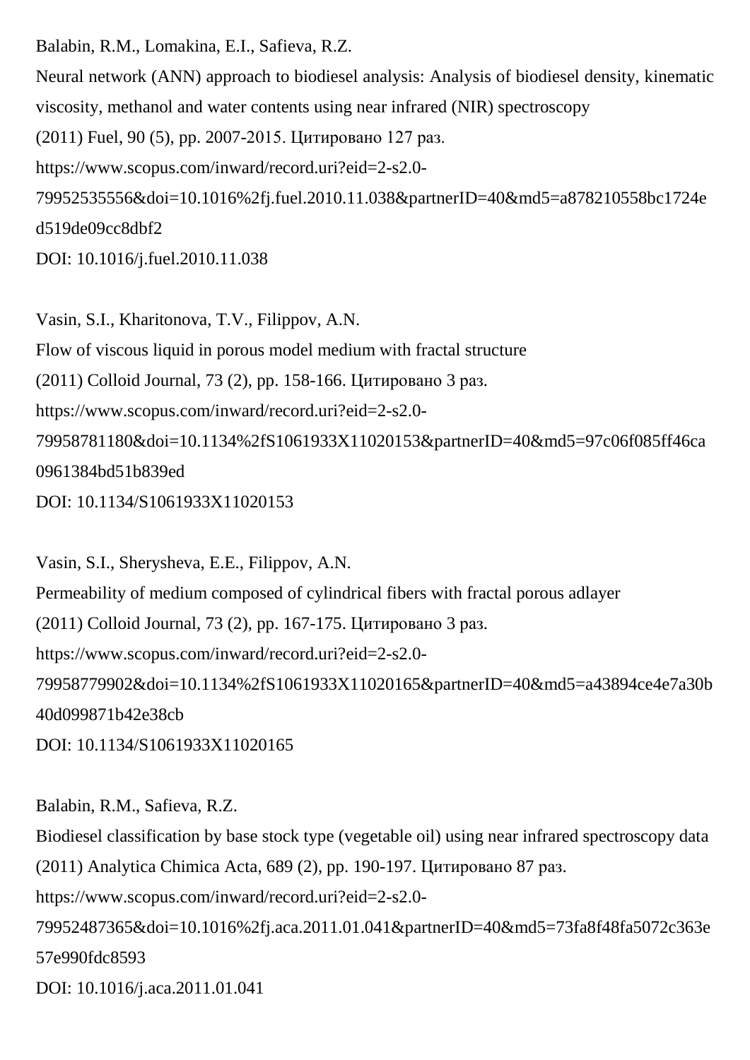Balabin, R.M., Lomakina, E.I., Safieva, R.Z.
Neural network (ANN) approach to biodiesel analysis: Analysis of biodiesel density, kinematic viscosity, methanol and water contents using near infrared (NIR) spectroscopy
(2011) Fuel, 90 (5), pp. 2007-2015. Цитировано 127 раз.
https://www.scopus.com/inward/record.uri?eid=2-s2.0-79952535556&doi=10.1016%2fj.fuel.2010.11.038&partnerID=40&md5=a878210558bc1724ed519de09cc8dbf2
DOI: 10.1016/j.fuel.2010.11.038

Vasin, S.I., Kharitonova, T.V., Filippov, A.N.
Flow of viscous liquid in porous model medium with fractal structure
(2011) Colloid Journal, 73 (2), pp. 158-166. Цитировано 3 раз.
https://www.scopus.com/inward/record.uri?eid=2-s2.0-79958781180&doi=10.1134%2fS1061933X11020153&partnerID=40&md5=97c06f085ff46ca0961384bd51b839ed
DOI: 10.1134/S1061933X11020153

Vasin, S.I., Sherysheva, E.E., Filippov, A.N.
Permeability of medium composed of cylindrical fibers with fractal porous adlayer
(2011) Colloid Journal, 73 (2), pp. 167-175. Цитировано 3 раз.
https://www.scopus.com/inward/record.uri?eid=2-s2.0-79958779902&doi=10.1134%2fS1061933X11020165&partnerID=40&md5=a43894ce4e7a30b40d099871b42e38cb
DOI: 10.1134/S1061933X11020165

Balabin, R.M., Safieva, R.Z.
Biodiesel classification by base stock type (vegetable oil) using near infrared spectroscopy data
(2011) Analytica Chimica Acta, 689 (2), pp. 190-197. Цитировано 87 раз.
https://www.scopus.com/inward/record.uri?eid=2-s2.0-79952487365&doi=10.1016%2fj.aca.2011.01.041&partnerID=40&md5=73fa8f48fa5072c363e57e990fdc8593
DOI: 10.1016/j.aca.2011.01.041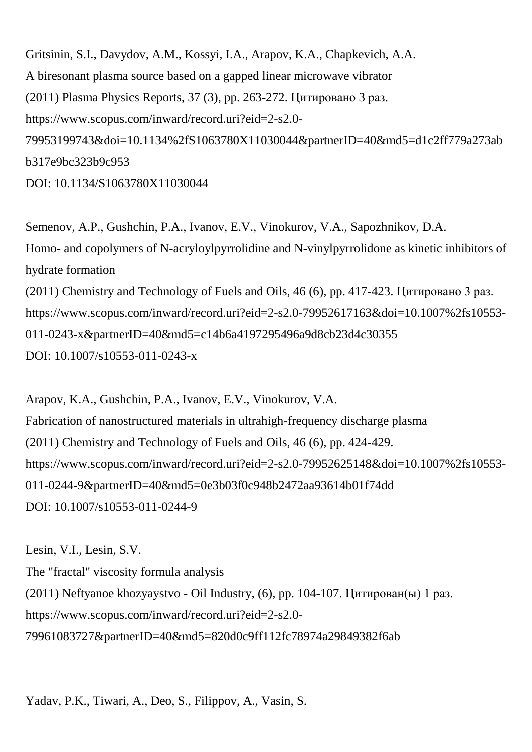Gritsinin, S.I., Davydov, A.M., Kossyi, I.A., Arapov, K.A., Chapkevich, A.A.
A biresonant plasma source based on a gapped linear microwave vibrator
(2011) Plasma Physics Reports, 37 (3), pp. 263-272. Цитировано 3 раз.
https://www.scopus.com/inward/record.uri?eid=2-s2.0-79953199743&doi=10.1134%2fS1063780X11030044&partnerID=40&md5=d1c2ff779a273abb317e9bc323b9c953
DOI: 10.1134/S1063780X11030044

Semenov, A.P., Gushchin, P.A., Ivanov, E.V., Vinokurov, V.A., Sapozhnikov, D.A.
Homo- and copolymers of N-acryloylpyrrolidine and N-vinylpyrrolidone as kinetic inhibitors of hydrate formation
(2011) Chemistry and Technology of Fuels and Oils, 46 (6), pp. 417-423. Цитировано 3 раз.
https://www.scopus.com/inward/record.uri?eid=2-s2.0-79952617163&doi=10.1007%2fs10553-011-0243-x&partnerID=40&md5=c14b6a4197295496a9d8cb23d4c30355
DOI: 10.1007/s10553-011-0243-x

Arapov, K.A., Gushchin, P.A., Ivanov, E.V., Vinokurov, V.A.
Fabrication of nanostructured materials in ultrahigh-frequency discharge plasma
(2011) Chemistry and Technology of Fuels and Oils, 46 (6), pp. 424-429.
https://www.scopus.com/inward/record.uri?eid=2-s2.0-79952625148&doi=10.1007%2fs10553-011-0244-9&partnerID=40&md5=0e3b03f0c948b2472aa93614b01f74dd
DOI: 10.1007/s10553-011-0244-9

Lesin, V.I., Lesin, S.V.
The "fractal" viscosity formula analysis
(2011) Neftyanoe khozyaystvo - Oil Industry, (6), pp. 104-107. Цитирован(ы) 1 раз.
https://www.scopus.com/inward/record.uri?eid=2-s2.0-79961083727&partnerID=40&md5=820d0c9ff112fc78974a29849382f6ab

Yadav, P.K., Tiwari, A., Deo, S., Filippov, A., Vasin, S.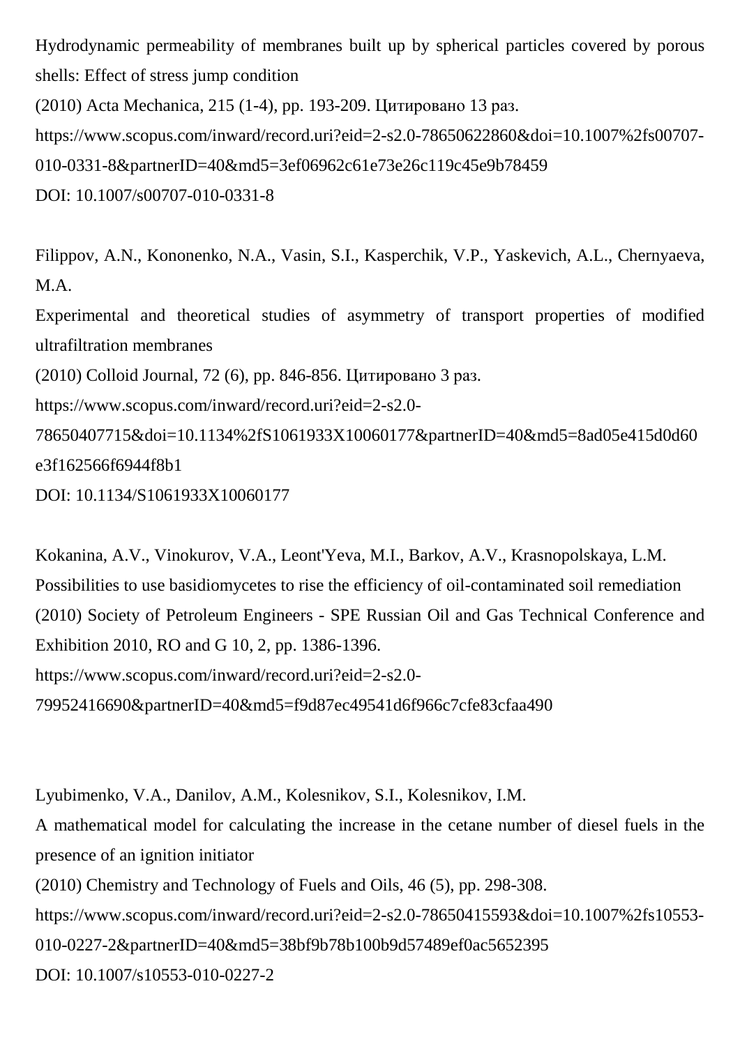Hydrodynamic permeability of membranes built up by spherical particles covered by porous shells: Effect of stress jump condition
(2010) Acta Mechanica, 215 (1-4), pp. 193-209. Цитировано 13 раз.
https://www.scopus.com/inward/record.uri?eid=2-s2.0-78650622860&doi=10.1007%2fs00707-010-0331-8&partnerID=40&md5=3ef06962c61e73e26c119c45e9b78459
DOI: 10.1007/s00707-010-0331-8

Filippov, A.N., Kononenko, N.A., Vasin, S.I., Kasperchik, V.P., Yaskevich, A.L., Chernyaeva, M.A.
Experimental and theoretical studies of asymmetry of transport properties of modified ultrafiltration membranes
(2010) Colloid Journal, 72 (6), pp. 846-856. Цитировано 3 раз.
https://www.scopus.com/inward/record.uri?eid=2-s2.0-78650407715&doi=10.1134%2fS1061933X10060177&partnerID=40&md5=8ad05e415d0d60e3f162566f6944f8b1
DOI: 10.1134/S1061933X10060177

Kokanina, A.V., Vinokurov, V.A., Leont'Yeva, M.I., Barkov, A.V., Krasnopolskaya, L.M.
Possibilities to use basidiomycetes to rise the efficiency of oil-contaminated soil remediation
(2010) Society of Petroleum Engineers - SPE Russian Oil and Gas Technical Conference and Exhibition 2010, RO and G 10, 2, pp. 1386-1396.
https://www.scopus.com/inward/record.uri?eid=2-s2.0-79952416690&partnerID=40&md5=f9d87ec49541d6f966c7cfe83cfaa490

Lyubimenko, V.A., Danilov, A.M., Kolesnikov, S.I., Kolesnikov, I.M.
A mathematical model for calculating the increase in the cetane number of diesel fuels in the presence of an ignition initiator
(2010) Chemistry and Technology of Fuels and Oils, 46 (5), pp. 298-308.
https://www.scopus.com/inward/record.uri?eid=2-s2.0-78650415593&doi=10.1007%2fs10553-010-0227-2&partnerID=40&md5=38bf9b78b100b9d57489ef0ac5652395
DOI: 10.1007/s10553-010-0227-2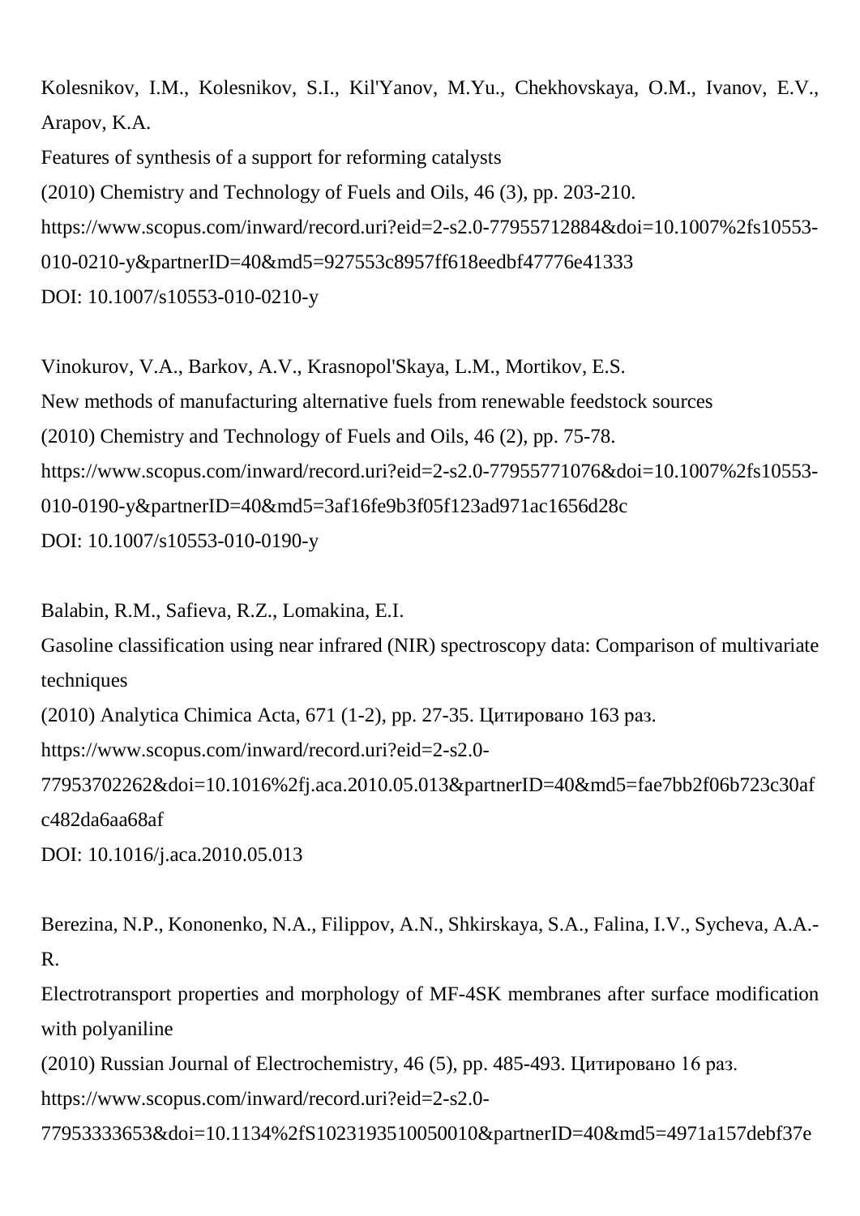Kolesnikov, I.M., Kolesnikov, S.I., Kil'Yanov, M.Yu., Chekhovskaya, O.M., Ivanov, E.V., Arapov, K.A.
Features of synthesis of a support for reforming catalysts
(2010) Chemistry and Technology of Fuels and Oils, 46 (3), pp. 203-210.
https://www.scopus.com/inward/record.uri?eid=2-s2.0-77955712884&doi=10.1007%2fs10553-010-0210-y&partnerID=40&md5=927553c8957ff618eedbf47776e41333
DOI: 10.1007/s10553-010-0210-y

Vinokurov, V.A., Barkov, A.V., Krasnopol'Skaya, L.M., Mortikov, E.S.
New methods of manufacturing alternative fuels from renewable feedstock sources
(2010) Chemistry and Technology of Fuels and Oils, 46 (2), pp. 75-78.
https://www.scopus.com/inward/record.uri?eid=2-s2.0-77955771076&doi=10.1007%2fs10553-010-0190-y&partnerID=40&md5=3af16fe9b3f05f123ad971ac1656d28c
DOI: 10.1007/s10553-010-0190-y

Balabin, R.M., Safieva, R.Z., Lomakina, E.I.
Gasoline classification using near infrared (NIR) spectroscopy data: Comparison of multivariate techniques
(2010) Analytica Chimica Acta, 671 (1-2), pp. 27-35. Цитировано 163 раз.
https://www.scopus.com/inward/record.uri?eid=2-s2.0-77953702262&doi=10.1016%2fj.aca.2010.05.013&partnerID=40&md5=fae7bb2f06b723c30afc482da6aa68af
DOI: 10.1016/j.aca.2010.05.013

Berezina, N.P., Kononenko, N.A., Filippov, A.N., Shkirskaya, S.A., Falina, I.V., Sycheva, A.A.-R.
Electrotransport properties and morphology of MF-4SK membranes after surface modification with polyaniline
(2010) Russian Journal of Electrochemistry, 46 (5), pp. 485-493. Цитировано 16 раз.
https://www.scopus.com/inward/record.uri?eid=2-s2.0-77953333653&doi=10.1134%2fS1023193510050010&partnerID=40&md5=4971a157debf37e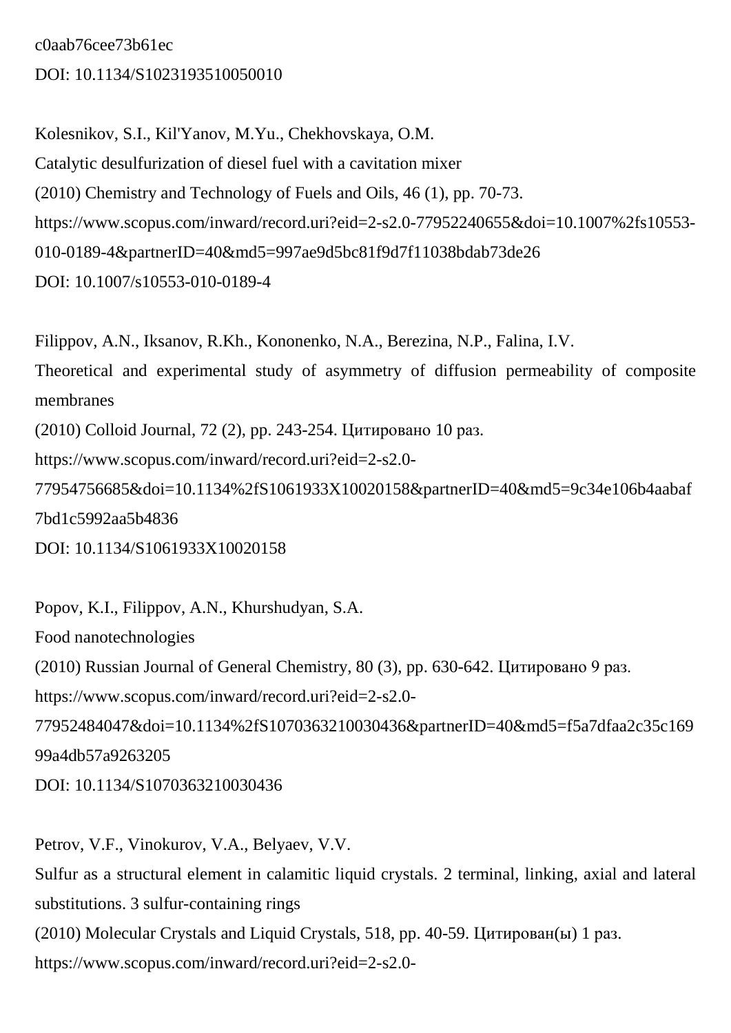c0aab76cee73b61ec

DOI: 10.1134/S1023193510050010

Kolesnikov, S.I., Kil'Yanov, M.Yu., Chekhovskaya, O.M.

Catalytic desulfurization of diesel fuel with a cavitation mixer

(2010) Chemistry and Technology of Fuels and Oils, 46 (1), pp. 70-73.

https://www.scopus.com/inward/record.uri?eid=2-s2.0-77952240655&doi=10.1007%2fs10553-010-0189-4&partnerID=40&md5=997ae9d5bc81f9d7f11038bdab73de26

DOI: 10.1007/s10553-010-0189-4

Filippov, A.N., Iksanov, R.Kh., Kononenko, N.A., Berezina, N.P., Falina, I.V.

Theoretical and experimental study of asymmetry of diffusion permeability of composite membranes

(2010) Colloid Journal, 72 (2), pp. 243-254. Цитировано 10 раз.

https://www.scopus.com/inward/record.uri?eid=2-s2.0-77954756685&doi=10.1134%2fS1061933X10020158&partnerID=40&md5=9c34e106b4aabaf7bd1c5992aa5b4836

DOI: 10.1134/S1061933X10020158

Popov, K.I., Filippov, A.N., Khurshudyan, S.A.

Food nanotechnologies

(2010) Russian Journal of General Chemistry, 80 (3), pp. 630-642. Цитировано 9 раз.

https://www.scopus.com/inward/record.uri?eid=2-s2.0-77952484047&doi=10.1134%2fS1070363210030436&partnerID=40&md5=f5a7dfaa2c35c16999a4db57a9263205

DOI: 10.1134/S1070363210030436

Petrov, V.F., Vinokurov, V.A., Belyaev, V.V.

Sulfur as a structural element in calamitic liquid crystals. 2 terminal, linking, axial and lateral substitutions. 3 sulfur-containing rings

(2010) Molecular Crystals and Liquid Crystals, 518, pp. 40-59. Цитирован(ы) 1 раз.

https://www.scopus.com/inward/record.uri?eid=2-s2.0-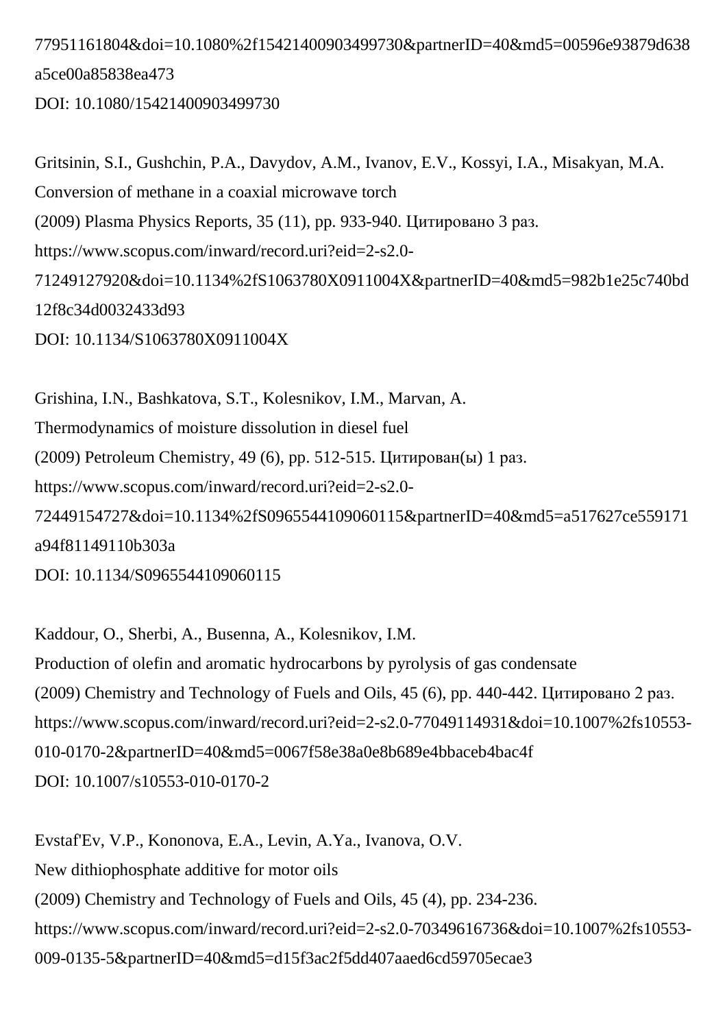77951161804&doi=10.1080%2f15421400903499730&partnerID=40&md5=00596e93879d638a5ce00a85838ea473
DOI: 10.1080/15421400903499730

Gritsinin, S.I., Gushchin, P.A., Davydov, A.M., Ivanov, E.V., Kossyi, I.A., Misakyan, M.A.
Conversion of methane in a coaxial microwave torch
(2009) Plasma Physics Reports, 35 (11), pp. 933-940. Цитировано 3 раз.
https://www.scopus.com/inward/record.uri?eid=2-s2.0-71249127920&doi=10.1134%2fS1063780X0911004X&partnerID=40&md5=982b1e25c740bd12f8c34d0032433d93
DOI: 10.1134/S1063780X0911004X

Grishina, I.N., Bashkatova, S.T., Kolesnikov, I.M., Marvan, A.
Thermodynamics of moisture dissolution in diesel fuel
(2009) Petroleum Chemistry, 49 (6), pp. 512-515. Цитирован(ы) 1 раз.
https://www.scopus.com/inward/record.uri?eid=2-s2.0-72449154727&doi=10.1134%2fS0965544109060115&partnerID=40&md5=a517627ce559171a94f81149110b303a
DOI: 10.1134/S0965544109060115

Kaddour, O., Sherbi, A., Busenna, A., Kolesnikov, I.M.
Production of olefin and aromatic hydrocarbons by pyrolysis of gas condensate
(2009) Chemistry and Technology of Fuels and Oils, 45 (6), pp. 440-442. Цитировано 2 раз.
https://www.scopus.com/inward/record.uri?eid=2-s2.0-77049114931&doi=10.1007%2fs10553-010-0170-2&partnerID=40&md5=0067f58e38a0e8b689e4bbaceb4bac4f
DOI: 10.1007/s10553-010-0170-2

Evstaf'Ev, V.P., Kononova, E.A., Levin, A.Ya., Ivanova, O.V.
New dithiophosphate additive for motor oils
(2009) Chemistry and Technology of Fuels and Oils, 45 (4), pp. 234-236.
https://www.scopus.com/inward/record.uri?eid=2-s2.0-70349616736&doi=10.1007%2fs10553-009-0135-5&partnerID=40&md5=d15f3ac2f5dd407aaed6cd59705ecae3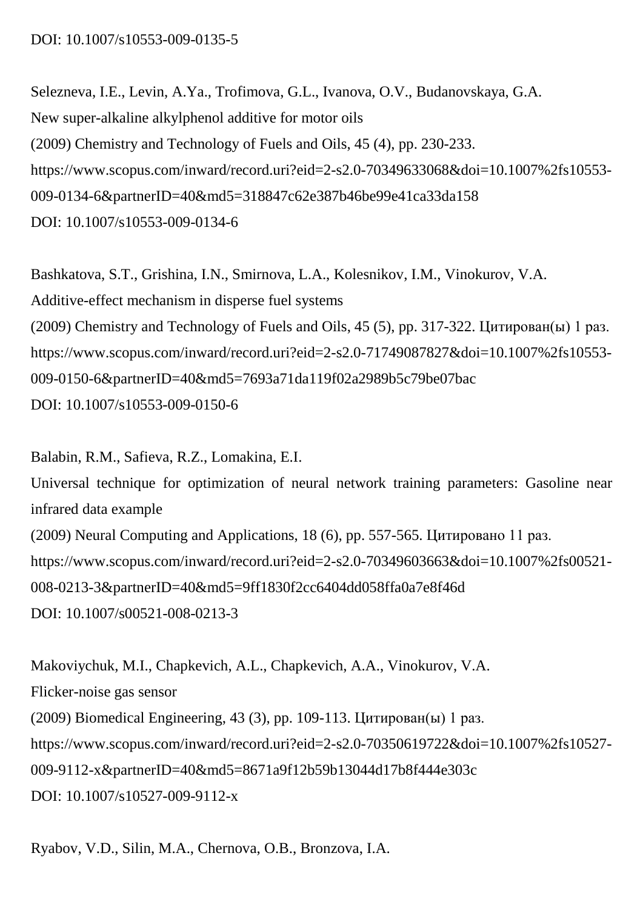DOI: 10.1007/s10553-009-0135-5

Selezneva, I.E., Levin, A.Ya., Trofimova, G.L., Ivanova, O.V., Budanovskaya, G.A.
New super-alkaline alkylphenol additive for motor oils
(2009) Chemistry and Technology of Fuels and Oils, 45 (4), pp. 230-233.
https://www.scopus.com/inward/record.uri?eid=2-s2.0-70349633068&doi=10.1007%2fs10553-009-0134-6&partnerID=40&md5=318847c62e387b46be99e41ca33da158
DOI: 10.1007/s10553-009-0134-6

Bashkatova, S.T., Grishina, I.N., Smirnova, L.A., Kolesnikov, I.M., Vinokurov, V.A.
Additive-effect mechanism in disperse fuel systems
(2009) Chemistry and Technology of Fuels and Oils, 45 (5), pp. 317-322. Цитирован(ы) 1 раз.
https://www.scopus.com/inward/record.uri?eid=2-s2.0-71749087827&doi=10.1007%2fs10553-009-0150-6&partnerID=40&md5=7693a71da119f02a2989b5c79be07bac
DOI: 10.1007/s10553-009-0150-6

Balabin, R.M., Safieva, R.Z., Lomakina, E.I.
Universal technique for optimization of neural network training parameters: Gasoline near infrared data example
(2009) Neural Computing and Applications, 18 (6), pp. 557-565. Цитировано 11 раз.
https://www.scopus.com/inward/record.uri?eid=2-s2.0-70349603663&doi=10.1007%2fs00521-008-0213-3&partnerID=40&md5=9ff1830f2cc6404dd058ffa0a7e8f46d
DOI: 10.1007/s00521-008-0213-3

Makoviychuk, M.I., Chapkevich, A.L., Chapkevich, A.A., Vinokurov, V.A.
Flicker-noise gas sensor
(2009) Biomedical Engineering, 43 (3), pp. 109-113. Цитирован(ы) 1 раз.
https://www.scopus.com/inward/record.uri?eid=2-s2.0-70350619722&doi=10.1007%2fs10527-009-9112-x&partnerID=40&md5=8671a9f12b59b13044d17b8f444e303c
DOI: 10.1007/s10527-009-9112-x

Ryabov, V.D., Silin, M.A., Chernova, O.B., Bronzova, I.A.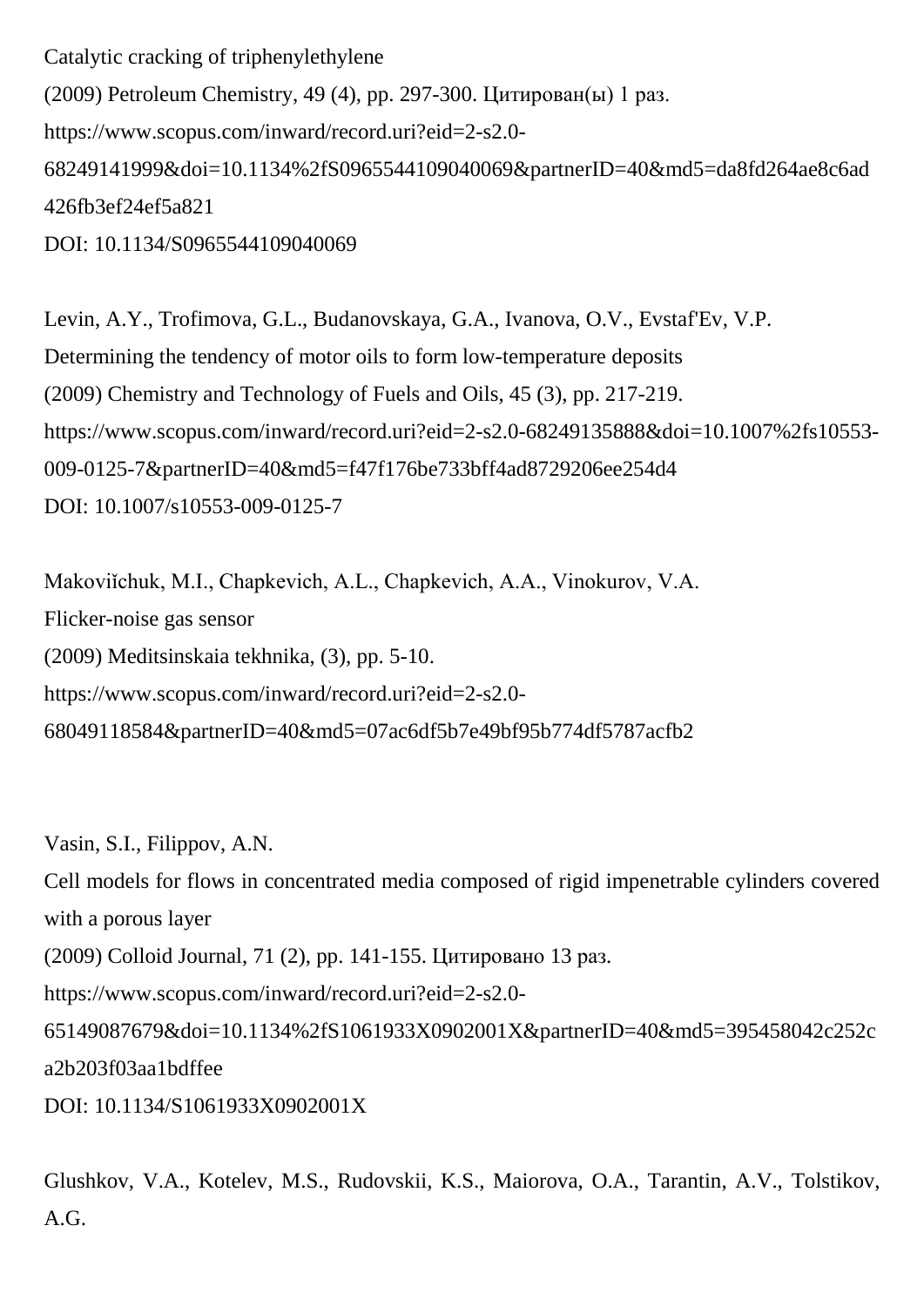Catalytic cracking of triphenylethylene
(2009) Petroleum Chemistry, 49 (4), pp. 297-300. Цитирован(ы) 1 раз.
https://www.scopus.com/inward/record.uri?eid=2-s2.0-68249141999&doi=10.1134%2fS0965544109040069&partnerID=40&md5=da8fd264ae8c6ad426fb3ef24ef5a821
DOI: 10.1134/S0965544109040069

Levin, A.Y., Trofimova, G.L., Budanovskaya, G.A., Ivanova, O.V., Evstaf'Ev, V.P.
Determining the tendency of motor oils to form low-temperature deposits
(2009) Chemistry and Technology of Fuels and Oils, 45 (3), pp. 217-219.
https://www.scopus.com/inward/record.uri?eid=2-s2.0-68249135888&doi=10.1007%2fs10553-009-0125-7&partnerID=40&md5=f47f176be733bff4ad8729206ee254d4
DOI: 10.1007/s10553-009-0125-7

Makoviĭchuk, M.I., Chapkevich, A.L., Chapkevich, A.A., Vinokurov, V.A.
Flicker-noise gas sensor
(2009) Meditsinskaia tekhnika, (3), pp. 5-10.
https://www.scopus.com/inward/record.uri?eid=2-s2.0-68049118584&partnerID=40&md5=07ac6df5b7e49bf95b774df5787acfb2

Vasin, S.I., Filippov, A.N.
Cell models for flows in concentrated media composed of rigid impenetrable cylinders covered with a porous layer
(2009) Colloid Journal, 71 (2), pp. 141-155. Цитировано 13 раз.
https://www.scopus.com/inward/record.uri?eid=2-s2.0-65149087679&doi=10.1134%2fS1061933X0902001X&partnerID=40&md5=395458042c252ca2b203f03aa1bdffee
DOI: 10.1134/S1061933X0902001X

Glushkov, V.A., Kotelev, M.S., Rudovskii, K.S., Maiorova, O.A., Tarantin, A.V., Tolstikov, A.G.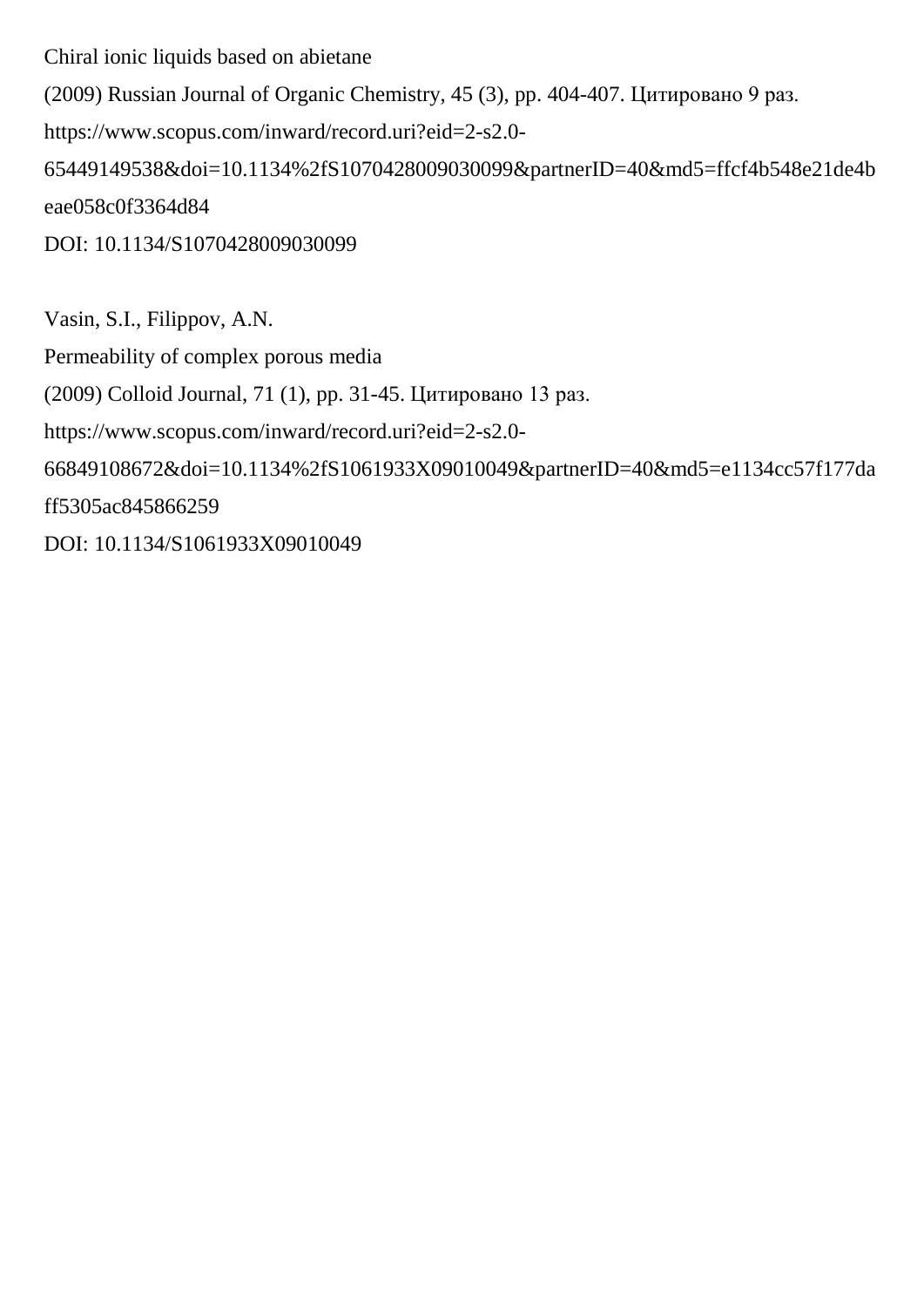Chiral ionic liquids based on abietane

(2009) Russian Journal of Organic Chemistry, 45 (3), pp. 404-407. Цитировано 9 раз.

https://www.scopus.com/inward/record.uri?eid=2-s2.0-65449149538&doi=10.1134%2fS1070428009030099&partnerID=40&md5=ffcf4b548e21de4beae058c0f3364d84

DOI: 10.1134/S1070428009030099

Vasin, S.I., Filippov, A.N.

Permeability of complex porous media

(2009) Colloid Journal, 71 (1), pp. 31-45. Цитировано 13 раз.

https://www.scopus.com/inward/record.uri?eid=2-s2.0-66849108672&doi=10.1134%2fS1061933X09010049&partnerID=40&md5=e1134cc57f177daff5305ac845866259

DOI: 10.1134/S1061933X09010049